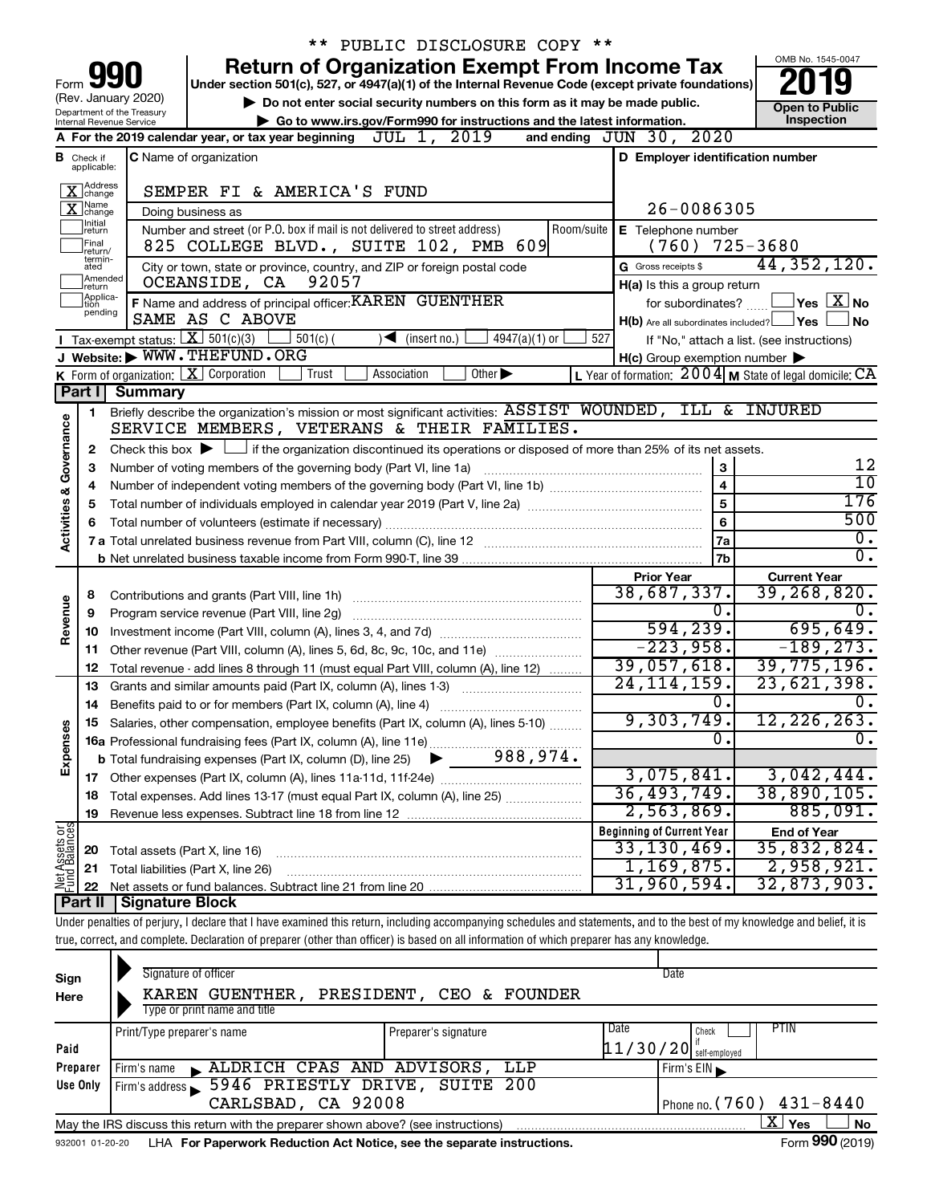** PUBLIC DISCLOSURE COPY **

# Form 990 — Return of Organization Exempt From Income Tax

(Rev. January 2020)
Department of the Treasury
Internal Revenue Service

Under section 501(c), 527, or 4947(a)(1) of the Internal Revenue Code (except private foundations)

▶ Do not enter social security numbers on this form as it may be made public.

▶ Go to www.irs.gov/Form990 for instructions and the latest information.

OMB No. 1545-0047

**2019**

**Open to Public Inspection**

**A** For the 2019 calendar year, or tax year beginning JUL 1, 2019 and ending JUN 30, 2020

**B** Check if applicable:
- [X] Address change
- [X] Name change
- [ ] Initial return
- [ ] Final return/terminated
- [ ] Amended return
- [ ] Application pending

**C** Name of organization: SEMPER FI & AMERICA'S FUND

Doing business as

Number and street (or P.O. box if mail is not delivered to street address) / Room/suite: 825 COLLEGE BLVD., SUITE 102, PMB 609

City or town, state or province, country, and ZIP or foreign postal code: OCEANSIDE, CA 92057

**D** Employer identification number: 26-0086305

**E** Telephone number: (760) 725-3680

**G** Gross receipts $ 44,352,120.

**F** Name and address of principal officer: KAREN GUENTHER
SAME AS C ABOVE

**H(a)** Is this a group return for subordinates? [ ] Yes [X] No

**H(b)** Are all subordinates included? [ ] Yes [ ] No
If "No," attach a list. (see instructions)

**H(c)** Group exemption number ▶

**I** Tax-exempt status: [X] 501(c)(3) [ ] 501(c) ( ) ◀ (insert no.) [ ] 4947(a)(1) or [ ] 527

**J** Website: ▶ WWW.THEFUND.ORG

**K** Form of organization: [X] Corporation [ ] Trust [ ] Association [ ] Other ▶

**L** Year of formation: 2004 **M** State of legal domicile: CA

## Part I Summary

**Activities & Governance**

1. Briefly describe the organization's mission or most significant activities: ASSIST WOUNDED, ILL & INJURED SERVICE MEMBERS, VETERANS & THEIR FAMILIES.
2. Check this box ▶ [ ] if the organization discontinued its operations or disposed of more than 25% of its net assets.

| | | | |
|---|---|---|---|
| 3 | Number of voting members of the governing body (Part VI, line 1a) | 3 | 12 |
| 4 | Number of independent voting members of the governing body (Part VI, line 1b) | 4 | 10 |
| 5 | Total number of individuals employed in calendar year 2019 (Part V, line 2a) | 5 | 176 |
| 6 | Total number of volunteers (estimate if necessary) | 6 | 500 |
| 7a | Total unrelated business revenue from Part VIII, column (C), line 12 | 7a | 0. |
| b | Net unrelated business taxable income from Form 990-T, line 39 | 7b | 0. |

| | | Prior Year | Current Year |
|---|---|---|---|
| **Revenue** | | | |
| 8 | Contributions and grants (Part VIII, line 1h) | 38,687,337. | 39,268,820. |
| 9 | Program service revenue (Part VIII, line 2g) | 0. | 0. |
| 10 | Investment income (Part VIII, column (A), lines 3, 4, and 7d) | 594,239. | 695,649. |
| 11 | Other revenue (Part VIII, column (A), lines 5, 6d, 8c, 9c, 10c, and 11e) | -223,958. | -189,273. |
| 12 | Total revenue - add lines 8 through 11 (must equal Part VIII, column (A), line 12) | 39,057,618. | 39,775,196. |
| **Expenses** | | | |
| 13 | Grants and similar amounts paid (Part IX, column (A), lines 1-3) | 24,114,159. | 23,621,398. |
| 14 | Benefits paid to or for members (Part IX, column (A), line 4) | 0. | 0. |
| 15 | Salaries, other compensation, employee benefits (Part IX, column (A), lines 5-10) | 9,303,749. | 12,226,263. |
| 16a | Professional fundraising fees (Part IX, column (A), line 11e) | 0. | 0. |
| b | Total fundraising expenses (Part IX, column (D), line 25) ▶ 988,974. | | |
| 17 | Other expenses (Part IX, column (A), lines 11a-11d, 11f-24e) | 3,075,841. | 3,042,444. |
| 18 | Total expenses. Add lines 13-17 (must equal Part IX, column (A), line 25) | 36,493,749. | 38,890,105. |
| 19 | Revenue less expenses. Subtract line 18 from line 12 | 2,563,869. | 885,091. |

| | | Beginning of Current Year | End of Year |
|---|---|---|---|
| **Net Assets or Fund Balances** | | | |
| 20 | Total assets (Part X, line 16) | 33,130,469. | 35,832,824. |
| 21 | Total liabilities (Part X, line 26) | 1,169,875. | 2,958,921. |
| 22 | Net assets or fund balances. Subtract line 21 from line 20 | 31,960,594. | 32,873,903. |

## Part II Signature Block

Under penalties of perjury, I declare that I have examined this return, including accompanying schedules and statements, and to the best of my knowledge and belief, it is true, correct, and complete. Declaration of preparer (other than officer) is based on all information of which preparer has any knowledge.

**Sign Here**

Signature of officer | Date

KAREN GUENTHER, PRESIDENT, CEO & FOUNDER
Type or print name and title

**Paid Preparer Use Only**

| Print/Type preparer's name | Preparer's signature | Date | Check [ ] if self-employed | PTIN |
|---|---|---|---|---|
| | | 11/30/20 | | |

Firm's name ▶ ALDRICH CPAS AND ADVISORS, LLP | Firm's EIN ▶

Firm's address ▶ 5946 PRIESTLY DRIVE, SUITE 200, CARLSBAD, CA 92008 | Phone no. (760) 431-8440

May the IRS discuss this return with the preparer shown above? (see instructions) [X] Yes [ ] No

932001 01-20-20 LHA For Paperwork Reduction Act Notice, see the separate instructions. Form 990 (2019)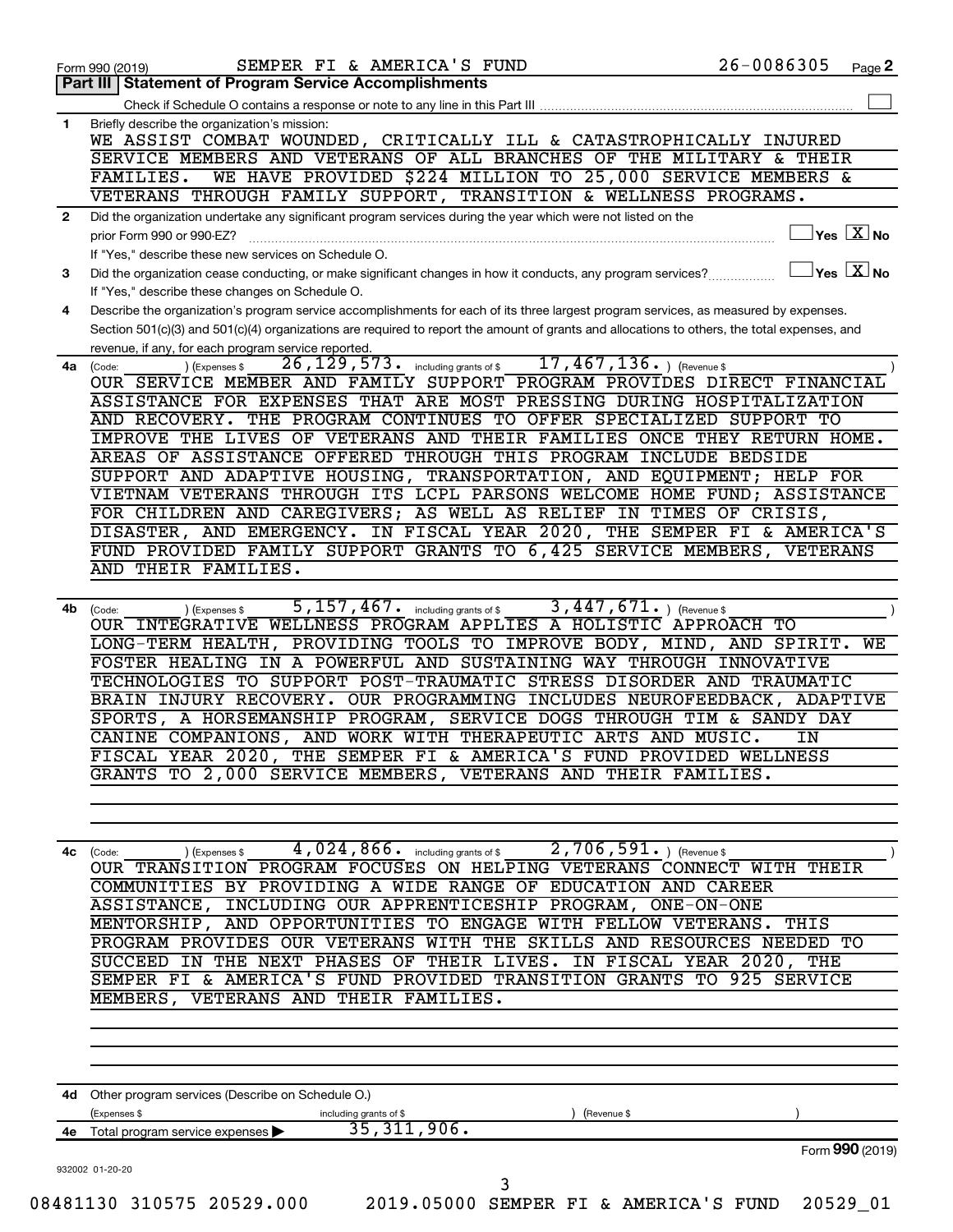Form 990 (2019) SEMPER FI & AMERICA'S FUND 26-0086305 Page 2

## Part III | Statement of Program Service Accomplishments

Check if Schedule O contains a response or note to any line in this Part III ☐

**1** Briefly describe the organization's mission:

WE ASSIST COMBAT WOUNDED, CRITICALLY ILL & CATASTROPHICALLY INJURED SERVICE MEMBERS AND VETERANS OF ALL BRANCHES OF THE MILITARY & THEIR FAMILIES. WE HAVE PROVIDED $224 MILLION TO 25,000 SERVICE MEMBERS & VETERANS THROUGH FAMILY SUPPORT, TRANSITION & WELLNESS PROGRAMS.

**2** Did the organization undertake any significant program services during the year which were not listed on the prior Form 990 or 990-EZ? ☐ Yes ☒ No

If "Yes," describe these new services on Schedule O.

**3** Did the organization cease conducting, or make significant changes in how it conducts, any program services? ☐ Yes ☒ No

If "Yes," describe these changes on Schedule O.

**4** Describe the organization's program service accomplishments for each of its three largest program services, as measured by expenses. Section 501(c)(3) and 501(c)(4) organizations are required to report the amount of grants and allocations to others, the total expenses, and revenue, if any, for each program service reported.

**4a** (Code: ) (Expenses $ 26,129,573. including grants of $ 17,467,136. ) (Revenue $ )

OUR SERVICE MEMBER AND FAMILY SUPPORT PROGRAM PROVIDES DIRECT FINANCIAL ASSISTANCE FOR EXPENSES THAT ARE MOST PRESSING DURING HOSPITALIZATION AND RECOVERY. THE PROGRAM CONTINUES TO OFFER SPECIALIZED SUPPORT TO IMPROVE THE LIVES OF VETERANS AND THEIR FAMILIES ONCE THEY RETURN HOME. AREAS OF ASSISTANCE OFFERED THROUGH THIS PROGRAM INCLUDE BEDSIDE SUPPORT AND ADAPTIVE HOUSING, TRANSPORTATION, AND EQUIPMENT; HELP FOR VIETNAM VETERANS THROUGH ITS LCPL PARSONS WELCOME HOME FUND; ASSISTANCE FOR CHILDREN AND CAREGIVERS; AS WELL AS RELIEF IN TIMES OF CRISIS, DISASTER, AND EMERGENCY. IN FISCAL YEAR 2020, THE SEMPER FI & AMERICA'S FUND PROVIDED FAMILY SUPPORT GRANTS TO 6,425 SERVICE MEMBERS, VETERANS AND THEIR FAMILIES.

**4b** (Code: ) (Expenses $ 5,157,467. including grants of $ 3,447,671. ) (Revenue $ )

OUR INTEGRATIVE WELLNESS PROGRAM APPLIES A HOLISTIC APPROACH TO LONG-TERM HEALTH, PROVIDING TOOLS TO IMPROVE BODY, MIND, AND SPIRIT. WE FOSTER HEALING IN A POWERFUL AND SUSTAINING WAY THROUGH INNOVATIVE TECHNOLOGIES TO SUPPORT POST-TRAUMATIC STRESS DISORDER AND TRAUMATIC BRAIN INJURY RECOVERY. OUR PROGRAMMING INCLUDES NEUROFEEDBACK, ADAPTIVE SPORTS, A HORSEMANSHIP PROGRAM, SERVICE DOGS THROUGH TIM & SANDY DAY CANINE COMPANIONS, AND WORK WITH THERAPEUTIC ARTS AND MUSIC. IN FISCAL YEAR 2020, THE SEMPER FI & AMERICA'S FUND PROVIDED WELLNESS GRANTS TO 2,000 SERVICE MEMBERS, VETERANS AND THEIR FAMILIES.

**4c** (Code: ) (Expenses $ 4,024,866. including grants of $ 2,706,591. ) (Revenue $ )

OUR TRANSITION PROGRAM FOCUSES ON HELPING VETERANS CONNECT WITH THEIR COMMUNITIES BY PROVIDING A WIDE RANGE OF EDUCATION AND CAREER ASSISTANCE, INCLUDING OUR APPRENTICESHIP PROGRAM, ONE-ON-ONE MENTORSHIP, AND OPPORTUNITIES TO ENGAGE WITH FELLOW VETERANS. THIS PROGRAM PROVIDES OUR VETERANS WITH THE SKILLS AND RESOURCES NEEDED TO SUCCEED IN THE NEXT PHASES OF THEIR LIVES. IN FISCAL YEAR 2020, THE SEMPER FI & AMERICA'S FUND PROVIDED TRANSITION GRANTS TO 925 SERVICE MEMBERS, VETERANS AND THEIR FAMILIES.

**4d** Other program services (Describe on Schedule O.)

(Expenses $ including grants of $ ) (Revenue $ )

**4e** Total program service expenses ▶ 35,311,906.

Form **990** (2019)

932002 01-20-20

08481130 310575 20529.000 2019.05000 SEMPER FI & AMERICA'S FUND 20529_01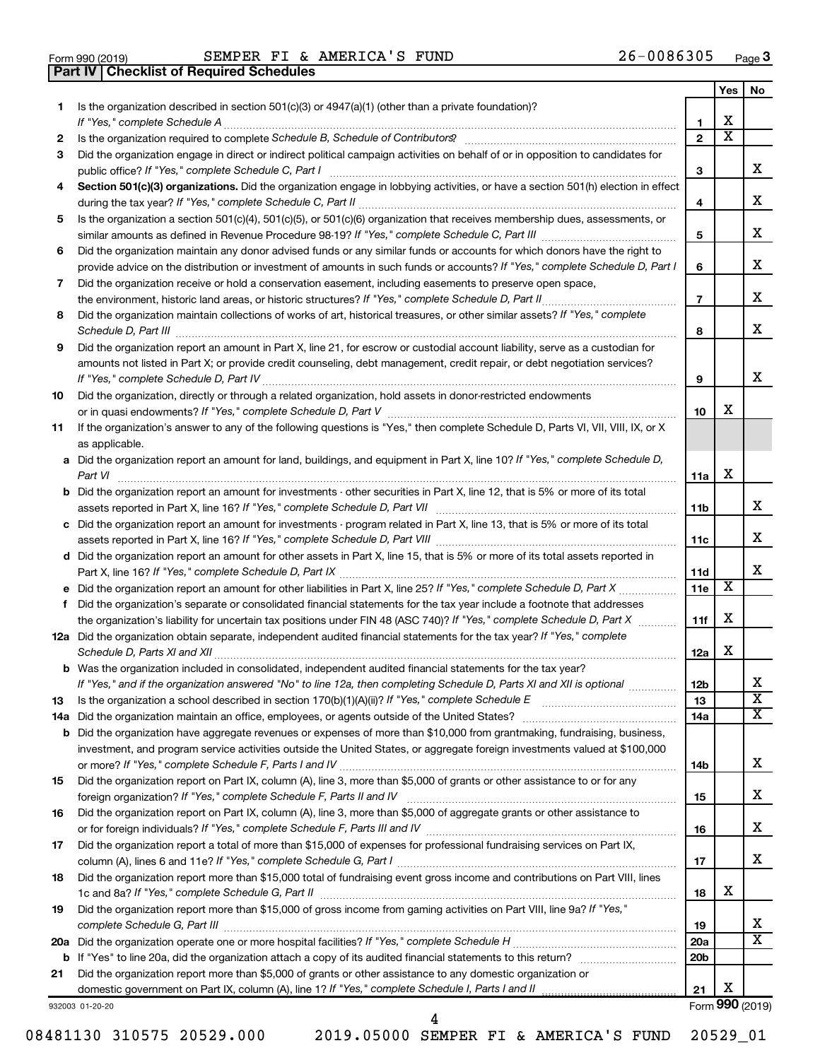Form 990 (2019) SEMPER FI & AMERICA'S FUND 26-0086305 Page 3

**Part IV | Checklist of Required Schedules**

| | | | Yes | No |
|---|---|---|---|---|
| 1 | Is the organization described in section 501(c)(3) or 4947(a)(1) (other than a private foundation)? *If "Yes," complete Schedule A* | 1 | X | |
| 2 | Is the organization required to complete *Schedule B, Schedule of Contributors*? | 2 | X | |
| 3 | Did the organization engage in direct or indirect political campaign activities on behalf of or in opposition to candidates for public office? *If "Yes," complete Schedule C, Part I* | 3 | | X |
| 4 | **Section 501(c)(3) organizations.** Did the organization engage in lobbying activities, or have a section 501(h) election in effect during the tax year? *If "Yes," complete Schedule C, Part II* | 4 | | X |
| 5 | Is the organization a section 501(c)(4), 501(c)(5), or 501(c)(6) organization that receives membership dues, assessments, or similar amounts as defined in Revenue Procedure 98-19? *If "Yes," complete Schedule C, Part III* | 5 | | X |
| 6 | Did the organization maintain any donor advised funds or any similar funds or accounts for which donors have the right to provide advice on the distribution or investment of amounts in such funds or accounts? *If "Yes," complete Schedule D, Part I* | 6 | | X |
| 7 | Did the organization receive or hold a conservation easement, including easements to preserve open space, the environment, historic land areas, or historic structures? *If "Yes," complete Schedule D, Part II* | 7 | | X |
| 8 | Did the organization maintain collections of works of art, historical treasures, or other similar assets? *If "Yes," complete Schedule D, Part III* | 8 | | X |
| 9 | Did the organization report an amount in Part X, line 21, for escrow or custodial account liability, serve as a custodian for amounts not listed in Part X; or provide credit counseling, debt management, credit repair, or debt negotiation services? *If "Yes," complete Schedule D, Part IV* | 9 | | X |
| 10 | Did the organization, directly or through a related organization, hold assets in donor-restricted endowments or in quasi endowments? *If "Yes," complete Schedule D, Part V* | 10 | X | |
| 11 | If the organization's answer to any of the following questions is "Yes," then complete Schedule D, Parts VI, VII, VIII, IX, or X as applicable. | | | |
| a | Did the organization report an amount for land, buildings, and equipment in Part X, line 10? *If "Yes," complete Schedule D, Part VI* | 11a | X | |
| b | Did the organization report an amount for investments - other securities in Part X, line 12, that is 5% or more of its total assets reported in Part X, line 16? *If "Yes," complete Schedule D, Part VII* | 11b | | X |
| c | Did the organization report an amount for investments - program related in Part X, line 13, that is 5% or more of its total assets reported in Part X, line 16? *If "Yes," complete Schedule D, Part VIII* | 11c | | X |
| d | Did the organization report an amount for other assets in Part X, line 15, that is 5% or more of its total assets reported in Part X, line 16? *If "Yes," complete Schedule D, Part IX* | 11d | | X |
| e | Did the organization report an amount for other liabilities in Part X, line 25? *If "Yes," complete Schedule D, Part X* | 11e | X | |
| f | Did the organization's separate or consolidated financial statements for the tax year include a footnote that addresses the organization's liability for uncertain tax positions under FIN 48 (ASC 740)? *If "Yes," complete Schedule D, Part X* | 11f | X | |
| 12a | Did the organization obtain separate, independent audited financial statements for the tax year? *If "Yes," complete Schedule D, Parts XI and XII* | 12a | X | |
| b | Was the organization included in consolidated, independent audited financial statements for the tax year? *If "Yes," and if the organization answered "No" to line 12a, then completing Schedule D, Parts XI and XII is optional* | 12b | | X |
| 13 | Is the organization a school described in section 170(b)(1)(A)(ii)? *If "Yes," complete Schedule E* | 13 | | X |
| 14a | Did the organization maintain an office, employees, or agents outside of the United States? | 14a | | X |
| b | Did the organization have aggregate revenues or expenses of more than $10,000 from grantmaking, fundraising, business, investment, and program service activities outside the United States, or aggregate foreign investments valued at $100,000 or more? *If "Yes," complete Schedule F, Parts I and IV* | 14b | | X |
| 15 | Did the organization report on Part IX, column (A), line 3, more than $5,000 of grants or other assistance to or for any foreign organization? *If "Yes," complete Schedule F, Parts II and IV* | 15 | | X |
| 16 | Did the organization report on Part IX, column (A), line 3, more than $5,000 of aggregate grants or other assistance to or for foreign individuals? *If "Yes," complete Schedule F, Parts III and IV* | 16 | | X |
| 17 | Did the organization report a total of more than $15,000 of expenses for professional fundraising services on Part IX, column (A), lines 6 and 11e? *If "Yes," complete Schedule G, Part I* | 17 | | X |
| 18 | Did the organization report more than $15,000 total of fundraising event gross income and contributions on Part VIII, lines 1c and 8a? *If "Yes," complete Schedule G, Part II* | 18 | X | |
| 19 | Did the organization report more than $15,000 of gross income from gaming activities on Part VIII, line 9a? *If "Yes," complete Schedule G, Part III* | 19 | | X |
| 20a | Did the organization operate one or more hospital facilities? *If "Yes," complete Schedule H* | 20a | | X |
| b | If "Yes" to line 20a, did the organization attach a copy of its audited financial statements to this return? | 20b | | |
| 21 | Did the organization report more than $5,000 of grants or other assistance to any domestic organization or domestic government on Part IX, column (A), line 1? *If "Yes," complete Schedule I, Parts I and II* | 21 | X | |

932003 01-20-20 Form **990** (2019)

08481130 310575 20529.000 2019.05000 SEMPER FI & AMERICA'S FUND 20529_01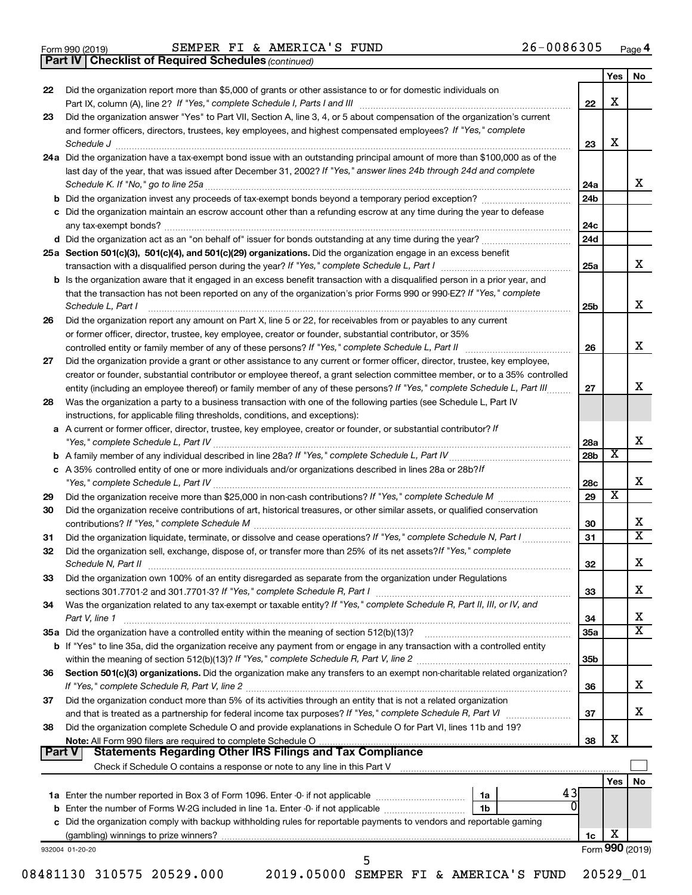Form 990 (2019) SEMPER FI & AMERICA'S FUND 26-0086305 Page 4

**Part IV | Checklist of Required Schedules** *(continued)*

| | | | Yes | No |
|---|---|---|---|---|
| 22 | Did the organization report more than $5,000 of grants or other assistance to or for domestic individuals on Part IX, column (A), line 2? *If "Yes," complete Schedule I, Parts I and III* | 22 | X | |
| 23 | Did the organization answer "Yes" to Part VII, Section A, line 3, 4, or 5 about compensation of the organization's current and former officers, directors, trustees, key employees, and highest compensated employees? *If "Yes," complete Schedule J* | 23 | X | |
| 24a | Did the organization have a tax-exempt bond issue with an outstanding principal amount of more than $100,000 as of the last day of the year, that was issued after December 31, 2002? *If "Yes," answer lines 24b through 24d and complete Schedule K. If "No," go to line 25a* | 24a | | X |
| b | Did the organization invest any proceeds of tax-exempt bonds beyond a temporary period exception? | 24b | | |
| c | Did the organization maintain an escrow account other than a refunding escrow at any time during the year to defease any tax-exempt bonds? | 24c | | |
| d | Did the organization act as an "on behalf of" issuer for bonds outstanding at any time during the year? | 24d | | |
| 25a | **Section 501(c)(3), 501(c)(4), and 501(c)(29) organizations.** Did the organization engage in an excess benefit transaction with a disqualified person during the year? *If "Yes," complete Schedule L, Part I* | 25a | | X |
| b | Is the organization aware that it engaged in an excess benefit transaction with a disqualified person in a prior year, and that the transaction has not been reported on any of the organization's prior Forms 990 or 990-EZ? *If "Yes," complete Schedule L, Part I* | 25b | | X |
| 26 | Did the organization report any amount on Part X, line 5 or 22, for receivables from or payables to any current or former officer, director, trustee, key employee, creator or founder, substantial contributor, or 35% controlled entity or family member of any of these persons? *If "Yes," complete Schedule L, Part II* | 26 | | X |
| 27 | Did the organization provide a grant or other assistance to any current or former officer, director, trustee, key employee, creator or founder, substantial contributor or employee thereof, a grant selection committee member, or to a 35% controlled entity (including an employee thereof) or family member of any of these persons? *If "Yes," complete Schedule L, Part III* | 27 | | X |
| 28 | Was the organization a party to a business transaction with one of the following parties (see Schedule L, Part IV instructions, for applicable filing thresholds, conditions, and exceptions): | | | |
| a | A current or former officer, director, trustee, key employee, creator or founder, or substantial contributor? *If "Yes," complete Schedule L, Part IV* | 28a | | X |
| b | A family member of any individual described in line 28a? *If "Yes," complete Schedule L, Part IV* | 28b | X | |
| c | A 35% controlled entity of one or more individuals and/or organizations described in lines 28a or 28b? *If "Yes," complete Schedule L, Part IV* | 28c | | X |
| 29 | Did the organization receive more than $25,000 in non-cash contributions? *If "Yes," complete Schedule M* | 29 | X | |
| 30 | Did the organization receive contributions of art, historical treasures, or other similar assets, or qualified conservation contributions? *If "Yes," complete Schedule M* | 30 | | X |
| 31 | Did the organization liquidate, terminate, or dissolve and cease operations? *If "Yes," complete Schedule N, Part I* | 31 | | X |
| 32 | Did the organization sell, exchange, dispose of, or transfer more than 25% of its net assets? *If "Yes," complete Schedule N, Part II* | 32 | | X |
| 33 | Did the organization own 100% of an entity disregarded as separate from the organization under Regulations sections 301.7701-2 and 301.7701-3? *If "Yes," complete Schedule R, Part I* | 33 | | X |
| 34 | Was the organization related to any tax-exempt or taxable entity? *If "Yes," complete Schedule R, Part II, III, or IV, and Part V, line 1* | 34 | | X |
| 35a | Did the organization have a controlled entity within the meaning of section 512(b)(13)? | 35a | | X |
| b | If "Yes" to line 35a, did the organization receive any payment from or engage in any transaction with a controlled entity within the meaning of section 512(b)(13)? *If "Yes," complete Schedule R, Part V, line 2* | 35b | | |
| 36 | **Section 501(c)(3) organizations.** Did the organization make any transfers to an exempt non-charitable related organization? *If "Yes," complete Schedule R, Part V, line 2* | 36 | | X |
| 37 | Did the organization conduct more than 5% of its activities through an entity that is not a related organization and that is treated as a partnership for federal income tax purposes? *If "Yes," complete Schedule R, Part VI* | 37 | | X |
| 38 | Did the organization complete Schedule O and provide explanations in Schedule O for Part VI, lines 11b and 19? **Note:** All Form 990 filers are required to complete Schedule O | 38 | X | |

**Part V | Statements Regarding Other IRS Filings and Tax Compliance**

Check if Schedule O contains a response or note to any line in this Part V ☐

| | | | | | Yes | No |
|---|---|---|---|---|---|---|
| 1a | Enter the number reported in Box 3 of Form 1096. Enter -0- if not applicable | 1a | 43 | | | |
| b | Enter the number of Forms W-2G included in line 1a. Enter -0- if not applicable | 1b | 0 | | | |
| c | Did the organization comply with backup withholding rules for reportable payments to vendors and reportable gaming (gambling) winnings to prize winners? | | | 1c | X | |

932004 01-20-20 Form **990** (2019)

08481130 310575 20529.000 2019.05000 SEMPER FI & AMERICA'S FUND 20529_01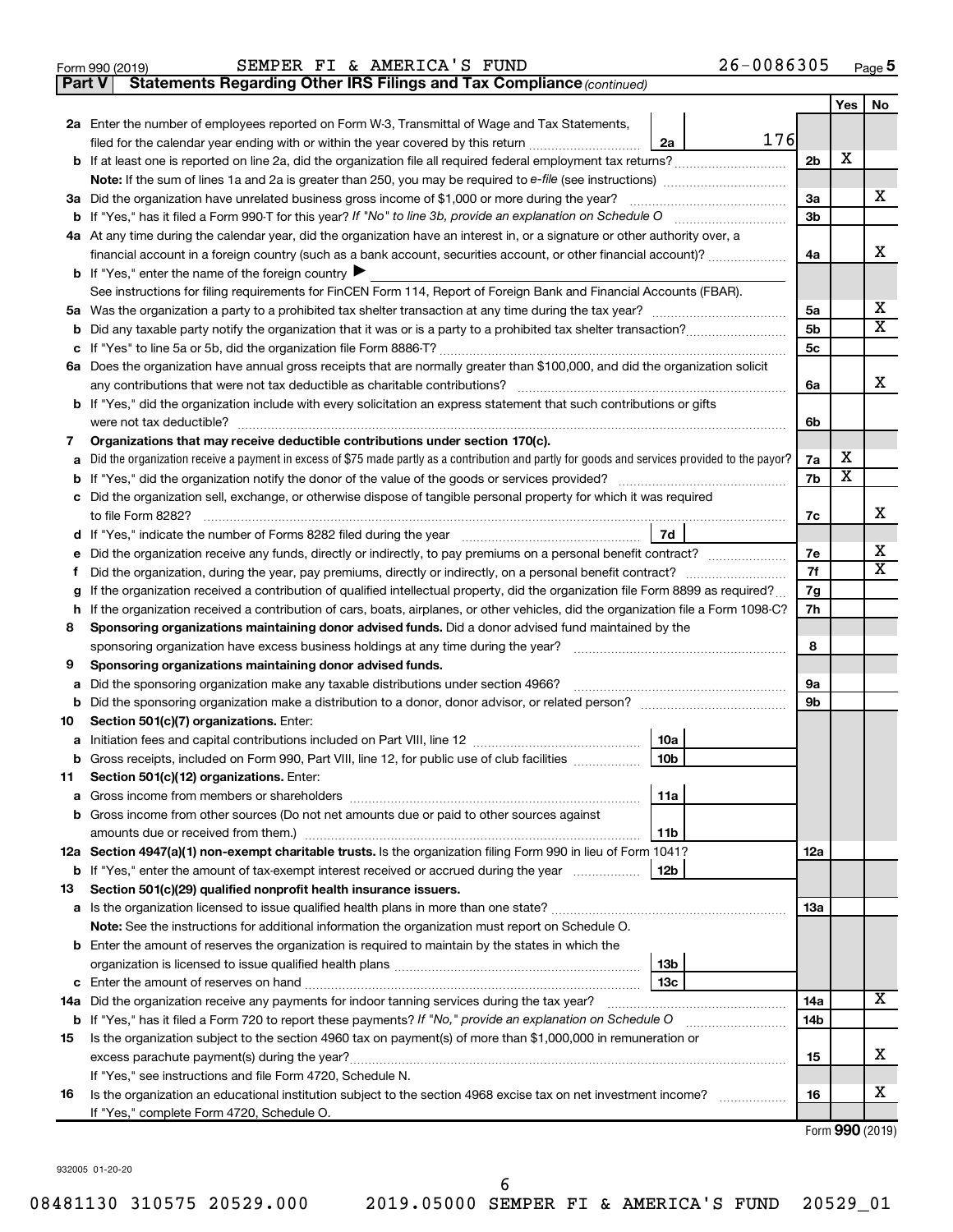Form 990 (2019) SEMPER FI & AMERICA'S FUND 26-0086305 Page 5

**Part V Statements Regarding Other IRS Filings and Tax Compliance** *(continued)*

| | | | | | Yes | No |
|---|---|---|---|---|---|---|
| **2a** | Enter the number of employees reported on Form W-3, Transmittal of Wage and Tax Statements, filed for the calendar year ending with or within the year covered by this return | 2a | 176 | | | |
| **b** | If at least one is reported on line 2a, did the organization file all required federal employment tax returns? | | | 2b | X | |
| | Note: If the sum of lines 1a and 2a is greater than 250, you may be required to e-file (see instructions) | | | | | |
| **3a** | Did the organization have unrelated business gross income of $1,000 or more during the year? | | | 3a | | X |
| **b** | If "Yes," has it filed a Form 990-T for this year? *If "No" to line 3b, provide an explanation on Schedule O* | | | 3b | | |
| **4a** | At any time during the calendar year, did the organization have an interest in, or a signature or other authority over, a financial account in a foreign country (such as a bank account, securities account, or other financial account)? | | | 4a | | X |
| **b** | If "Yes," enter the name of the foreign country ▶ | | | | | |
| | See instructions for filing requirements for FinCEN Form 114, Report of Foreign Bank and Financial Accounts (FBAR). | | | | | |
| **5a** | Was the organization a party to a prohibited tax shelter transaction at any time during the tax year? | | | 5a | | X |
| **b** | Did any taxable party notify the organization that it was or is a party to a prohibited tax shelter transaction? | | | 5b | | X |
| **c** | If "Yes" to line 5a or 5b, did the organization file Form 8886-T? | | | 5c | | |
| **6a** | Does the organization have annual gross receipts that are normally greater than $100,000, and did the organization solicit any contributions that were not tax deductible as charitable contributions? | | | 6a | | X |
| **b** | If "Yes," did the organization include with every solicitation an express statement that such contributions or gifts were not tax deductible? | | | 6b | | |
| **7** | **Organizations that may receive deductible contributions under section 170(c).** | | | | | |
| **a** | Did the organization receive a payment in excess of $75 made partly as a contribution and partly for goods and services provided to the payor? | | | 7a | X | |
| **b** | If "Yes," did the organization notify the donor of the value of the goods or services provided? | | | 7b | X | |
| **c** | Did the organization sell, exchange, or otherwise dispose of tangible personal property for which it was required to file Form 8282? | | | 7c | | X |
| **d** | If "Yes," indicate the number of Forms 8282 filed during the year | 7d | | | | |
| **e** | Did the organization receive any funds, directly or indirectly, to pay premiums on a personal benefit contract? | | | 7e | | X |
| **f** | Did the organization, during the year, pay premiums, directly or indirectly, on a personal benefit contract? | | | 7f | | X |
| **g** | If the organization received a contribution of qualified intellectual property, did the organization file Form 8899 as required? | | | 7g | | |
| **h** | If the organization received a contribution of cars, boats, airplanes, or other vehicles, did the organization file a Form 1098-C? | | | 7h | | |
| **8** | **Sponsoring organizations maintaining donor advised funds.** Did a donor advised fund maintained by the sponsoring organization have excess business holdings at any time during the year? | | | 8 | | |
| **9** | **Sponsoring organizations maintaining donor advised funds.** | | | | | |
| **a** | Did the sponsoring organization make any taxable distributions under section 4966? | | | 9a | | |
| **b** | Did the sponsoring organization make a distribution to a donor, donor advisor, or related person? | | | 9b | | |
| **10** | **Section 501(c)(7) organizations.** Enter: | | | | | |
| **a** | Initiation fees and capital contributions included on Part VIII, line 12 | 10a | | | | |
| **b** | Gross receipts, included on Form 990, Part VIII, line 12, for public use of club facilities | 10b | | | | |
| **11** | **Section 501(c)(12) organizations.** Enter: | | | | | |
| **a** | Gross income from members or shareholders | 11a | | | | |
| **b** | Gross income from other sources (Do not net amounts due or paid to other sources against amounts due or received from them.) | 11b | | | | |
| **12a** | **Section 4947(a)(1) non-exempt charitable trusts.** Is the organization filing Form 990 in lieu of Form 1041? | | | 12a | | |
| **b** | If "Yes," enter the amount of tax-exempt interest received or accrued during the year | 12b | | | | |
| **13** | **Section 501(c)(29) qualified nonprofit health insurance issuers.** | | | | | |
| **a** | Is the organization licensed to issue qualified health plans in more than one state? | | | 13a | | |
| | Note: See the instructions for additional information the organization must report on Schedule O. | | | | | |
| **b** | Enter the amount of reserves the organization is required to maintain by the states in which the organization is licensed to issue qualified health plans | 13b | | | | |
| **c** | Enter the amount of reserves on hand | 13c | | | | |
| **14a** | Did the organization receive any payments for indoor tanning services during the tax year? | | | 14a | | X |
| **b** | If "Yes," has it filed a Form 720 to report these payments? *If "No," provide an explanation on Schedule O* | | | 14b | | |
| **15** | Is the organization subject to the section 4960 tax on payment(s) of more than $1,000,000 in remuneration or excess parachute payment(s) during the year? | | | 15 | | X |
| | If "Yes," see instructions and file Form 4720, Schedule N. | | | | | |
| **16** | Is the organization an educational institution subject to the section 4968 excise tax on net investment income? | | | 16 | | X |
| | If "Yes," complete Form 4720, Schedule O. | | | | | |

Form **990** (2019)

932005 01-20-20

08481130 310575 20529.000 2019.05000 SEMPER FI & AMERICA'S FUND 20529_01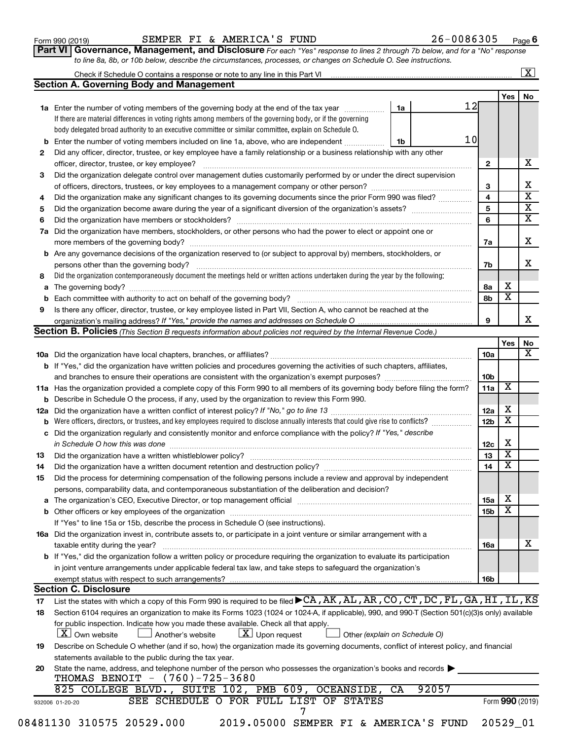Form 990 (2019) SEMPER FI & AMERICA'S FUND 26-0086305 Page 6

**Part VI Governance, Management, and Disclosure** *For each "Yes" response to lines 2 through 7b below, and for a "No" response to line 8a, 8b, or 10b below, describe the circumstances, processes, or changes on Schedule O. See instructions.*

Check if Schedule O contains a response or note to any line in this Part VI ..... [X]

## Section A. Governing Body and Management

| | | | | Yes | No |
|---|---|---|---|---|---|
| 1a | Enter the number of voting members of the governing body at the end of the tax year ..... If there are material differences in voting rights among members of the governing body, or if the governing body delegated broad authority to an executive committee or similar committee, explain on Schedule O. | 1a 12 | | | |
| b | Enter the number of voting members included on line 1a, above, who are independent ..... | 1b 10 | | | |
| 2 | Did any officer, director, trustee, or key employee have a family relationship or a business relationship with any other officer, director, trustee, or key employee? | | 2 | | X |
| 3 | Did the organization delegate control over management duties customarily performed by or under the direct supervision of officers, directors, trustees, or key employees to a management company or other person? | | 3 | | X |
| 4 | Did the organization make any significant changes to its governing documents since the prior Form 990 was filed? | | 4 | | X |
| 5 | Did the organization become aware during the year of a significant diversion of the organization's assets? | | 5 | | X |
| 6 | Did the organization have members or stockholders? | | 6 | | X |
| 7a | Did the organization have members, stockholders, or other persons who had the power to elect or appoint one or more members of the governing body? | | 7a | | X |
| b | Are any governance decisions of the organization reserved to (or subject to approval by) members, stockholders, or persons other than the governing body? | | 7b | | X |
| 8 | Did the organization contemporaneously document the meetings held or written actions undertaken during the year by the following: | | | | |
| a | The governing body? | | 8a | X | |
| b | Each committee with authority to act on behalf of the governing body? | | 8b | X | |
| 9 | Is there any officer, director, trustee, or key employee listed in Part VII, Section A, who cannot be reached at the organization's mailing address? *If "Yes," provide the names and addresses on Schedule O* | | 9 | | X |

## Section B. Policies *(This Section B requests information about policies not required by the Internal Revenue Code.)*

| | | | Yes | No |
|---|---|---|---|---|
| 10a | Did the organization have local chapters, branches, or affiliates? | 10a | | X |
| b | If "Yes," did the organization have written policies and procedures governing the activities of such chapters, affiliates, and branches to ensure their operations are consistent with the organization's exempt purposes? | 10b | | |
| 11a | Has the organization provided a complete copy of this Form 990 to all members of its governing body before filing the form? | 11a | X | |
| b | Describe in Schedule O the process, if any, used by the organization to review this Form 990. | | | |
| 12a | Did the organization have a written conflict of interest policy? *If "No," go to line 13* | 12a | X | |
| b | Were officers, directors, or trustees, and key employees required to disclose annually interests that could give rise to conflicts? | 12b | X | |
| c | Did the organization regularly and consistently monitor and enforce compliance with the policy? *If "Yes," describe in Schedule O how this was done* | 12c | X | |
| 13 | Did the organization have a written whistleblower policy? | 13 | X | |
| 14 | Did the organization have a written document retention and destruction policy? | 14 | X | |
| 15 | Did the process for determining compensation of the following persons include a review and approval by independent persons, comparability data, and contemporaneous substantiation of the deliberation and decision? | | | |
| a | The organization's CEO, Executive Director, or top management official | 15a | X | |
| b | Other officers or key employees of the organization | 15b | X | |
| | If "Yes" to line 15a or 15b, describe the process in Schedule O (see instructions). | | | |
| 16a | Did the organization invest in, contribute assets to, or participate in a joint venture or similar arrangement with a taxable entity during the year? | 16a | | X |
| b | If "Yes," did the organization follow a written policy or procedure requiring the organization to evaluate its participation in joint venture arrangements under applicable federal tax law, and take steps to safeguard the organization's exempt status with respect to such arrangements? | 16b | | |

## Section C. Disclosure

17 List the states with which a copy of this Form 990 is required to be filed ▶ CA, AK, AL, AR, CO, CT, DC, FL, GA, HI, IL, KS

18 Section 6104 requires an organization to make its Forms 1023 (1024 or 1024-A, if applicable), 990, and 990-T (Section 501(c)(3)s only) available for public inspection. Indicate how you made these available. Check all that apply.
[X] Own website [ ] Another's website [X] Upon request [ ] Other *(explain on Schedule O)*

19 Describe on Schedule O whether (and if so, how) the organization made its governing documents, conflict of interest policy, and financial statements available to the public during the tax year.

20 State the name, address, and telephone number of the person who possesses the organization's books and records ▶
THOMAS BENOIT - (760)-725-3680
825 COLLEGE BLVD., SUITE 102, PMB 609, OCEANSIDE, CA 92057

SEE SCHEDULE O FOR FULL LIST OF STATES

932006 01-20-20 Form 990 (2019)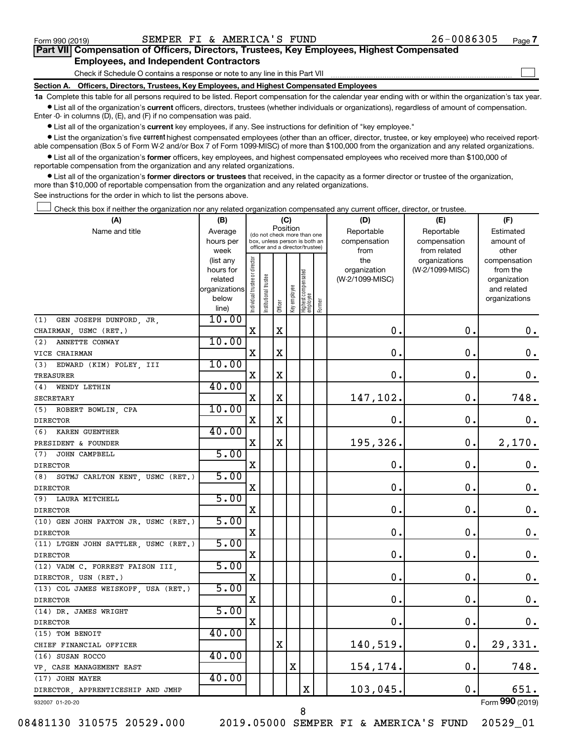Form 990 (2019) SEMPER FI & AMERICA'S FUND 26-0086305 Page 7

**Part VII Compensation of Officers, Directors, Trustees, Key Employees, Highest Compensated Employees, and Independent Contractors**

Check if Schedule O contains a response or note to any line in this Part VII ☐

**Section A. Officers, Directors, Trustees, Key Employees, and Highest Compensated Employees**

**1a** Complete this table for all persons required to be listed. Report compensation for the calendar year ending with or within the organization's tax year.

- List all of the organization's **current** officers, directors, trustees (whether individuals or organizations), regardless of amount of compensation. Enter -0- in columns (D), (E), and (F) if no compensation was paid.
- List all of the organization's **current** key employees, if any. See instructions for definition of "key employee."
- List the organization's five **current** highest compensated employees (other than an officer, director, trustee, or key employee) who received reportable compensation (Box 5 of Form W-2 and/or Box 7 of Form 1099-MISC) of more than $100,000 from the organization and any related organizations.
- List all of the organization's **former** officers, key employees, and highest compensated employees who received more than $100,000 of reportable compensation from the organization and any related organizations.
- List all of the organization's **former directors or trustees** that received, in the capacity as a former director or trustee of the organization, more than $10,000 of reportable compensation from the organization and any related organizations.

See instructions for the order in which to list the persons above.

☐ Check this box if neither the organization nor any related organization compensated any current officer, director, or trustee.

| (A) Name and title | (B) Average hours per week (list any hours for related organizations below line) | (C) Position: Individual trustee or director | Institutional trustee | Officer | Key employee | Highest compensated employee | Former | (D) Reportable compensation from the organization (W-2/1099-MISC) | (E) Reportable compensation from related organizations (W-2/1099-MISC) | (F) Estimated amount of other compensation from the organization and related organizations |
|---|---|---|---|---|---|---|---|---|---|---|
| (1) GEN JOSEPH DUNFORD, JR, CHAIRMAN, USMC (RET.) | 10.00 | X | | X | | | | 0. | 0. | 0. |
| (2) ANNETTE CONWAY VICE CHAIRMAN | 10.00 | X | | X | | | | 0. | 0. | 0. |
| (3) EDWARD (KIM) FOLEY, III TREASURER | 10.00 | X | | X | | | | 0. | 0. | 0. |
| (4) WENDY LETHIN SECRETARY | 40.00 | X | | X | | | | 147,102. | 0. | 748. |
| (5) ROBERT BOWLIN, CPA DIRECTOR | 10.00 | X | | X | | | | 0. | 0. | 0. |
| (6) KAREN GUENTHER PRESIDENT & FOUNDER | 40.00 | X | | X | | | | 195,326. | 0. | 2,170. |
| (7) JOHN CAMPBELL DIRECTOR | 5.00 | X | | | | | | 0. | 0. | 0. |
| (8) SGTMJ CARLTON KENT, USMC (RET.) DIRECTOR | 5.00 | X | | | | | | 0. | 0. | 0. |
| (9) LAURA MITCHELL DIRECTOR | 5.00 | X | | | | | | 0. | 0. | 0. |
| (10) GEN JOHN PAXTON JR. USMC (RET.) DIRECTOR | 5.00 | X | | | | | | 0. | 0. | 0. |
| (11) LTGEN JOHN SATTLER, USMC (RET.) DIRECTOR | 5.00 | X | | | | | | 0. | 0. | 0. |
| (12) VADM C. FORREST FAISON III, DIRECTOR, USN (RET.) | 5.00 | X | | | | | | 0. | 0. | 0. |
| (13) COL JAMES WEISKOPF, USA (RET.) DIRECTOR | 5.00 | X | | | | | | 0. | 0. | 0. |
| (14) DR. JAMES WRIGHT DIRECTOR | 5.00 | X | | | | | | 0. | 0. | 0. |
| (15) TOM BENOIT CHIEF FINANCIAL OFFICER | 40.00 | | | X | | | | 140,519. | 0. | 29,331. |
| (16) SUSAN ROCCO VP, CASE MANAGEMENT EAST | 40.00 | | | | X | | | 154,174. | 0. | 748. |
| (17) JOHN MAYER DIRECTOR, APPRENTICESHIP AND JMHP | 40.00 | | | | | X | | 103,045. | 0. | 651. |

932007 01-20-20 Form 990 (2019)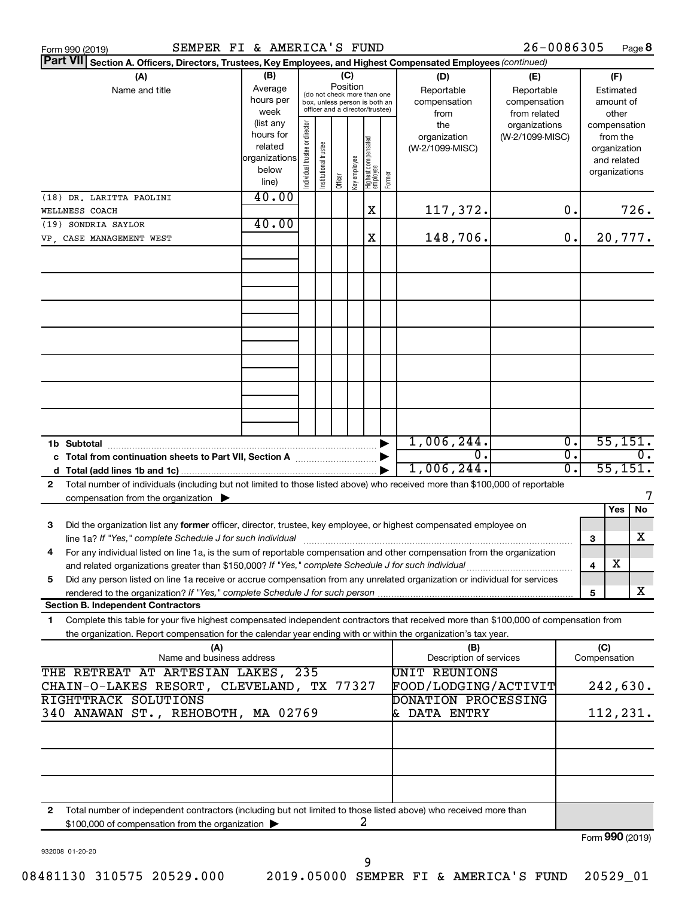Form 990 (2019) SEMPER FI & AMERICA'S FUND 26-0086305 Page **8**

**Part VII** **Section A. Officers, Directors, Trustees, Key Employees, and Highest Compensated Employees** *(continued)*

| (A) Name and title | (B) Average hours per week (list any hours for related organizations below line) | (C) Position: Individual trustee or director | Institutional trustee | Officer | Key employee | Highest compensated employee | Former | (D) Reportable compensation from the organization (W-2/1099-MISC) | (E) Reportable compensation from related organizations (W-2/1099-MISC) | (F) Estimated amount of other compensation from the organization and related organizations |
|---|---|---|---|---|---|---|---|---|---|---|
| (18) DR. LARITTA PAOLINI<br>WELLNESS COACH | 40.00 | | | | | X | | 117,372. | 0. | 726. |
| (19) SONDRIA SAYLOR<br>VP, CASE MANAGEMENT WEST | 40.00 | | | | | X | | 148,706. | 0. | 20,777. |
| **1b Subtotal** | | | | | | | | 1,006,244. | 0. | 55,151. |
| **c Total from continuation sheets to Part VII, Section A** | | | | | | | | 0. | 0. | 0. |
| **d Total (add lines 1b and 1c)** | | | | | | | | 1,006,244. | 0. | 55,151. |

**2** Total number of individuals (including but not limited to those listed above) who received more than $100,000 of reportable compensation from the organization ▶ 7

| | | | Yes | No |
|---|---|---|---|---|
| **3** | Did the organization list any **former** officer, director, trustee, key employee, or highest compensated employee on line 1a? *If "Yes," complete Schedule J for such individual* | 3 | | X |
| **4** | For any individual listed on line 1a, is the sum of reportable compensation and other compensation from the organization and related organizations greater than $150,000? *If "Yes," complete Schedule J for such individual* | 4 | X | |
| **5** | Did any person listed on line 1a receive or accrue compensation from any unrelated organization or individual for services rendered to the organization? *If "Yes," complete Schedule J for such person* | 5 | | X |

**Section B. Independent Contractors**

**1** Complete this table for your five highest compensated independent contractors that received more than $100,000 of compensation from the organization. Report compensation for the calendar year ending with or within the organization's tax year.

| (A) Name and business address | (B) Description of services | (C) Compensation |
|---|---|---|
| THE RETREAT AT ARTESIAN LAKES, 235 CHAIN-O-LAKES RESORT, CLEVELAND, TX 77327 | UNIT REUNIONS FOOD/LODGING/ACTIVIT | 242,630. |
| RIGHTTRACK SOLUTIONS 340 ANAWAN ST., REHOBOTH, MA 02769 | DONATION PROCESSING & DATA ENTRY | 112,231. |

**2** Total number of independent contractors (including but not limited to those listed above) who received more than $100,000 of compensation from the organization ▶ 2

Form **990** (2019)

932008 01-20-20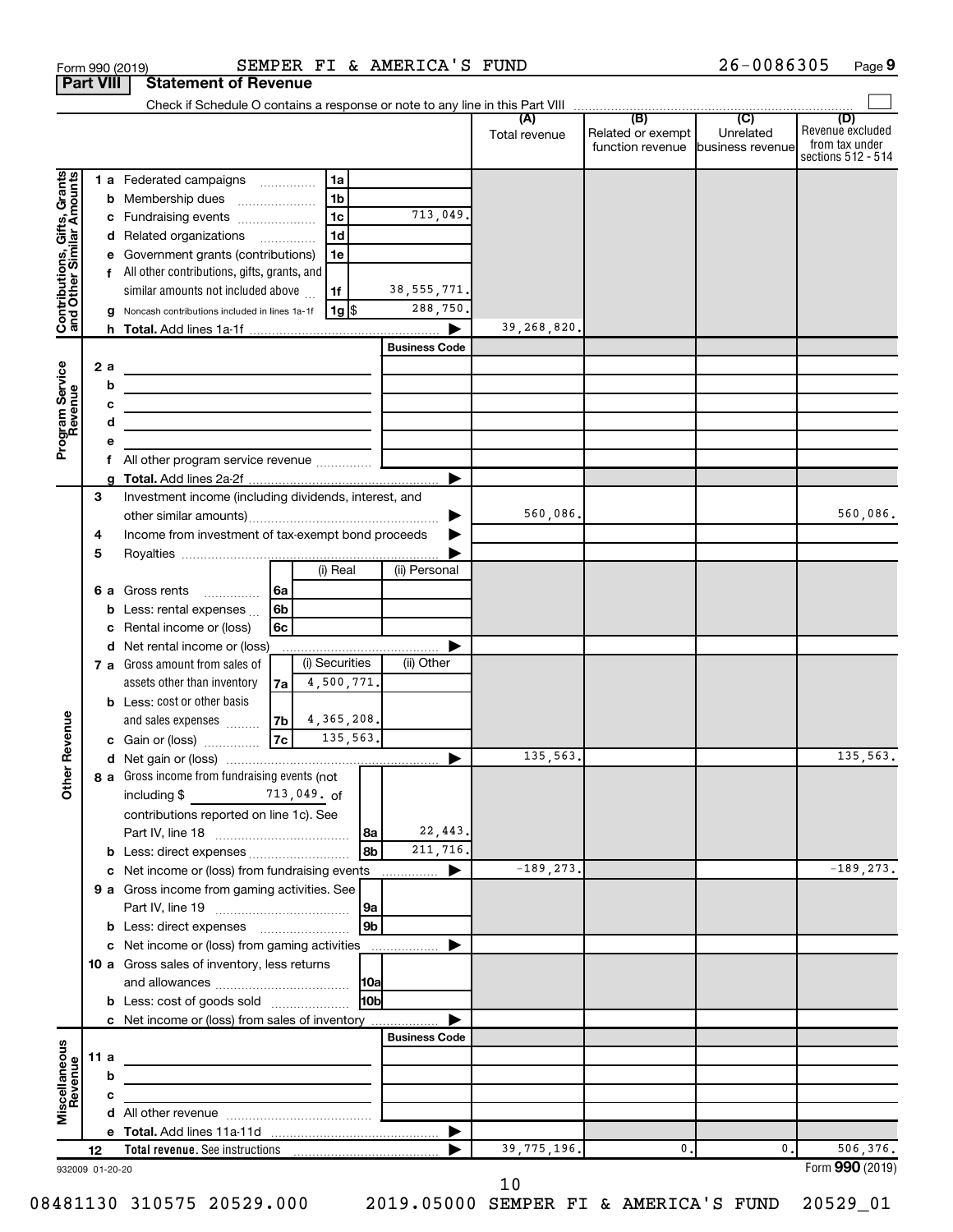Form 990 (2019) SEMPER FI & AMERICA'S FUND 26-0086305 Page 9

**Part VIII | Statement of Revenue**

Check if Schedule O contains a response or note to any line in this Part VIII

| | | | (A) Total revenue | (B) Related or exempt function revenue | (C) Unrelated business revenue | (D) Revenue excluded from tax under sections 512 - 514 |
|---|---|---|---|---|---|---|
| **Contributions, Gifts, Grants and Other Similar Amounts** | 1 a Federated campaigns | 1a | | | | |
| | b Membership dues | 1b | | | | |
| | c Fundraising events | 1c 713,049. | | | | |
| | d Related organizations | 1d | | | | |
| | e Government grants (contributions) | 1e | | | | |
| | f All other contributions, gifts, grants, and similar amounts not included above | 1f 38,555,771. | | | | |
| | g Noncash contributions included in lines 1a-1f | 1g $ 288,750. | | | | |
| | h **Total.** Add lines 1a-1f | ▶ | 39,268,820. | | | |
| **Program Service Revenue** | | Business Code | | | | |
| | 2 a | | | | | |
| | b | | | | | |
| | c | | | | | |
| | d | | | | | |
| | e | | | | | |
| | f All other program service revenue | | | | | |
| | g **Total.** Add lines 2a-2f | ▶ | | | | |
| | 3 Investment income (including dividends, interest, and other similar amounts) | ▶ | 560,086. | | | 560,086. |
| | 4 Income from investment of tax-exempt bond proceeds | ▶ | | | | |
| | 5 Royalties | ▶ | | | | |
| | | (i) Real / (ii) Personal | | | | |
| | 6 a Gross rents | 6a | | | | |
| | b Less: rental expenses | 6b | | | | |
| | c Rental income or (loss) | 6c | | | | |
| | d Net rental income or (loss) | ▶ | | | | |
| | 7 a Gross amount from sales of assets other than inventory | 7a (i) Securities 4,500,771. / (ii) Other | | | | |
| | b Less: cost or other basis and sales expenses | 7b 4,365,208. | | | | |
| | c Gain or (loss) | 7c 135,563. | | | | |
| **Other Revenue** | d Net gain or (loss) | ▶ | 135,563. | | | 135,563. |
| | 8 a Gross income from fundraising events (not including $ 713,049. of contributions reported on line 1c). See Part IV, line 18 | 8a 22,443. | | | | |
| | b Less: direct expenses | 8b 211,716. | | | | |
| | c Net income or (loss) from fundraising events | ▶ | -189,273. | | | -189,273. |
| | 9 a Gross income from gaming activities. See Part IV, line 19 | 9a | | | | |
| | b Less: direct expenses | 9b | | | | |
| | c Net income or (loss) from gaming activities | ▶ | | | | |
| | 10 a Gross sales of inventory, less returns and allowances | 10a | | | | |
| | b Less: cost of goods sold | 10b | | | | |
| | c Net income or (loss) from sales of inventory | ▶ | | | | |
| **Miscellaneous Revenue** | | Business Code | | | | |
| | 11 a | | | | | |
| | b | | | | | |
| | c | | | | | |
| | d All other revenue | | | | | |
| | e **Total.** Add lines 11a-11d | ▶ | | | | |
| | 12 **Total revenue.** See instructions | ▶ | 39,775,196. | 0. | 0. | 506,376. |

932009 01-20-20 Form **990** (2019)

08481130 310575 20529.000 2019.05000 SEMPER FI & AMERICA'S FUND 20529_01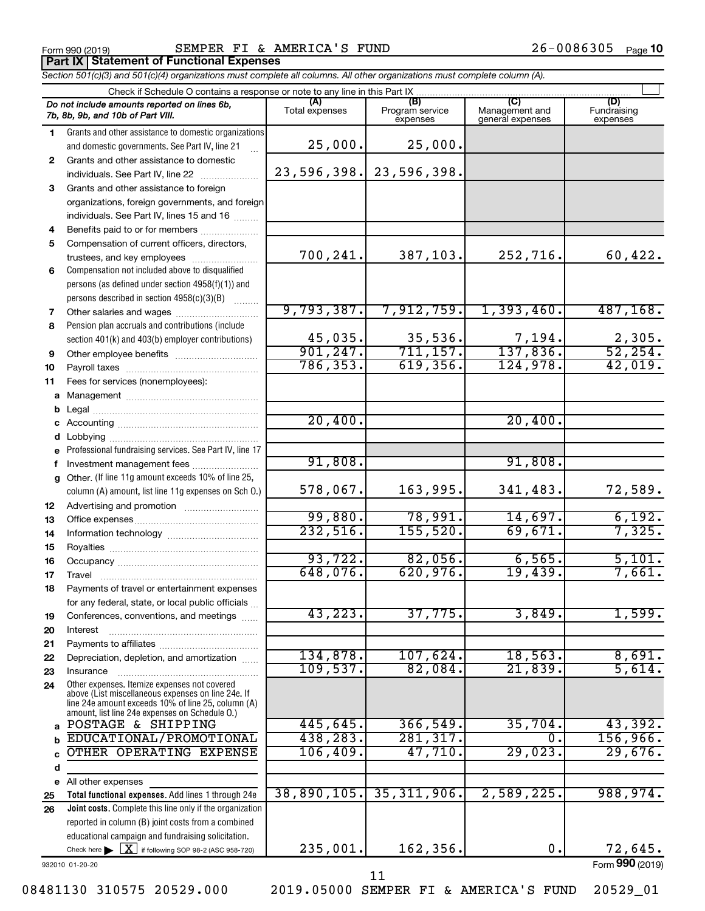Form 990 (2019) SEMPER FI & AMERICA'S FUND 26-0086305 Page 10

**Part IX | Statement of Functional Expenses**

*Section 501(c)(3) and 501(c)(4) organizations must complete all columns. All other organizations must complete column (A).*

Check if Schedule O contains a response or note to any line in this Part IX ☐

| *Do not include amounts reported on lines 6b, 7b, 8b, 9b, and 10b of Part VIII.* | (A) Total expenses | (B) Program service expenses | (C) Management and general expenses | (D) Fundraising expenses |
|---|---|---|---|---|
| 1 Grants and other assistance to domestic organizations and domestic governments. See Part IV, line 21 | 25,000. | 25,000. | | |
| 2 Grants and other assistance to domestic individuals. See Part IV, line 22 | 23,596,398. | 23,596,398. | | |
| 3 Grants and other assistance to foreign organizations, foreign governments, and foreign individuals. See Part IV, lines 15 and 16 | | | | |
| 4 Benefits paid to or for members | | | | |
| 5 Compensation of current officers, directors, trustees, and key employees | 700,241. | 387,103. | 252,716. | 60,422. |
| 6 Compensation not included above to disqualified persons (as defined under section 4958(f)(1)) and persons described in section 4958(c)(3)(B) | | | | |
| 7 Other salaries and wages | 9,793,387. | 7,912,759. | 1,393,460. | 487,168. |
| 8 Pension plan accruals and contributions (include section 401(k) and 403(b) employer contributions) | 45,035. | 35,536. | 7,194. | 2,305. |
| 9 Other employee benefits | 901,247. | 711,157. | 137,836. | 52,254. |
| 10 Payroll taxes | 786,353. | 619,356. | 124,978. | 42,019. |
| 11 Fees for services (nonemployees): | | | | |
| a Management | | | | |
| b Legal | | | | |
| c Accounting | 20,400. | | 20,400. | |
| d Lobbying | | | | |
| e Professional fundraising services. See Part IV, line 17 | | | | |
| f Investment management fees | 91,808. | | 91,808. | |
| g Other. (If line 11g amount exceeds 10% of line 25, column (A) amount, list line 11g expenses on Sch O.) | 578,067. | 163,995. | 341,483. | 72,589. |
| 12 Advertising and promotion | | | | |
| 13 Office expenses | 99,880. | 78,991. | 14,697. | 6,192. |
| 14 Information technology | 232,516. | 155,520. | 69,671. | 7,325. |
| 15 Royalties | | | | |
| 16 Occupancy | 93,722. | 82,056. | 6,565. | 5,101. |
| 17 Travel | 648,076. | 620,976. | 19,439. | 7,661. |
| 18 Payments of travel or entertainment expenses for any federal, state, or local public officials | | | | |
| 19 Conferences, conventions, and meetings | 43,223. | 37,775. | 3,849. | 1,599. |
| 20 Interest | | | | |
| 21 Payments to affiliates | | | | |
| 22 Depreciation, depletion, and amortization | 134,878. | 107,624. | 18,563. | 8,691. |
| 23 Insurance | 109,537. | 82,084. | 21,839. | 5,614. |
| 24 Other expenses. Itemize expenses not covered above (List miscellaneous expenses on line 24e. If line 24e amount exceeds 10% of line 25, column (A) amount, list line 24e expenses on Schedule O.) | | | | |
| a POSTAGE & SHIPPING | 445,645. | 366,549. | 35,704. | 43,392. |
| b EDUCATIONAL/PROMOTIONAL | 438,283. | 281,317. | 0. | 156,966. |
| c OTHER OPERATING EXPENSE | 106,409. | 47,710. | 29,023. | 29,676. |
| d | | | | |
| e All other expenses | | | | |
| 25 **Total functional expenses.** Add lines 1 through 24e | 38,890,105. | 35,311,906. | 2,589,225. | 988,974. |
| 26 **Joint costs.** Complete this line only if the organization reported in column (B) joint costs from a combined educational campaign and fundraising solicitation. Check here ☒ if following SOP 98-2 (ASC 958-720) | 235,001. | 162,356. | 0. | 72,645. |

932010 01-20-20 Form **990** (2019)

08481130 310575 20529.000 2019.05000 SEMPER FI & AMERICA'S FUND 20529_01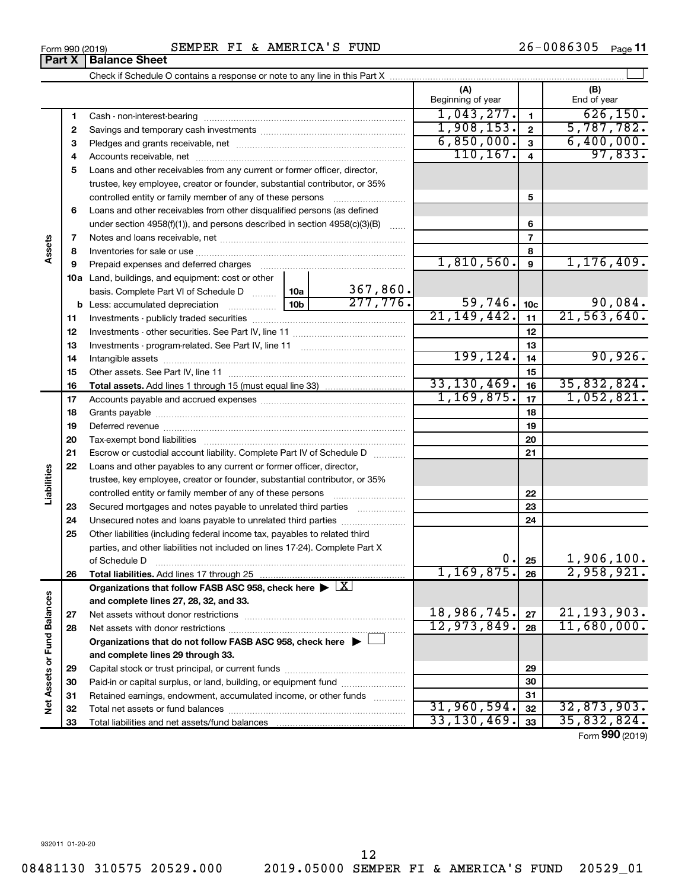Form 990 (2019) SEMPER FI & AMERICA'S FUND 26-0086305 Page **11**

**Part X | Balance Sheet**

Check if Schedule O contains a response or note to any line in this Part X ☐

| Section | Line | Description | | | (A) Beginning of year | | (B) End of year |
|---|---|---|---|---|---|---|---|
| Assets | 1 | Cash - non-interest-bearing | | | 1,043,277. | 1 | 626,150. |
| | 2 | Savings and temporary cash investments | | | 1,908,153. | 2 | 5,787,782. |
| | 3 | Pledges and grants receivable, net | | | 6,850,000. | 3 | 6,400,000. |
| | 4 | Accounts receivable, net | | | 110,167. | 4 | 97,833. |
| | 5 | Loans and other receivables from any current or former officer, director, trustee, key employee, creator or founder, substantial contributor, or 35% controlled entity or family member of any of these persons | | | | 5 | |
| | 6 | Loans and other receivables from other disqualified persons (as defined under section 4958(f)(1)), and persons described in section 4958(c)(3)(B) | | | | 6 | |
| | 7 | Notes and loans receivable, net | | | | 7 | |
| | 8 | Inventories for sale or use | | | | 8 | |
| | 9 | Prepaid expenses and deferred charges | | | 1,810,560. | 9 | 1,176,409. |
| | 10a | Land, buildings, and equipment: cost or other basis. Complete Part VI of Schedule D | 10a | 367,860. | | | |
| | b | Less: accumulated depreciation | 10b | 277,776. | 59,746. | 10c | 90,084. |
| | 11 | Investments - publicly traded securities | | | 21,149,442. | 11 | 21,563,640. |
| | 12 | Investments - other securities. See Part IV, line 11 | | | | 12 | |
| | 13 | Investments - program-related. See Part IV, line 11 | | | | 13 | |
| | 14 | Intangible assets | | | 199,124. | 14 | 90,926. |
| | 15 | Other assets. See Part IV, line 11 | | | | 15 | |
| | 16 | **Total assets.** Add lines 1 through 15 (must equal line 33) | | | 33,130,469. | 16 | 35,832,824. |
| Liabilities | 17 | Accounts payable and accrued expenses | | | 1,169,875. | 17 | 1,052,821. |
| | 18 | Grants payable | | | | 18 | |
| | 19 | Deferred revenue | | | | 19 | |
| | 20 | Tax-exempt bond liabilities | | | | 20 | |
| | 21 | Escrow or custodial account liability. Complete Part IV of Schedule D | | | | 21 | |
| | 22 | Loans and other payables to any current or former officer, director, trustee, key employee, creator or founder, substantial contributor, or 35% controlled entity or family member of any of these persons | | | | 22 | |
| | 23 | Secured mortgages and notes payable to unrelated third parties | | | | 23 | |
| | 24 | Unsecured notes and loans payable to unrelated third parties | | | | 24 | |
| | 25 | Other liabilities (including federal income tax, payables to related third parties, and other liabilities not included on lines 17-24). Complete Part X of Schedule D | | | 0. | 25 | 1,906,100. |
| | 26 | **Total liabilities.** Add lines 17 through 25 | | | 1,169,875. | 26 | 2,958,921. |
| Net Assets or Fund Balances | | **Organizations that follow FASB ASC 958, check here ▶ ☒ and complete lines 27, 28, 32, and 33.** | | | | | |
| | 27 | Net assets without donor restrictions | | | 18,986,745. | 27 | 21,193,903. |
| | 28 | Net assets with donor restrictions | | | 12,973,849. | 28 | 11,680,000. |
| | | **Organizations that do not follow FASB ASC 958, check here ▶ ☐ and complete lines 29 through 33.** | | | | | |
| | 29 | Capital stock or trust principal, or current funds | | | | 29 | |
| | 30 | Paid-in or capital surplus, or land, building, or equipment fund | | | | 30 | |
| | 31 | Retained earnings, endowment, accumulated income, or other funds | | | | 31 | |
| | 32 | Total net assets or fund balances | | | 31,960,594. | 32 | 32,873,903. |
| | 33 | Total liabilities and net assets/fund balances | | | 33,130,469. | 33 | 35,832,824. |

Form **990** (2019)

932011 01-20-20

08481130 310575 20529.000 2019.05000 SEMPER FI & AMERICA'S FUND 20529_01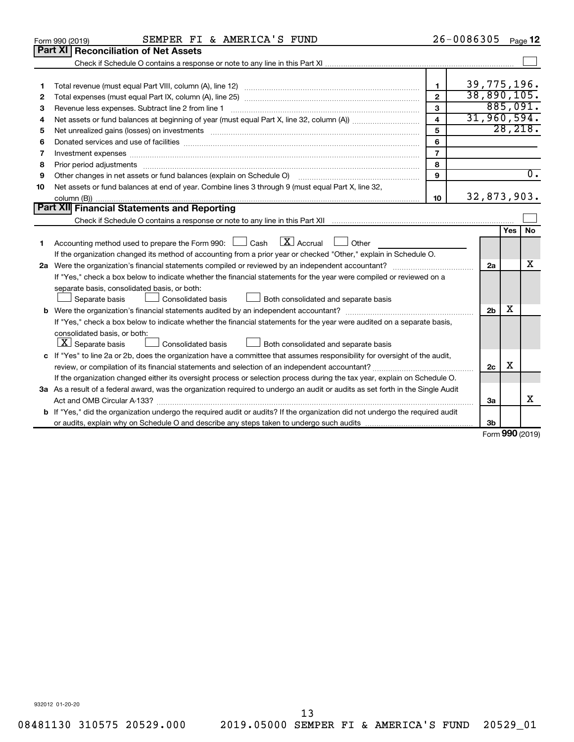Form 990 (2019) SEMPER FI & AMERICA'S FUND 26-0086305 Page 12

## Part XI Reconciliation of Net Assets

Check if Schedule O contains a response or note to any line in this Part XI ☐

| | | | |
|---|---|---|---|
| 1 | Total revenue (must equal Part VIII, column (A), line 12) | 1 | 39,775,196. |
| 2 | Total expenses (must equal Part IX, column (A), line 25) | 2 | 38,890,105. |
| 3 | Revenue less expenses. Subtract line 2 from line 1 | 3 | 885,091. |
| 4 | Net assets or fund balances at beginning of year (must equal Part X, line 32, column (A)) | 4 | 31,960,594. |
| 5 | Net unrealized gains (losses) on investments | 5 | 28,218. |
| 6 | Donated services and use of facilities | 6 | |
| 7 | Investment expenses | 7 | |
| 8 | Prior period adjustments | 8 | |
| 9 | Other changes in net assets or fund balances (explain on Schedule O) | 9 | 0. |
| 10 | Net assets or fund balances at end of year. Combine lines 3 through 9 (must equal Part X, line 32, column (B)) | 10 | 32,873,903. |

## Part XII Financial Statements and Reporting

Check if Schedule O contains a response or note to any line in this Part XII ☐

| | | | Yes | No |
|---|---|---|---|---|
| 1 | Accounting method used to prepare the Form 990: ☐ Cash ☒ Accrual ☐ Other<br>If the organization changed its method of accounting from a prior year or checked "Other," explain in Schedule O. | | | |
| 2a | Were the organization's financial statements compiled or reviewed by an independent accountant?<br>If "Yes," check a box below to indicate whether the financial statements for the year were compiled or reviewed on a separate basis, consolidated basis, or both:<br>☐ Separate basis ☐ Consolidated basis ☐ Both consolidated and separate basis | 2a | | X |
| b | Were the organization's financial statements audited by an independent accountant?<br>If "Yes," check a box below to indicate whether the financial statements for the year were audited on a separate basis, consolidated basis, or both:<br>☒ Separate basis ☐ Consolidated basis ☐ Both consolidated and separate basis | 2b | X | |
| c | If "Yes" to line 2a or 2b, does the organization have a committee that assumes responsibility for oversight of the audit, review, or compilation of its financial statements and selection of an independent accountant?<br>If the organization changed either its oversight process or selection process during the tax year, explain on Schedule O. | 2c | X | |
| 3a | As a result of a federal award, was the organization required to undergo an audit or audits as set forth in the Single Audit Act and OMB Circular A-133? | 3a | | X |
| b | If "Yes," did the organization undergo the required audit or audits? If the organization did not undergo the required audit or audits, explain why on Schedule O and describe any steps taken to undergo such audits | 3b | | |

Form 990 (2019)

932012 01-20-20

08481130 310575 20529.000 2019.05000 SEMPER FI & AMERICA'S FUND 20529_01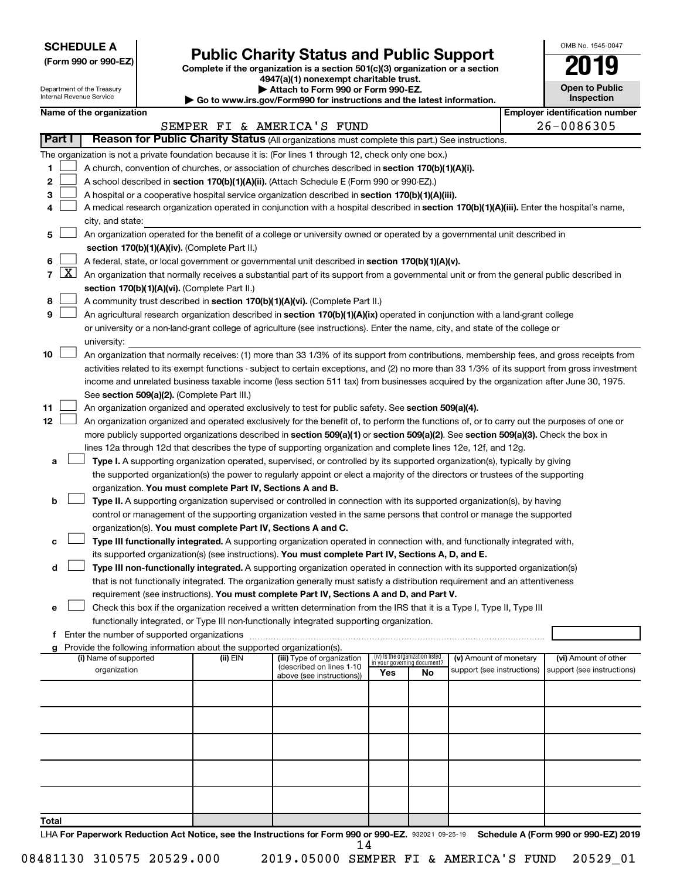**SCHEDULE A**
**(Form 990 or 990-EZ)**

Department of the Treasury
Internal Revenue Service

# Public Charity Status and Public Support

**Complete if the organization is a section 501(c)(3) organization or a section 4947(a)(1) nonexempt charitable trust.**
**▶ Attach to Form 990 or Form 990-EZ.**
**▶ Go to www.irs.gov/Form990 for instructions and the latest information.**

OMB No. 1545-0047

**2019**

**Open to Public Inspection**

**Name of the organization**
SEMPER FI & AMERICA'S FUND

**Employer identification number**
26-0086305

**Part I** **Reason for Public Charity Status** (All organizations must complete this part.) See instructions.

The organization is not a private foundation because it is: (For lines 1 through 12, check only one box.)

1 ☐ A church, convention of churches, or association of churches described in **section 170(b)(1)(A)(i).**

2 ☐ A school described in **section 170(b)(1)(A)(ii).** (Attach Schedule E (Form 990 or 990-EZ).)

3 ☐ A hospital or a cooperative hospital service organization described in **section 170(b)(1)(A)(iii).**

4 ☐ A medical research organization operated in conjunction with a hospital described in **section 170(b)(1)(A)(iii).** Enter the hospital's name, city, and state:

5 ☐ An organization operated for the benefit of a college or university owned or operated by a governmental unit described in **section 170(b)(1)(A)(iv).** (Complete Part II.)

6 ☐ A federal, state, or local government or governmental unit described in **section 170(b)(1)(A)(v).**

7 ☒ An organization that normally receives a substantial part of its support from a governmental unit or from the general public described in **section 170(b)(1)(A)(vi).** (Complete Part II.)

8 ☐ A community trust described in **section 170(b)(1)(A)(vi).** (Complete Part II.)

9 ☐ An agricultural research organization described in **section 170(b)(1)(A)(ix)** operated in conjunction with a land-grant college or university or a non-land-grant college of agriculture (see instructions). Enter the name, city, and state of the college or university:

10 ☐ An organization that normally receives: (1) more than 33 1/3% of its support from contributions, membership fees, and gross receipts from activities related to its exempt functions - subject to certain exceptions, and (2) no more than 33 1/3% of its support from gross investment income and unrelated business taxable income (less section 511 tax) from businesses acquired by the organization after June 30, 1975. See **section 509(a)(2).** (Complete Part III.)

11 ☐ An organization organized and operated exclusively to test for public safety. See **section 509(a)(4).**

12 ☐ An organization organized and operated exclusively for the benefit of, to perform the functions of, or to carry out the purposes of one or more publicly supported organizations described in **section 509(a)(1)** or **section 509(a)(2)**. See **section 509(a)(3).** Check the box in lines 12a through 12d that describes the type of supporting organization and complete lines 12e, 12f, and 12g.

a ☐ **Type I.** A supporting organization operated, supervised, or controlled by its supported organization(s), typically by giving the supported organization(s) the power to regularly appoint or elect a majority of the directors or trustees of the supporting organization. **You must complete Part IV, Sections A and B.**

b ☐ **Type II.** A supporting organization supervised or controlled in connection with its supported organization(s), by having control or management of the supporting organization vested in the same persons that control or manage the supported organization(s). **You must complete Part IV, Sections A and C.**

c ☐ **Type III functionally integrated.** A supporting organization operated in connection with, and functionally integrated with, its supported organization(s) (see instructions). **You must complete Part IV, Sections A, D, and E.**

d ☐ **Type III non-functionally integrated.** A supporting organization operated in connection with its supported organization(s) that is not functionally integrated. The organization generally must satisfy a distribution requirement and an attentiveness requirement (see instructions). **You must complete Part IV, Sections A and D, and Part V.**

e ☐ Check this box if the organization received a written determination from the IRS that it is a Type I, Type II, Type III functionally integrated, or Type III non-functionally integrated supporting organization.

f Enter the number of supported organizations

g Provide the following information about the supported organization(s).

| (i) Name of supported organization | (ii) EIN | (iii) Type of organization (described on lines 1-10 above (see instructions)) | (iv) Is the organization listed in your governing document? Yes | No | (v) Amount of monetary support (see instructions) | (vi) Amount of other support (see instructions) |
|---|---|---|---|---|---|---|
| | | | | | | |
| | | | | | | |
| | | | | | | |
| | | | | | | |
| | | | | | | |
| **Total** | | | | | | |

LHA **For Paperwork Reduction Act Notice, see the Instructions for Form 990 or 990-EZ.** 932021 09-25-19 **Schedule A (Form 990 or 990-EZ) 2019**

08481130 310575 20529.000 2019.05000 SEMPER FI & AMERICA'S FUND 20529_01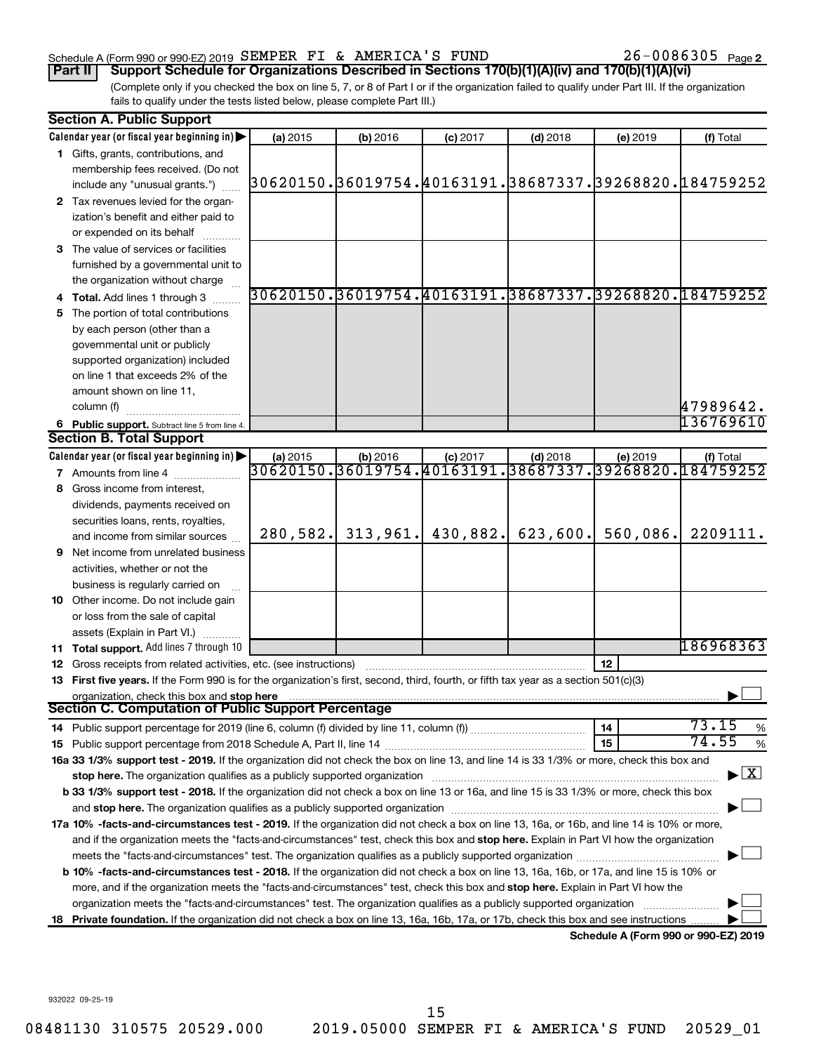Schedule A (Form 990 or 990-EZ) 2019 SEMPER FI & AMERICA'S FUND 26-0086305 Page 2

**Part II** **Support Schedule for Organizations Described in Sections 170(b)(1)(A)(iv) and 170(b)(1)(A)(vi)**

(Complete only if you checked the box on line 5, 7, or 8 of Part I or if the organization failed to qualify under Part III. If the organization fails to qualify under the tests listed below, please complete Part III.)

### Section A. Public Support

| Calendar year (or fiscal year beginning in) ▶ | (a) 2015 | (b) 2016 | (c) 2017 | (d) 2018 | (e) 2019 | (f) Total |
|---|---|---|---|---|---|---|
| 1 Gifts, grants, contributions, and membership fees received. (Do not include any "unusual grants.") | 30620150. | 36019754. | 40163191. | 38687337. | 39268820. | 184759252 |
| 2 Tax revenues levied for the organization's benefit and either paid to or expended on its behalf | | | | | | |
| 3 The value of services or facilities furnished by a governmental unit to the organization without charge | | | | | | |
| 4 Total. Add lines 1 through 3 | 30620150. | 36019754. | 40163191. | 38687337. | 39268820. | 184759252 |
| 5 The portion of total contributions by each person (other than a governmental unit or publicly supported organization) included on line 1 that exceeds 2% of the amount shown on line 11, column (f) | | | | | | 47989642. |
| 6 Public support. Subtract line 5 from line 4. | | | | | | 136769610 |

### Section B. Total Support

| Calendar year (or fiscal year beginning in) ▶ | (a) 2015 | (b) 2016 | (c) 2017 | (d) 2018 | (e) 2019 | (f) Total |
|---|---|---|---|---|---|---|
| 7 Amounts from line 4 | 30620150. | 36019754. | 40163191. | 38687337. | 39268820. | 184759252 |
| 8 Gross income from interest, dividends, payments received on securities loans, rents, royalties, and income from similar sources | 280,582. | 313,961. | 430,882. | 623,600. | 560,086. | 2209111. |
| 9 Net income from unrelated business activities, whether or not the business is regularly carried on | | | | | | |
| 10 Other income. Do not include gain or loss from the sale of capital assets (Explain in Part VI.) | | | | | | |
| 11 Total support. Add lines 7 through 10 | | | | | | 186968363 |

12 Gross receipts from related activities, etc. (see instructions) | 12 |

13 **First five years.** If the Form 990 is for the organization's first, second, third, fourth, or fifth tax year as a section 501(c)(3) organization, check this box and **stop here** ▶ ☐

### Section C. Computation of Public Support Percentage

14 Public support percentage for 2019 (line 6, column (f) divided by line 11, column (f)) | 14 | 73.15 %

15 Public support percentage from 2018 Schedule A, Part II, line 14 | 15 | 74.55 %

**16a 33 1/3% support test - 2019.** If the organization did not check the box on line 13, and line 14 is 33 1/3% or more, check this box and **stop here.** The organization qualifies as a publicly supported organization ▶ ☒

**b 33 1/3% support test - 2018.** If the organization did not check a box on line 13 or 16a, and line 15 is 33 1/3% or more, check this box and **stop here.** The organization qualifies as a publicly supported organization ▶ ☐

**17a 10% -facts-and-circumstances test - 2019.** If the organization did not check a box on line 13, 16a, or 16b, and line 14 is 10% or more, and if the organization meets the "facts-and-circumstances" test, check this box and **stop here.** Explain in Part VI how the organization meets the "facts-and-circumstances" test. The organization qualifies as a publicly supported organization ▶ ☐

**b 10% -facts-and-circumstances test - 2018.** If the organization did not check a box on line 13, 16a, 16b, or 17a, and line 15 is 10% or more, and if the organization meets the "facts-and-circumstances" test, check this box and **stop here.** Explain in Part VI how the organization meets the "facts-and-circumstances" test. The organization qualifies as a publicly supported organization ▶ ☐

**18 Private foundation.** If the organization did not check a box on line 13, 16a, 16b, 17a, or 17b, check this box and see instructions ▶ ☐

**Schedule A (Form 990 or 990-EZ) 2019**

932022 09-25-19

08481130 310575 20529.000 2019.05000 SEMPER FI & AMERICA'S FUND 20529_01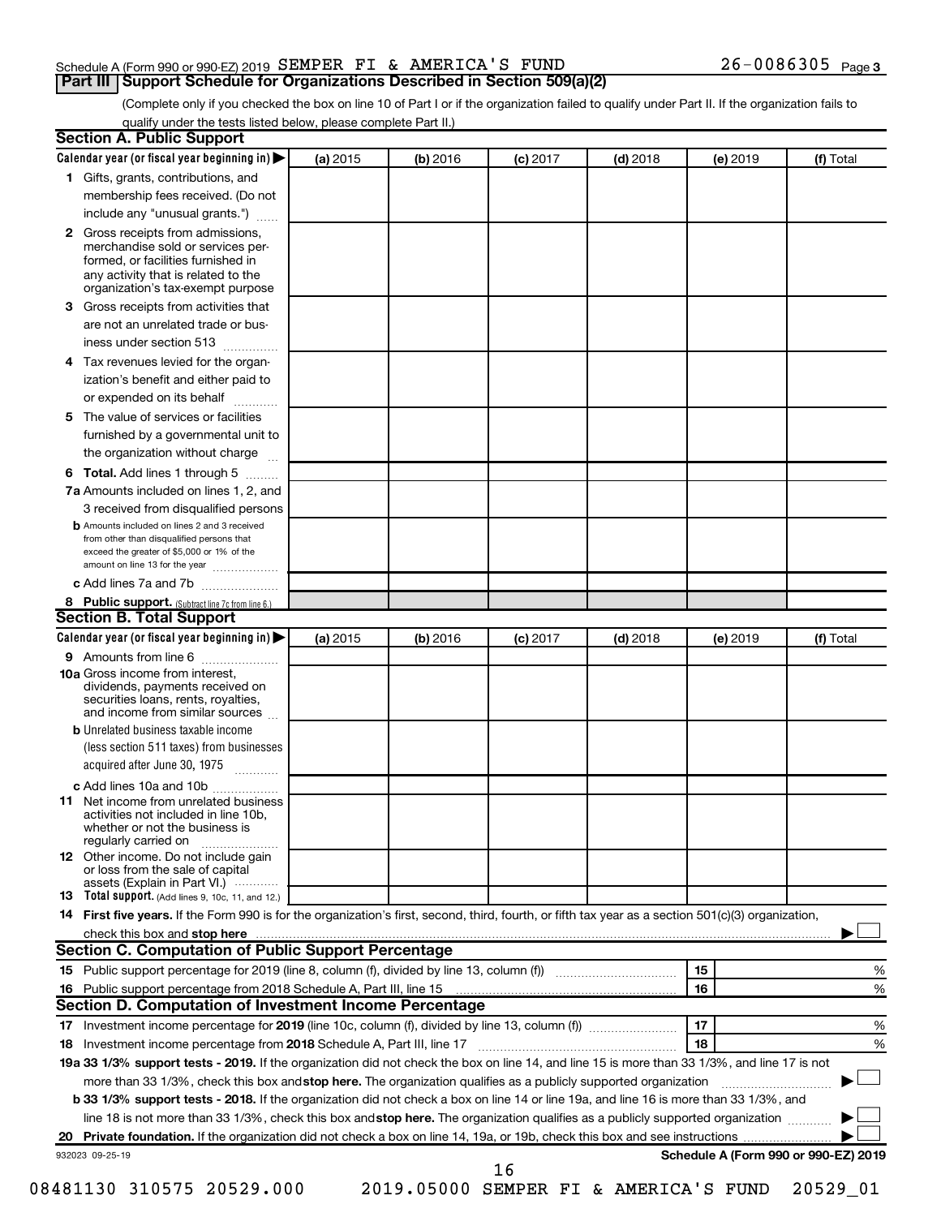Schedule A (Form 990 or 990-EZ) 2019 SEMPER FI & AMERICA'S FUND 26-0086305 Page 3

## Part III Support Schedule for Organizations Described in Section 509(a)(2)

(Complete only if you checked the box on line 10 of Part I or if the organization failed to qualify under Part II. If the organization fails to qualify under the tests listed below, please complete Part II.)

### Section A. Public Support

| Calendar year (or fiscal year beginning in) ▶ | (a) 2015 | (b) 2016 | (c) 2017 | (d) 2018 | (e) 2019 | (f) Total |
|---|---|---|---|---|---|---|
| 1 Gifts, grants, contributions, and membership fees received. (Do not include any "unusual grants.") | | | | | | |
| 2 Gross receipts from admissions, merchandise sold or services performed, or facilities furnished in any activity that is related to the organization's tax-exempt purpose | | | | | | |
| 3 Gross receipts from activities that are not an unrelated trade or business under section 513 | | | | | | |
| 4 Tax revenues levied for the organization's benefit and either paid to or expended on its behalf | | | | | | |
| 5 The value of services or facilities furnished by a governmental unit to the organization without charge | | | | | | |
| 6 **Total.** Add lines 1 through 5 | | | | | | |
| 7a Amounts included on lines 1, 2, and 3 received from disqualified persons | | | | | | |
| b Amounts included on lines 2 and 3 received from other than disqualified persons that exceed the greater of $5,000 or 1% of the amount on line 13 for the year | | | | | | |
| c Add lines 7a and 7b | | | | | | |
| 8 **Public support.** (Subtract line 7c from line 6.) | | | | | | |

### Section B. Total Support

| Calendar year (or fiscal year beginning in) ▶ | (a) 2015 | (b) 2016 | (c) 2017 | (d) 2018 | (e) 2019 | (f) Total |
|---|---|---|---|---|---|---|
| 9 Amounts from line 6 | | | | | | |
| 10a Gross income from interest, dividends, payments received on securities loans, rents, royalties, and income from similar sources | | | | | | |
| b Unrelated business taxable income (less section 511 taxes) from businesses acquired after June 30, 1975 | | | | | | |
| c Add lines 10a and 10b | | | | | | |
| 11 Net income from unrelated business activities not included in line 10b, whether or not the business is regularly carried on | | | | | | |
| 12 Other income. Do not include gain or loss from the sale of capital assets (Explain in Part VI.) | | | | | | |
| 13 **Total support.** (Add lines 9, 10c, 11, and 12.) | | | | | | |

14 **First five years.** If the Form 990 is for the organization's first, second, third, fourth, or fifth tax year as a section 501(c)(3) organization, check this box and **stop here** ▶ ☐

### Section C. Computation of Public Support Percentage

| | | | |
|---|---|---|---|
| 15 Public support percentage for 2019 (line 8, column (f), divided by line 13, column (f)) | 15 | | % |
| 16 Public support percentage from 2018 Schedule A, Part III, line 15 | 16 | | % |

### Section D. Computation of Investment Income Percentage

| | | | |
|---|---|---|---|
| 17 Investment income percentage for **2019** (line 10c, column (f), divided by line 13, column (f)) | 17 | | % |
| 18 Investment income percentage from **2018** Schedule A, Part III, line 17 | 18 | | % |

19a **33 1/3% support tests - 2019.** If the organization did not check the box on line 14, and line 15 is more than 33 1/3%, and line 17 is not more than 33 1/3%, check this box and **stop here.** The organization qualifies as a publicly supported organization ▶ ☐

b **33 1/3% support tests - 2018.** If the organization did not check a box on line 14 or line 19a, and line 16 is more than 33 1/3%, and line 18 is not more than 33 1/3%, check this box and **stop here.** The organization qualifies as a publicly supported organization ▶ ☐

20 **Private foundation.** If the organization did not check a box on line 14, 19a, or 19b, check this box and see instructions ▶ ☐

932023 09-25-19 **Schedule A (Form 990 or 990-EZ) 2019**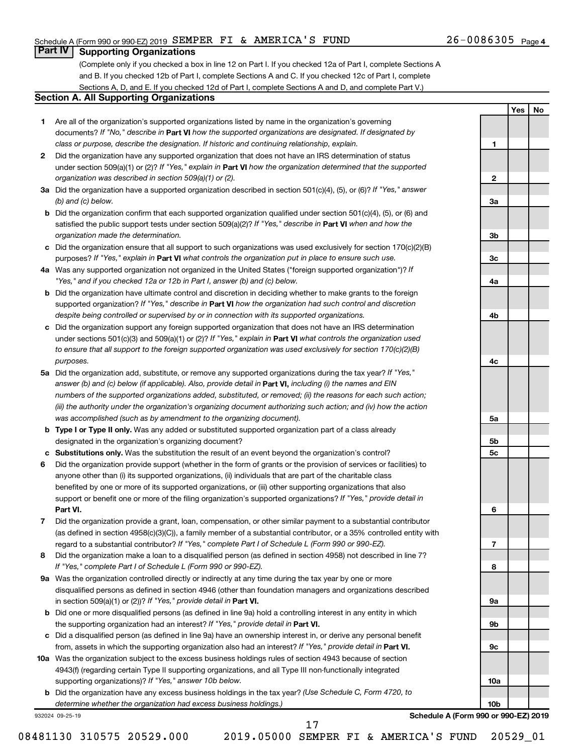Schedule A (Form 990 or 990-EZ) 2019 SEMPER FI & AMERICA'S FUND 26-0086305 Page 4

## Part IV Supporting Organizations

(Complete only if you checked a box in line 12 on Part I. If you checked 12a of Part I, complete Sections A and B. If you checked 12b of Part I, complete Sections A and C. If you checked 12c of Part I, complete Sections A, D, and E. If you checked 12d of Part I, complete Sections A and D, and complete Part V.)

### Section A. All Supporting Organizations

| | | | Yes | No |
|---|---|---|---|---|
| **1** | Are all of the organization's supported organizations listed by name in the organization's governing documents? *If "No," describe in* **Part VI** *how the supported organizations are designated. If designated by class or purpose, describe the designation. If historic and continuing relationship, explain.* | **1** | | |
| **2** | Did the organization have any supported organization that does not have an IRS determination of status under section 509(a)(1) or (2)? *If "Yes," explain in* **Part VI** *how the organization determined that the supported organization was described in section 509(a)(1) or (2).* | **2** | | |
| **3a** | Did the organization have a supported organization described in section 501(c)(4), (5), or (6)? *If "Yes," answer (b) and (c) below.* | **3a** | | |
| **b** | Did the organization confirm that each supported organization qualified under section 501(c)(4), (5), or (6) and satisfied the public support tests under section 509(a)(2)? *If "Yes," describe in* **Part VI** *when and how the organization made the determination.* | **3b** | | |
| **c** | Did the organization ensure that all support to such organizations was used exclusively for section 170(c)(2)(B) purposes? *If "Yes," explain in* **Part VI** *what controls the organization put in place to ensure such use.* | **3c** | | |
| **4a** | Was any supported organization not organized in the United States ("foreign supported organization")? *If "Yes," and if you checked 12a or 12b in Part I, answer (b) and (c) below.* | **4a** | | |
| **b** | Did the organization have ultimate control and discretion in deciding whether to make grants to the foreign supported organization? *If "Yes," describe in* **Part VI** *how the organization had such control and discretion despite being controlled or supervised by or in connection with its supported organizations.* | **4b** | | |
| **c** | Did the organization support any foreign supported organization that does not have an IRS determination under sections 501(c)(3) and 509(a)(1) or (2)? *If "Yes," explain in* **Part VI** *what controls the organization used to ensure that all support to the foreign supported organization was used exclusively for section 170(c)(2)(B) purposes.* | **4c** | | |
| **5a** | Did the organization add, substitute, or remove any supported organizations during the tax year? *If "Yes," answer (b) and (c) below (if applicable). Also, provide detail in* **Part VI,** *including (i) the names and EIN numbers of the supported organizations added, substituted, or removed; (ii) the reasons for each such action; (iii) the authority under the organization's organizing document authorizing such action; and (iv) how the action was accomplished (such as by amendment to the organizing document).* | **5a** | | |
| **b** | **Type I or Type II only.** Was any added or substituted supported organization part of a class already designated in the organization's organizing document? | **5b** | | |
| **c** | **Substitutions only.** Was the substitution the result of an event beyond the organization's control? | **5c** | | |
| **6** | Did the organization provide support (whether in the form of grants or the provision of services or facilities) to anyone other than (i) its supported organizations, (ii) individuals that are part of the charitable class benefited by one or more of its supported organizations, or (iii) other supporting organizations that also support or benefit one or more of the filing organization's supported organizations? *If "Yes," provide detail in* **Part VI.** | **6** | | |
| **7** | Did the organization provide a grant, loan, compensation, or other similar payment to a substantial contributor (as defined in section 4958(c)(3)(C)), a family member of a substantial contributor, or a 35% controlled entity with regard to a substantial contributor? *If "Yes," complete Part I of Schedule L (Form 990 or 990-EZ).* | **7** | | |
| **8** | Did the organization make a loan to a disqualified person (as defined in section 4958) not described in line 7? *If "Yes," complete Part I of Schedule L (Form 990 or 990-EZ).* | **8** | | |
| **9a** | Was the organization controlled directly or indirectly at any time during the tax year by one or more disqualified persons as defined in section 4946 (other than foundation managers and organizations described in section 509(a)(1) or (2))? *If "Yes," provide detail in* **Part VI.** | **9a** | | |
| **b** | Did one or more disqualified persons (as defined in line 9a) hold a controlling interest in any entity in which the supporting organization had an interest? *If "Yes," provide detail in* **Part VI.** | **9b** | | |
| **c** | Did a disqualified person (as defined in line 9a) have an ownership interest in, or derive any personal benefit from, assets in which the supporting organization also had an interest? *If "Yes," provide detail in* **Part VI.** | **9c** | | |
| **10a** | Was the organization subject to the excess business holdings rules of section 4943 because of section 4943(f) (regarding certain Type II supporting organizations, and all Type III non-functionally integrated supporting organizations)? *If "Yes," answer 10b below.* | **10a** | | |
| **b** | Did the organization have any excess business holdings in the tax year? *(Use Schedule C, Form 4720, to determine whether the organization had excess business holdings.)* | **10b** | | |

932024 09-25-19 **Schedule A (Form 990 or 990-EZ) 2019**

08481130 310575 20529.000 2019.05000 SEMPER FI & AMERICA'S FUND 20529_01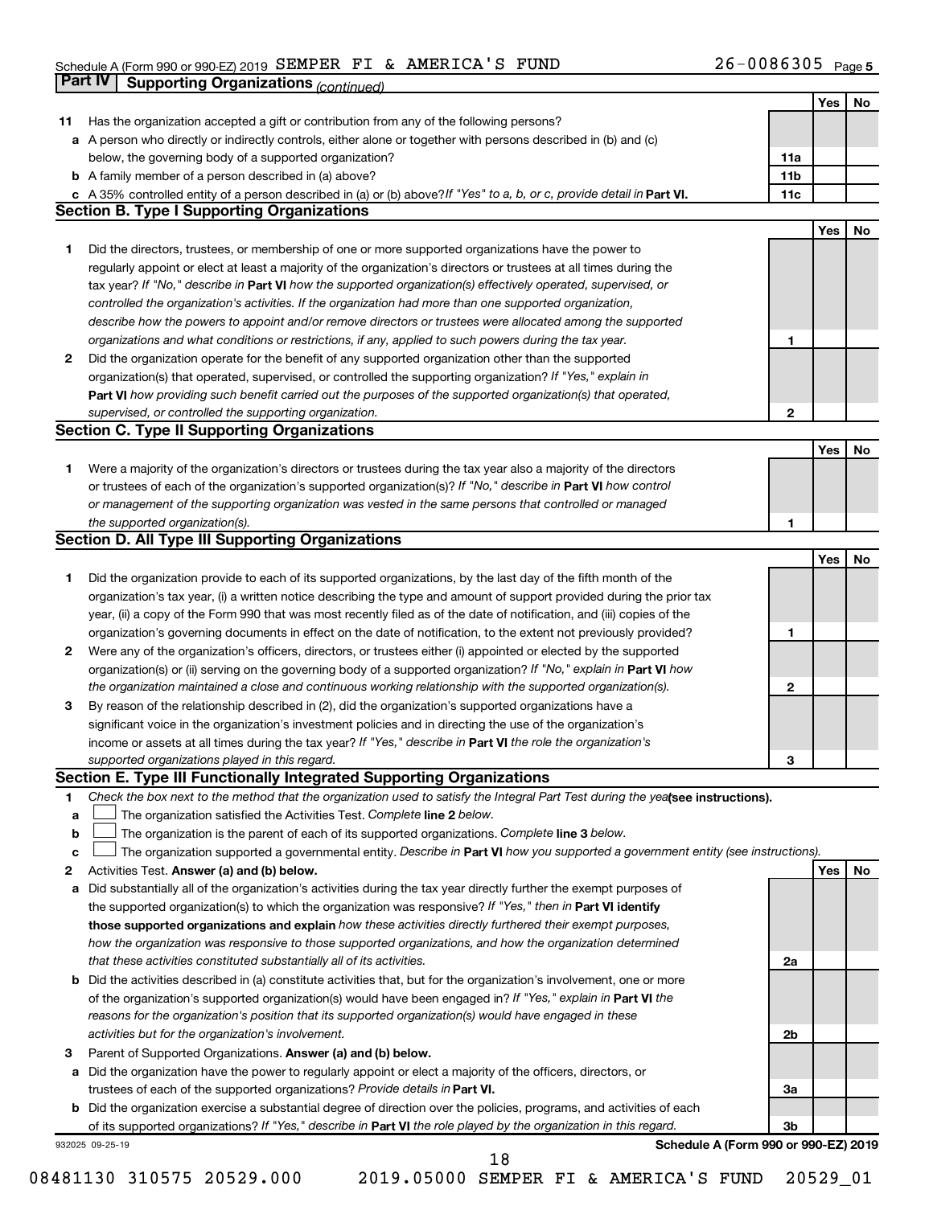Schedule A (Form 990 or 990-EZ) 2019 SEMPER FI & AMERICA'S FUND 26-0086305 Page 5

## Part IV Supporting Organizations *(continued)*

| | | | Yes | No |
|---|---|---|---|---|
| **11** | Has the organization accepted a gift or contribution from any of the following persons? | | | |
| **a** | A person who directly or indirectly controls, either alone or together with persons described in (b) and (c) below, the governing body of a supported organization? | 11a | | |
| **b** | A family member of a person described in (a) above? | 11b | | |
| **c** | A 35% controlled entity of a person described in (a) or (b) above? *If "Yes" to a, b, or c, provide detail in* **Part VI.** | 11c | | |

### Section B. Type I Supporting Organizations

| | | | Yes | No |
|---|---|---|---|---|
| **1** | Did the directors, trustees, or membership of one or more supported organizations have the power to regularly appoint or elect at least a majority of the organization's directors or trustees at all times during the tax year? *If "No," describe in* **Part VI** *how the supported organization(s) effectively operated, supervised, or controlled the organization's activities. If the organization had more than one supported organization, describe how the powers to appoint and/or remove directors or trustees were allocated among the supported organizations and what conditions or restrictions, if any, applied to such powers during the tax year.* | 1 | | |
| **2** | Did the organization operate for the benefit of any supported organization other than the supported organization(s) that operated, supervised, or controlled the supporting organization? *If "Yes," explain in* **Part VI** *how providing such benefit carried out the purposes of the supported organization(s) that operated, supervised, or controlled the supporting organization.* | 2 | | |

### Section C. Type II Supporting Organizations

| | | | Yes | No |
|---|---|---|---|---|
| **1** | Were a majority of the organization's directors or trustees during the tax year also a majority of the directors or trustees of each of the organization's supported organization(s)? *If "No," describe in* **Part VI** *how control or management of the supporting organization was vested in the same persons that controlled or managed the supported organization(s).* | 1 | | |

### Section D. All Type III Supporting Organizations

| | | | Yes | No |
|---|---|---|---|---|
| **1** | Did the organization provide to each of its supported organizations, by the last day of the fifth month of the organization's tax year, (i) a written notice describing the type and amount of support provided during the prior tax year, (ii) a copy of the Form 990 that was most recently filed as of the date of notification, and (iii) copies of the organization's governing documents in effect on the date of notification, to the extent not previously provided? | 1 | | |
| **2** | Were any of the organization's officers, directors, or trustees either (i) appointed or elected by the supported organization(s) or (ii) serving on the governing body of a supported organization? *If "No," explain in* **Part VI** *how the organization maintained a close and continuous working relationship with the supported organization(s).* | 2 | | |
| **3** | By reason of the relationship described in (2), did the organization's supported organizations have a significant voice in the organization's investment policies and in directing the use of the organization's income or assets at all times during the tax year? *If "Yes," describe in* **Part VI** *the role the organization's supported organizations played in this regard.* | 3 | | |

### Section E. Type III Functionally Integrated Supporting Organizations

**1** *Check the box next to the method that the organization used to satisfy the Integral Part Test during the year* **(see instructions).**

- **a** ☐ The organization satisfied the Activities Test. *Complete* **line 2** *below.*
- **b** ☐ The organization is the parent of each of its supported organizations. *Complete* **line 3** *below.*
- **c** ☐ The organization supported a governmental entity. *Describe in* **Part VI** *how you supported a government entity (see instructions).*

| | | | Yes | No |
|---|---|---|---|---|
| **2** | Activities Test. **Answer (a) and (b) below.** | | | |
| **a** | Did substantially all of the organization's activities during the tax year directly further the exempt purposes of the supported organization(s) to which the organization was responsive? *If "Yes," then in* **Part VI identify those supported organizations and explain** *how these activities directly furthered their exempt purposes, how the organization was responsive to those supported organizations, and how the organization determined that these activities constituted substantially all of its activities.* | 2a | | |
| **b** | Did the activities described in (a) constitute activities that, but for the organization's involvement, one or more of the organization's supported organization(s) would have been engaged in? *If "Yes," explain in* **Part VI** *the reasons for the organization's position that its supported organization(s) would have engaged in these activities but for the organization's involvement.* | 2b | | |
| **3** | Parent of Supported Organizations. **Answer (a) and (b) below.** | | | |
| **a** | Did the organization have the power to regularly appoint or elect a majority of the officers, directors, or trustees of each of the supported organizations? *Provide details in* **Part VI.** | 3a | | |
| **b** | Did the organization exercise a substantial degree of direction over the policies, programs, and activities of each of its supported organizations? *If "Yes," describe in* **Part VI** *the role played by the organization in this regard.* | 3b | | |

932025 09-25-19 **Schedule A (Form 990 or 990-EZ) 2019**

08481130 310575 20529.000 2019.05000 SEMPER FI & AMERICA'S FUND 20529_01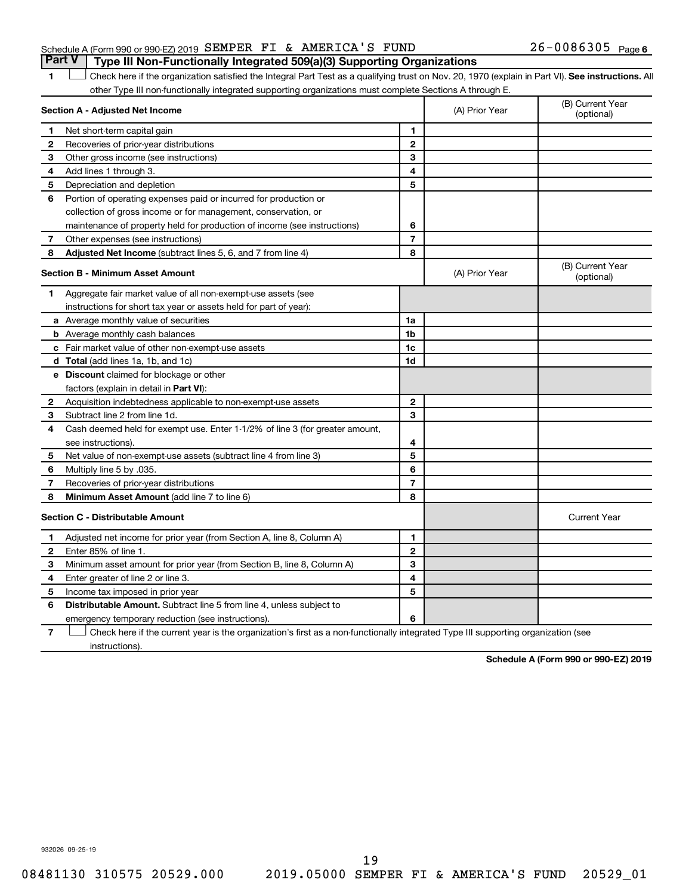Schedule A (Form 990 or 990-EZ) 2019 SEMPER FI & AMERICA'S FUND 26-0086305 Page 6

## Part V Type III Non-Functionally Integrated 509(a)(3) Supporting Organizations

1 ☐ Check here if the organization satisfied the Integral Part Test as a qualifying trust on Nov. 20, 1970 (explain in Part VI). **See instructions.** All other Type III non-functionally integrated supporting organizations must complete Sections A through E.

| **Section A - Adjusted Net Income** | | | (A) Prior Year | (B) Current Year (optional) |
|---|---|---|---|---|
| 1 | Net short-term capital gain | 1 | | |
| 2 | Recoveries of prior-year distributions | 2 | | |
| 3 | Other gross income (see instructions) | 3 | | |
| 4 | Add lines 1 through 3. | 4 | | |
| 5 | Depreciation and depletion | 5 | | |
| 6 | Portion of operating expenses paid or incurred for production or collection of gross income or for management, conservation, or maintenance of property held for production of income (see instructions) | 6 | | |
| 7 | Other expenses (see instructions) | 7 | | |
| 8 | **Adjusted Net Income** (subtract lines 5, 6, and 7 from line 4) | 8 | | |

| **Section B - Minimum Asset Amount** | | | (A) Prior Year | (B) Current Year (optional) |
|---|---|---|---|---|
| 1 | Aggregate fair market value of all non-exempt-use assets (see instructions for short tax year or assets held for part of year): | | | |
| a | Average monthly value of securities | 1a | | |
| b | Average monthly cash balances | 1b | | |
| c | Fair market value of other non-exempt-use assets | 1c | | |
| d | **Total** (add lines 1a, 1b, and 1c) | 1d | | |
| e | **Discount** claimed for blockage or other factors (explain in detail in **Part VI**): | | | |
| 2 | Acquisition indebtedness applicable to non-exempt-use assets | 2 | | |
| 3 | Subtract line 2 from line 1d. | 3 | | |
| 4 | Cash deemed held for exempt use. Enter 1-1/2% of line 3 (for greater amount, see instructions). | 4 | | |
| 5 | Net value of non-exempt-use assets (subtract line 4 from line 3) | 5 | | |
| 6 | Multiply line 5 by .035. | 6 | | |
| 7 | Recoveries of prior-year distributions | 7 | | |
| 8 | **Minimum Asset Amount** (add line 7 to line 6) | 8 | | |

| **Section C - Distributable Amount** | | | | Current Year |
|---|---|---|---|---|
| 1 | Adjusted net income for prior year (from Section A, line 8, Column A) | 1 | | |
| 2 | Enter 85% of line 1. | 2 | | |
| 3 | Minimum asset amount for prior year (from Section B, line 8, Column A) | 3 | | |
| 4 | Enter greater of line 2 or line 3. | 4 | | |
| 5 | Income tax imposed in prior year | 5 | | |
| 6 | **Distributable Amount.** Subtract line 5 from line 4, unless subject to emergency temporary reduction (see instructions). | 6 | | |

7 ☐ Check here if the current year is the organization's first as a non-functionally integrated Type III supporting organization (see instructions).

**Schedule A (Form 990 or 990-EZ) 2019**

932026 09-25-19

08481130 310575 20529.000 2019.05000 SEMPER FI & AMERICA'S FUND 20529_01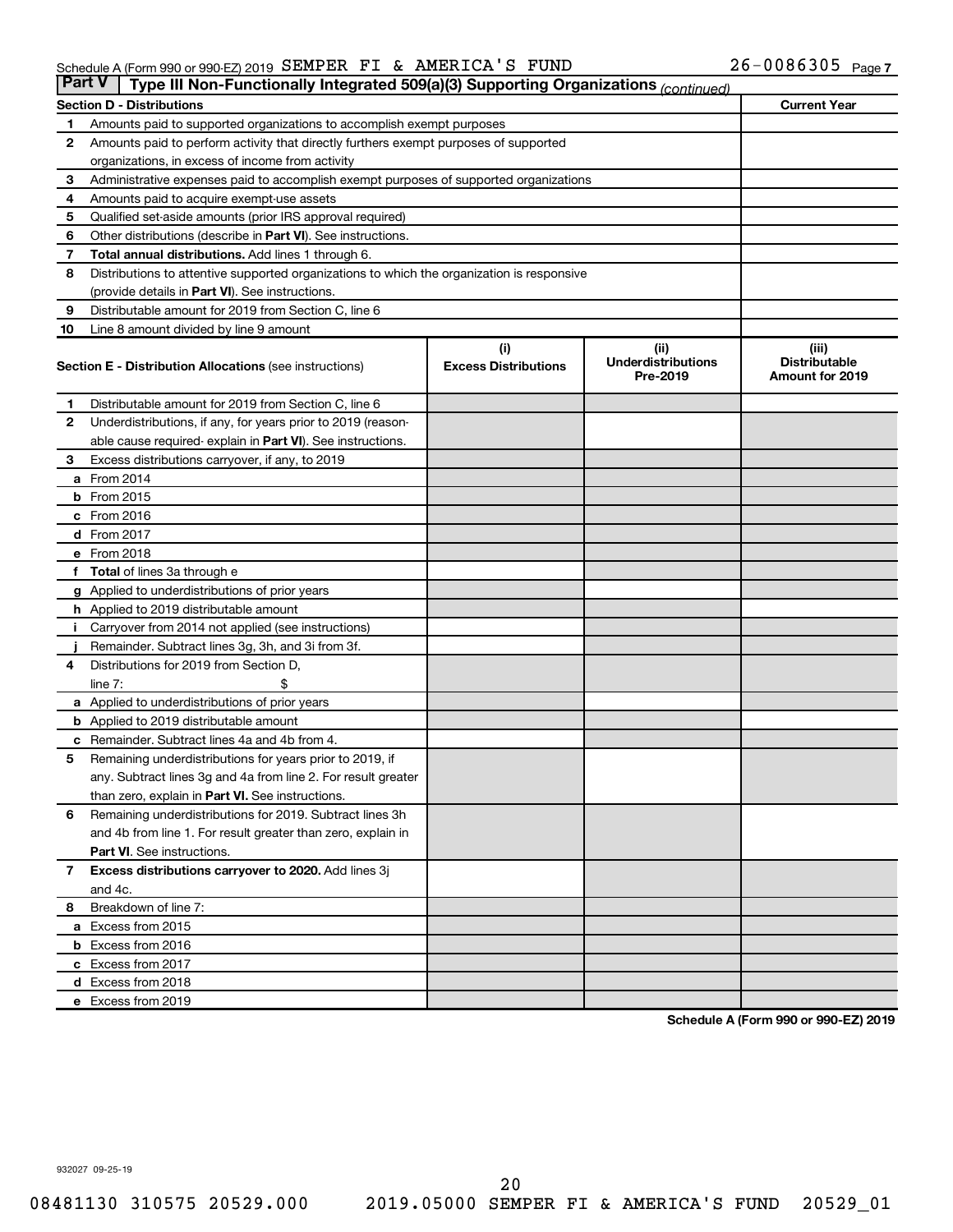Schedule A (Form 990 or 990-EZ) 2019 SEMPER FI & AMERICA'S FUND 26-0086305 Page 7

## Part V — Type III Non-Functionally Integrated 509(a)(3) Supporting Organizations *(continued)*

| Section D - Distributions | | Current Year |
|---|---|---|
| 1 | Amounts paid to supported organizations to accomplish exempt purposes | |
| 2 | Amounts paid to perform activity that directly furthers exempt purposes of supported organizations, in excess of income from activity | |
| 3 | Administrative expenses paid to accomplish exempt purposes of supported organizations | |
| 4 | Amounts paid to acquire exempt-use assets | |
| 5 | Qualified set-aside amounts (prior IRS approval required) | |
| 6 | Other distributions (describe in **Part VI**). See instructions. | |
| 7 | **Total annual distributions.** Add lines 1 through 6. | |
| 8 | Distributions to attentive supported organizations to which the organization is responsive (provide details in **Part VI**). See instructions. | |
| 9 | Distributable amount for 2019 from Section C, line 6 | |
| 10 | Line 8 amount divided by line 9 amount | |

| Section E - Distribution Allocations (see instructions) | (i) Excess Distributions | (ii) Underdistributions Pre-2019 | (iii) Distributable Amount for 2019 |
|---|---|---|---|
| **1** Distributable amount for 2019 from Section C, line 6 | | | |
| **2** Underdistributions, if any, for years prior to 2019 (reasonable cause required- explain in **Part VI**). See instructions. | | | |
| **3** Excess distributions carryover, if any, to 2019 | | | |
| **a** From 2014 | | | |
| **b** From 2015 | | | |
| **c** From 2016 | | | |
| **d** From 2017 | | | |
| **e** From 2018 | | | |
| **f Total** of lines 3a through e | | | |
| **g** Applied to underdistributions of prior years | | | |
| **h** Applied to 2019 distributable amount | | | |
| **i** Carryover from 2014 not applied (see instructions) | | | |
| **j** Remainder. Subtract lines 3g, 3h, and 3i from 3f. | | | |
| **4** Distributions for 2019 from Section D, line 7: $ | | | |
| **a** Applied to underdistributions of prior years | | | |
| **b** Applied to 2019 distributable amount | | | |
| **c** Remainder. Subtract lines 4a and 4b from 4. | | | |
| **5** Remaining underdistributions for years prior to 2019, if any. Subtract lines 3g and 4a from line 2. For result greater than zero, explain in **Part VI.** See instructions. | | | |
| **6** Remaining underdistributions for 2019. Subtract lines 3h and 4b from line 1. For result greater than zero, explain in **Part VI**. See instructions. | | | |
| **7 Excess distributions carryover to 2020.** Add lines 3j and 4c. | | | |
| **8** Breakdown of line 7: | | | |
| **a** Excess from 2015 | | | |
| **b** Excess from 2016 | | | |
| **c** Excess from 2017 | | | |
| **d** Excess from 2018 | | | |
| **e** Excess from 2019 | | | |

**Schedule A (Form 990 or 990-EZ) 2019**

932027 09-25-19

08481130 310575 20529.000 2019.05000 SEMPER FI & AMERICA'S FUND 20529_01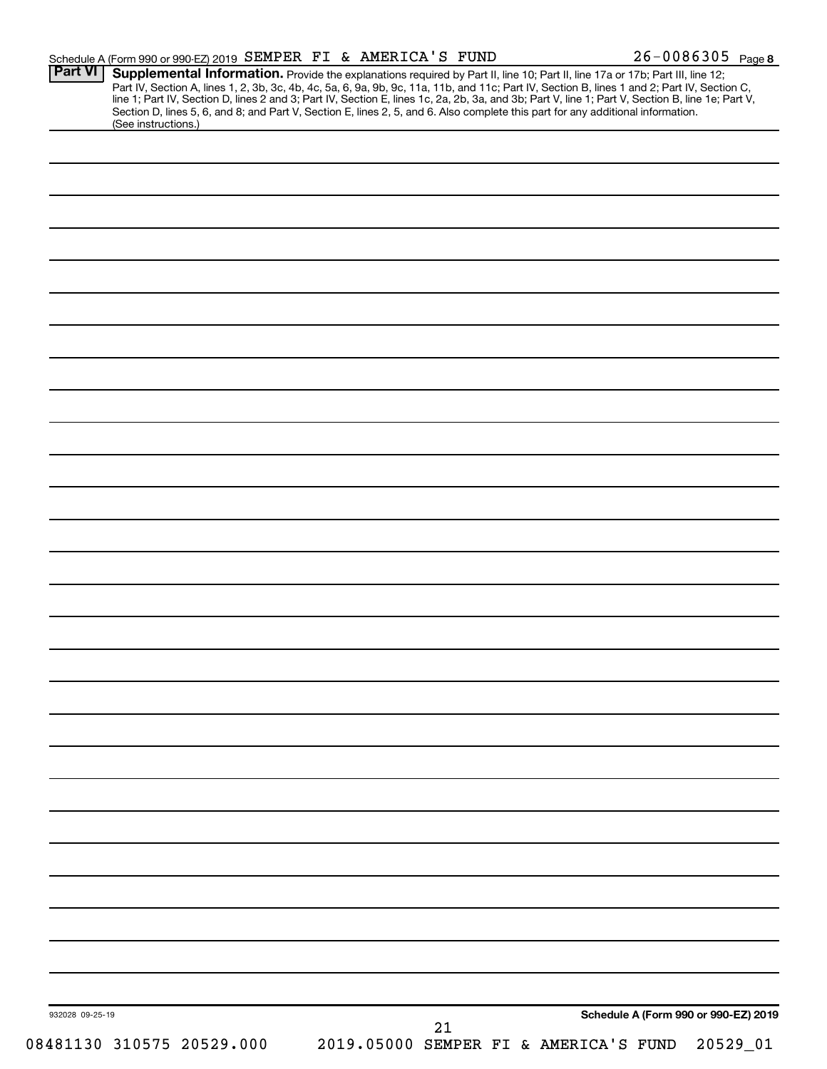Schedule A (Form 990 or 990-EZ) 2019 SEMPER FI & AMERICA'S FUND 26-0086305 Page 8

**Part VI** **Supplemental Information.** Provide the explanations required by Part II, line 10; Part II, line 17a or 17b; Part III, line 12; Part IV, Section A, lines 1, 2, 3b, 3c, 4b, 4c, 5a, 6, 9a, 9b, 9c, 11a, 11b, and 11c; Part IV, Section B, lines 1 and 2; Part IV, Section C, line 1; Part IV, Section D, lines 2 and 3; Part IV, Section E, lines 1c, 2a, 2b, 3a, and 3b; Part V, line 1; Part V, Section B, line 1e; Part V, Section D, lines 5, 6, and 8; and Part V, Section E, lines 2, 5, and 6. Also complete this part for any additional information. (See instructions.)

932028 09-25-19

**Schedule A (Form 990 or 990-EZ) 2019**

08481130 310575 20529.000 2019.05000 SEMPER FI & AMERICA'S FUND 20529_01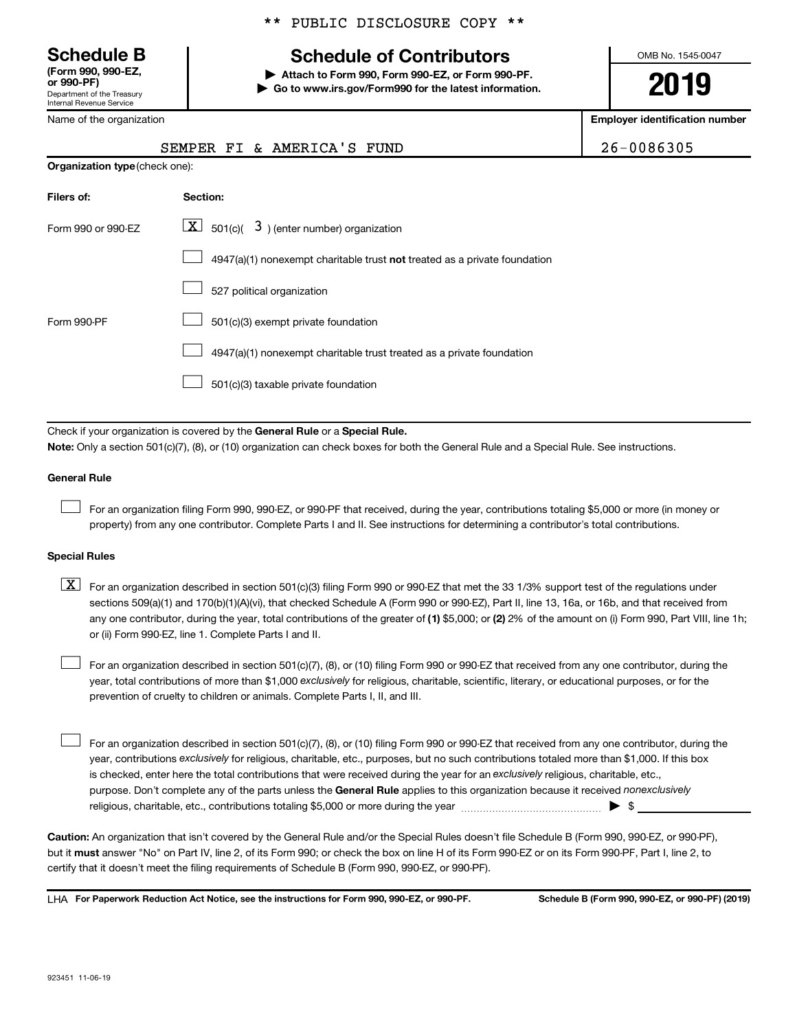** PUBLIC DISCLOSURE COPY **

# Schedule B

**(Form 990, 990-EZ, or 990-PF)**
Department of the Treasury
Internal Revenue Service

## Schedule of Contributors

▶ **Attach to Form 990, Form 990-EZ, or Form 990-PF.**
▶ **Go to www.irs.gov/Form990 for the latest information.**

OMB No. 1545-0047

**2019**

| Name of the organization | Employer identification number |
| --- | --- |
| SEMPER FI & AMERICA'S FUND | 26-0086305 |

**Organization type** (check one):

| Filers of: | Section: |
| --- | --- |
| Form 990 or 990-EZ | [X] 501(c)( 3 ) (enter number) organization |
| | [ ] 4947(a)(1) nonexempt charitable trust **not** treated as a private foundation |
| | [ ] 527 political organization |
| Form 990-PF | [ ] 501(c)(3) exempt private foundation |
| | [ ] 4947(a)(1) nonexempt charitable trust treated as a private foundation |
| | [ ] 501(c)(3) taxable private foundation |

Check if your organization is covered by the **General Rule** or a **Special Rule.**

**Note:** Only a section 501(c)(7), (8), or (10) organization can check boxes for both the General Rule and a Special Rule. See instructions.

### General Rule

[ ] For an organization filing Form 990, 990-EZ, or 990-PF that received, during the year, contributions totaling $5,000 or more (in money or property) from any one contributor. Complete Parts I and II. See instructions for determining a contributor's total contributions.

### Special Rules

[X] For an organization described in section 501(c)(3) filing Form 990 or 990-EZ that met the 33 1/3% support test of the regulations under sections 509(a)(1) and 170(b)(1)(A)(vi), that checked Schedule A (Form 990 or 990-EZ), Part II, line 13, 16a, or 16b, and that received from any one contributor, during the year, total contributions of the greater of **(1)** $5,000; or **(2)** 2% of the amount on (i) Form 990, Part VIII, line 1h; or (ii) Form 990-EZ, line 1. Complete Parts I and II.

[ ] For an organization described in section 501(c)(7), (8), or (10) filing Form 990 or 990-EZ that received from any one contributor, during the year, total contributions of more than $1,000 *exclusively* for religious, charitable, scientific, literary, or educational purposes, or for the prevention of cruelty to children or animals. Complete Parts I, II, and III.

[ ] For an organization described in section 501(c)(7), (8), or (10) filing Form 990 or 990-EZ that received from any one contributor, during the year, contributions *exclusively* for religious, charitable, etc., purposes, but no such contributions totaled more than $1,000. If this box is checked, enter here the total contributions that were received during the year for an *exclusively* religious, charitable, etc., purpose. Don't complete any of the parts unless the **General Rule** applies to this organization because it received *nonexclusively* religious, charitable, etc., contributions totaling $5,000 or more during the year ▶ $ ____________

**Caution:** An organization that isn't covered by the General Rule and/or the Special Rules doesn't file Schedule B (Form 990, 990-EZ, or 990-PF), but it **must** answer "No" on Part IV, line 2, of its Form 990; or check the box on line H of its Form 990-EZ or on its Form 990-PF, Part I, line 2, to certify that it doesn't meet the filing requirements of Schedule B (Form 990, 990-EZ, or 990-PF).

LHA **For Paperwork Reduction Act Notice, see the instructions for Form 990, 990-EZ, or 990-PF.** **Schedule B (Form 990, 990-EZ, or 990-PF) (2019)**

923451 11-06-19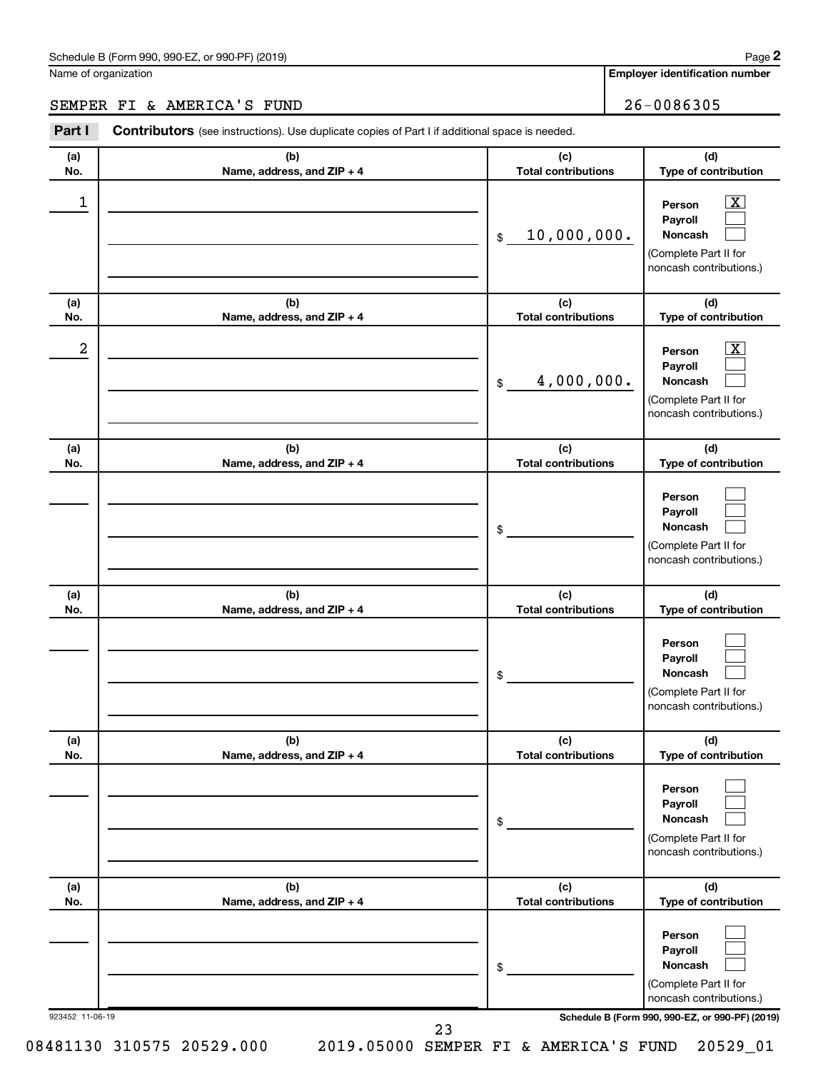Schedule B (Form 990, 990-EZ, or 990-PF) (2019) Page **2**

Name of organization

SEMPER FI & AMERICA'S FUND

**Employer identification number**

26-0086305

**Part I** **Contributors** (see instructions). Use duplicate copies of Part I if additional space is needed.

| (a) No. | (b) Name, address, and ZIP + 4 | (c) Total contributions | (d) Type of contribution |
|---|---|---|---|
| 1 | | $ 10,000,000. | Person [X] Payroll [ ] Noncash [ ] (Complete Part II for noncash contributions.) |
| 2 | | $ 4,000,000. | Person [X] Payroll [ ] Noncash [ ] (Complete Part II for noncash contributions.) |
| | | $ | Person [ ] Payroll [ ] Noncash [ ] (Complete Part II for noncash contributions.) |
| | | $ | Person [ ] Payroll [ ] Noncash [ ] (Complete Part II for noncash contributions.) |
| | | $ | Person [ ] Payroll [ ] Noncash [ ] (Complete Part II for noncash contributions.) |
| | | $ | Person [ ] Payroll [ ] Noncash [ ] (Complete Part II for noncash contributions.) |

923452 11-06-19

**Schedule B (Form 990, 990-EZ, or 990-PF) (2019)**

08481130 310575 20529.000 2019.05000 SEMPER FI & AMERICA'S FUND 20529_01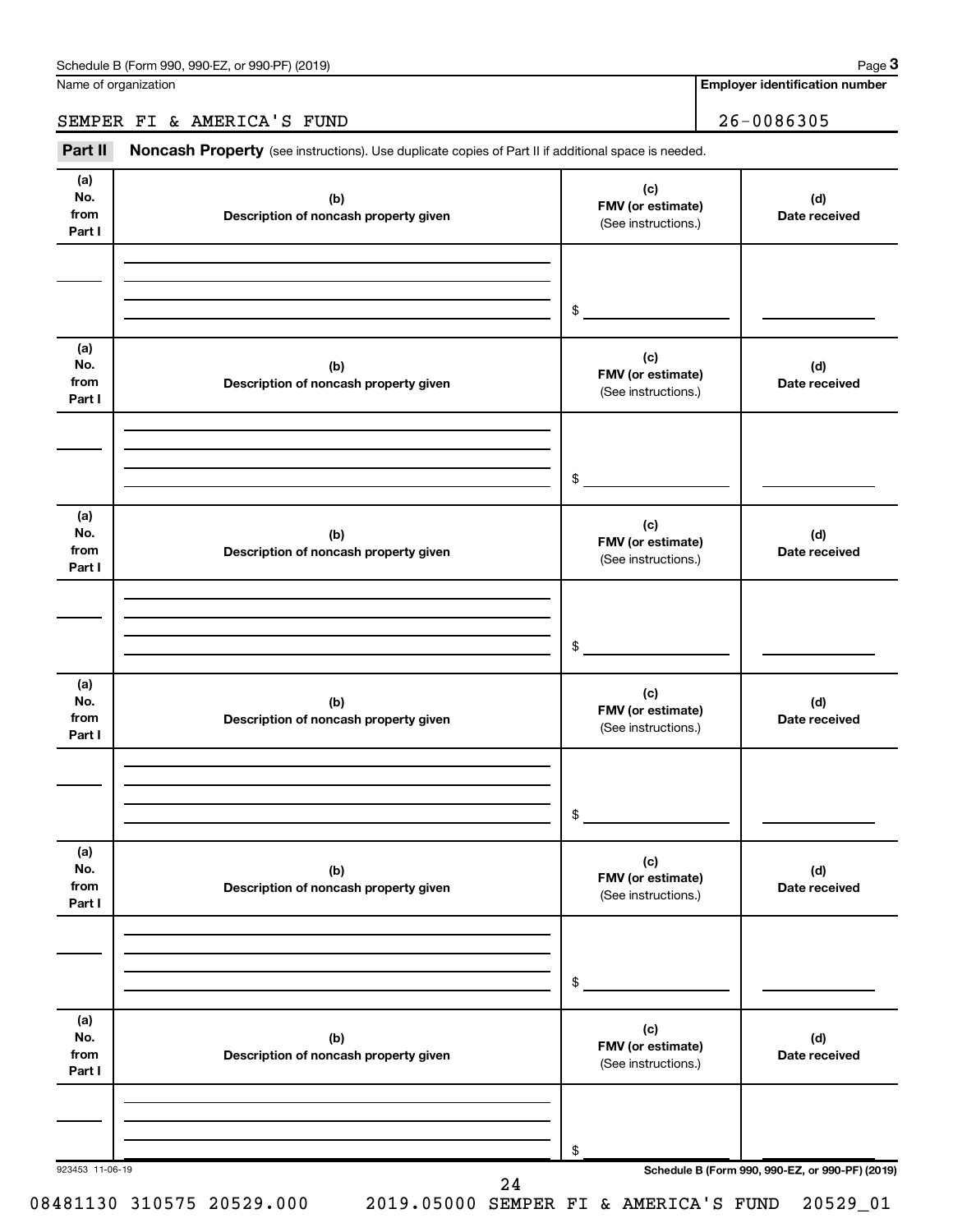Name of organization

SEMPER FI & AMERICA'S FUND

**Employer identification number**

26-0086305

**Part II** **Noncash Property** (see instructions). Use duplicate copies of Part II if additional space is needed.

| (a) No. from Part I | (b) Description of noncash property given | (c) FMV (or estimate) (See instructions.) | (d) Date received |
|---|---|---|---|
| | | $ | |

| (a) No. from Part I | (b) Description of noncash property given | (c) FMV (or estimate) (See instructions.) | (d) Date received |
|---|---|---|---|
| | | $ | |

| (a) No. from Part I | (b) Description of noncash property given | (c) FMV (or estimate) (See instructions.) | (d) Date received |
|---|---|---|---|
| | | $ | |

| (a) No. from Part I | (b) Description of noncash property given | (c) FMV (or estimate) (See instructions.) | (d) Date received |
|---|---|---|---|
| | | $ | |

| (a) No. from Part I | (b) Description of noncash property given | (c) FMV (or estimate) (See instructions.) | (d) Date received |
|---|---|---|---|
| | | $ | |

| (a) No. from Part I | (b) Description of noncash property given | (c) FMV (or estimate) (See instructions.) | (d) Date received |
|---|---|---|---|
| | | $ | |

923453 11-06-19

08481130 310575 20529.000 2019.05000 SEMPER FI & AMERICA'S FUND 20529_01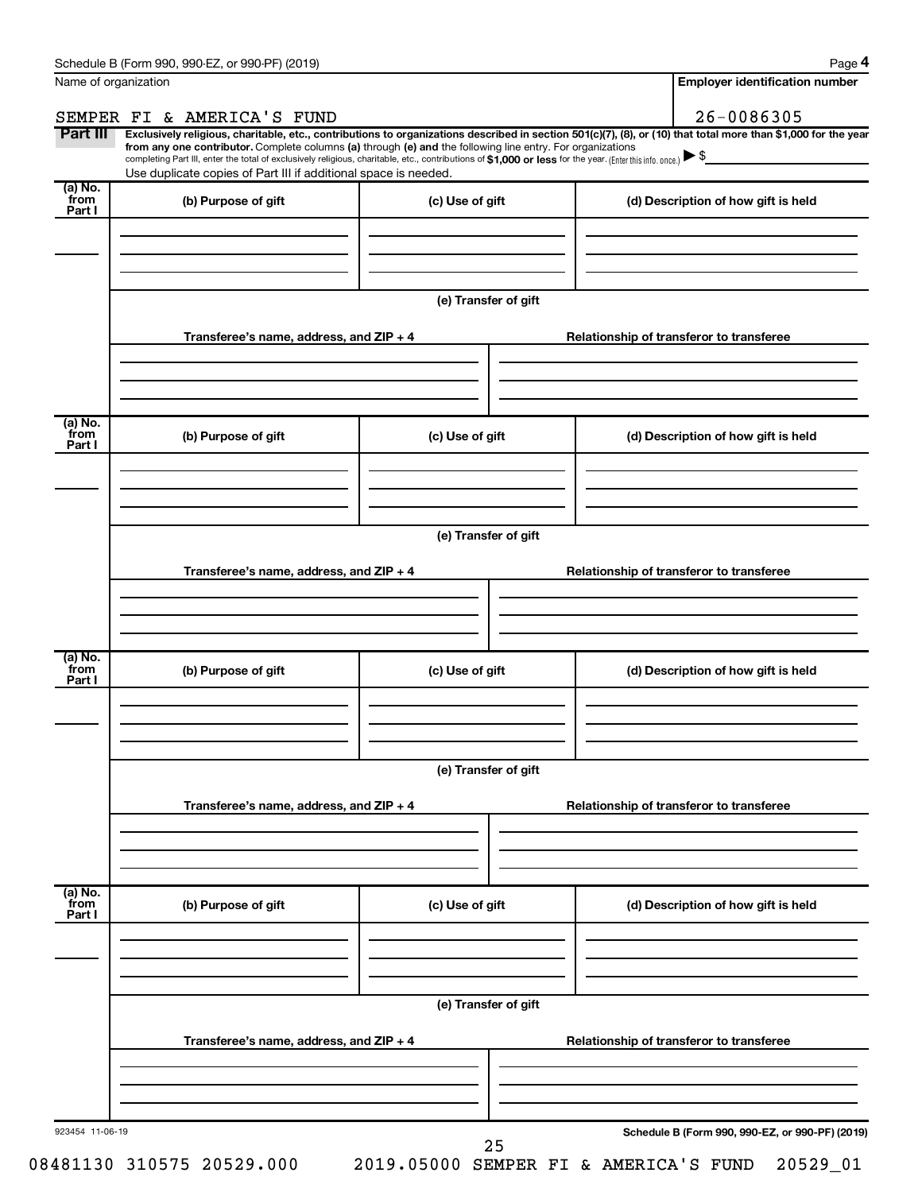Name of organization

SEMPER FI & AMERICA'S FUND

**Employer identification number**

26-0086305

**Part III** **Exclusively religious, charitable, etc., contributions to organizations described in section 501(c)(7), (8), or (10) that total more than $1,000 for the year from any one contributor.** Complete columns **(a)** through **(e)** and the following line entry. For organizations completing Part III, enter the total of exclusively religious, charitable, etc., contributions of **$1,000 or less** for the year. (Enter this info. once.) ▶ $

Use duplicate copies of Part III if additional space is needed.

| (a) No. from Part I | (b) Purpose of gift | (c) Use of gift | (d) Description of how gift is held |
|---|---|---|---|
| | | | |

**(e) Transfer of gift**

| Transferee's name, address, and ZIP + 4 | Relationship of transferor to transferee |
|---|---|
| | |

| (a) No. from Part I | (b) Purpose of gift | (c) Use of gift | (d) Description of how gift is held |
|---|---|---|---|
| | | | |

**(e) Transfer of gift**

| Transferee's name, address, and ZIP + 4 | Relationship of transferor to transferee |
|---|---|
| | |

| (a) No. from Part I | (b) Purpose of gift | (c) Use of gift | (d) Description of how gift is held |
|---|---|---|---|
| | | | |

**(e) Transfer of gift**

| Transferee's name, address, and ZIP + 4 | Relationship of transferor to transferee |
|---|---|
| | |

| (a) No. from Part I | (b) Purpose of gift | (c) Use of gift | (d) Description of how gift is held |
|---|---|---|---|
| | | | |

**(e) Transfer of gift**

| Transferee's name, address, and ZIP + 4 | Relationship of transferor to transferee |
|---|---|
| | |

923454 11-06-19

**Schedule B (Form 990, 990-EZ, or 990-PF) (2019)**

08481130 310575 20529.000 2019.05000 SEMPER FI & AMERICA'S FUND 20529_01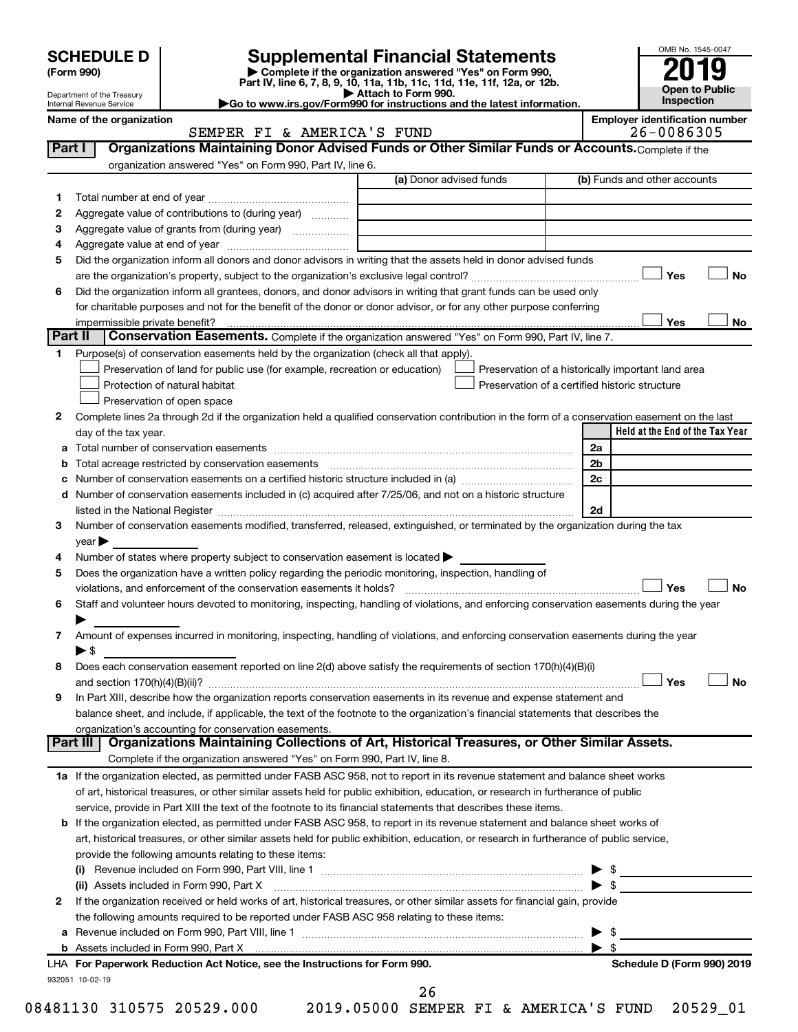# SCHEDULE D (Form 990)

Department of the Treasury
Internal Revenue Service

## Supplemental Financial Statements

▶ Complete if the organization answered "Yes" on Form 990, Part IV, line 6, 7, 8, 9, 10, 11a, 11b, 11c, 11d, 11e, 11f, 12a, or 12b.
▶ Attach to Form 990.
▶Go to www.irs.gov/Form990 for instructions and the latest information.

OMB No. 1545-0047

**2019**

**Open to Public Inspection**

**Name of the organization:** SEMPER FI & AMERICA'S FUND

**Employer identification number:** 26-0086305

### Part I — Organizations Maintaining Donor Advised Funds or Other Similar Funds or Accounts.

Complete if the organization answered "Yes" on Form 990, Part IV, line 6.

| | | (a) Donor advised funds | (b) Funds and other accounts |
|---|---|---|---|
| 1 | Total number at end of year | | |
| 2 | Aggregate value of contributions to (during year) | | |
| 3 | Aggregate value of grants from (during year) | | |
| 4 | Aggregate value at end of year | | |

5 Did the organization inform all donors and donor advisors in writing that the assets held in donor advised funds are the organization's property, subject to the organization's exclusive legal control? ☐ Yes ☐ No

6 Did the organization inform all grantees, donors, and donor advisors in writing that grant funds can be used only for charitable purposes and not for the benefit of the donor or donor advisor, or for any other purpose conferring impermissible private benefit? ☐ Yes ☐ No

### Part II — Conservation Easements.

Complete if the organization answered "Yes" on Form 990, Part IV, line 7.

1 Purpose(s) of conservation easements held by the organization (check all that apply).

- ☐ Preservation of land for public use (for example, recreation or education)
- ☐ Protection of natural habitat
- ☐ Preservation of open space
- ☐ Preservation of a historically important land area
- ☐ Preservation of a certified historic structure

2 Complete lines 2a through 2d if the organization held a qualified conservation contribution in the form of a conservation easement on the last day of the tax year.

| | | | Held at the End of the Tax Year |
|---|---|---|---|
| a | Total number of conservation easements | 2a | |
| b | Total acreage restricted by conservation easements | 2b | |
| c | Number of conservation easements on a certified historic structure included in (a) | 2c | |
| d | Number of conservation easements included in (c) acquired after 7/25/06, and not on a historic structure listed in the National Register | 2d | |

3 Number of conservation easements modified, transferred, released, extinguished, or terminated by the organization during the tax year ▶

4 Number of states where property subject to conservation easement is located ▶

5 Does the organization have a written policy regarding the periodic monitoring, inspection, handling of violations, and enforcement of the conservation easements it holds? ☐ Yes ☐ No

6 Staff and volunteer hours devoted to monitoring, inspecting, handling of violations, and enforcing conservation easements during the year ▶

7 Amount of expenses incurred in monitoring, inspecting, handling of violations, and enforcing conservation easements during the year ▶ $

8 Does each conservation easement reported on line 2(d) above satisfy the requirements of section 170(h)(4)(B)(i) and section 170(h)(4)(B)(ii)? ☐ Yes ☐ No

9 In Part XIII, describe how the organization reports conservation easements in its revenue and expense statement and balance sheet, and include, if applicable, the text of the footnote to the organization's financial statements that describes the organization's accounting for conservation easements.

### Part III — Organizations Maintaining Collections of Art, Historical Treasures, or Other Similar Assets.

Complete if the organization answered "Yes" on Form 990, Part IV, line 8.

1a If the organization elected, as permitted under FASB ASC 958, not to report in its revenue statement and balance sheet works of art, historical treasures, or other similar assets held for public exhibition, education, or research in furtherance of public service, provide in Part XIII the text of the footnote to its financial statements that describes these items.

b If the organization elected, as permitted under FASB ASC 958, to report in its revenue statement and balance sheet works of art, historical treasures, or other similar assets held for public exhibition, education, or research in furtherance of public service, provide the following amounts relating to these items:

(i) Revenue included on Form 990, Part VIII, line 1 ▶ $

(ii) Assets included in Form 990, Part X ▶ $

2 If the organization received or held works of art, historical treasures, or other similar assets for financial gain, provide the following amounts required to be reported under FASB ASC 958 relating to these items:

a Revenue included on Form 990, Part VIII, line 1 ▶ $

b Assets included in Form 990, Part X ▶ $

LHA **For Paperwork Reduction Act Notice, see the Instructions for Form 990.** **Schedule D (Form 990) 2019**

932051 10-02-19

08481130 310575 20529.000 2019.05000 SEMPER FI & AMERICA'S FUND 20529_01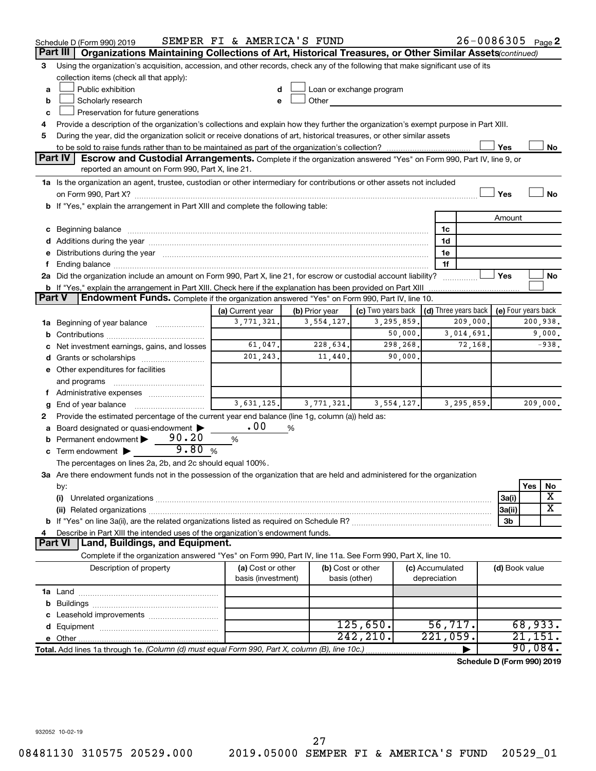Schedule D (Form 990) 2019 SEMPER FI & AMERICA'S FUND 26-0086305 Page 2

## Part III Organizations Maintaining Collections of Art, Historical Treasures, or Other Similar Assets *(continued)*

3 Using the organization's acquisition, accession, and other records, check any of the following that make significant use of its collection items (check all that apply):

- a ☐ Public exhibition
- b ☐ Scholarly research
- c ☐ Preservation for future generations
- d ☐ Loan or exchange program
- e ☐ Other

4 Provide a description of the organization's collections and explain how they further the organization's exempt purpose in Part XIII.

5 During the year, did the organization solicit or receive donations of art, historical treasures, or other similar assets to be sold to raise funds rather than to be maintained as part of the organization's collection? ☐ Yes ☐ No

## Part IV Escrow and Custodial Arrangements.

Complete if the organization answered "Yes" on Form 990, Part IV, line 9, or reported an amount on Form 990, Part X, line 21.

1a Is the organization an agent, trustee, custodian or other intermediary for contributions or other assets not included on Form 990, Part X? ☐ Yes ☐ No

b If "Yes," explain the arrangement in Part XIII and complete the following table:

| | | Amount |
|---|---|---|
| c Beginning balance | 1c | |
| d Additions during the year | 1d | |
| e Distributions during the year | 1e | |
| f Ending balance | 1f | |

2a Did the organization include an amount on Form 990, Part X, line 21, for escrow or custodial account liability? ☐ Yes ☐ No

b If "Yes," explain the arrangement in Part XIII. Check here if the explanation has been provided on Part XIII ☐

## Part V Endowment Funds.

Complete if the organization answered "Yes" on Form 990, Part IV, line 10.

| | (a) Current year | (b) Prior year | (c) Two years back | (d) Three years back | (e) Four years back |
|---|---|---|---|---|---|
| 1a Beginning of year balance | 3,771,321. | 3,554,127. | 3,295,859. | 209,000. | 200,938. |
| b Contributions | | | 50,000. | 3,014,691. | 9,000. |
| c Net investment earnings, gains, and losses | 61,047. | 228,634. | 298,268. | 72,168. | -938. |
| d Grants or scholarships | 201,243. | 11,440. | 90,000. | | |
| e Other expenditures for facilities and programs | | | | | |
| f Administrative expenses | | | | | |
| g End of year balance | 3,631,125. | 3,771,321. | 3,554,127. | 3,295,859. | 209,000. |

2 Provide the estimated percentage of the current year end balance (line 1g, column (a)) held as:

- a Board designated or quasi-endowment ▶ .00 %
- b Permanent endowment ▶ 90.20 %
- c Term endowment ▶ 9.80 %

The percentages on lines 2a, 2b, and 2c should equal 100%.

3a Are there endowment funds not in the possession of the organization that are held and administered for the organization by:

| | | Yes | No |
|---|---|---|---|
| (i) Unrelated organizations | 3a(i) | | X |
| (ii) Related organizations | 3a(ii) | | X |
| b If "Yes" on line 3a(ii), are the related organizations listed as required on Schedule R? | 3b | | |

4 Describe in Part XIII the intended uses of the organization's endowment funds.

## Part VI Land, Buildings, and Equipment.

Complete if the organization answered "Yes" on Form 990, Part IV, line 11a. See Form 990, Part X, line 10.

| Description of property | (a) Cost or other basis (investment) | (b) Cost or other basis (other) | (c) Accumulated depreciation | (d) Book value |
|---|---|---|---|---|
| 1a Land | | | | |
| b Buildings | | | | |
| c Leasehold improvements | | | | |
| d Equipment | | 125,650. | 56,717. | 68,933. |
| e Other | | 242,210. | 221,059. | 21,151. |
| **Total.** Add lines 1a through 1e. *(Column (d) must equal Form 990, Part X, column (B), line 10c.)* | | | ▶ | 90,084. |

**Schedule D (Form 990) 2019**

932052 10-02-19

08481130 310575 20529.000 2019.05000 SEMPER FI & AMERICA'S FUND 20529_01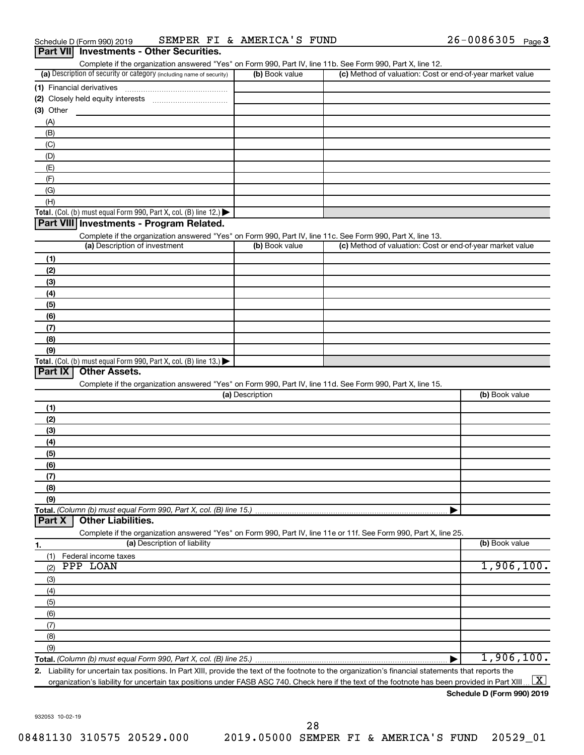Schedule D (Form 990) 2019 SEMPER FI & AMERICA'S FUND 26-0086305 Page 3

## Part VII Investments - Other Securities.

Complete if the organization answered "Yes" on Form 990, Part IV, line 11b. See Form 990, Part X, line 12.

| (a) Description of security or category (including name of security) | (b) Book value | (c) Method of valuation: Cost or end-of-year market value |
|---|---|---|
| (1) Financial derivatives | | |
| (2) Closely held equity interests | | |
| (3) Other | | |
| (A) | | |
| (B) | | |
| (C) | | |
| (D) | | |
| (E) | | |
| (F) | | |
| (G) | | |
| (H) | | |
| **Total.** (Col. (b) must equal Form 990, Part X, col. (B) line 12.) | | |

## Part VIII Investments - Program Related.

Complete if the organization answered "Yes" on Form 990, Part IV, line 11c. See Form 990, Part X, line 13.

| (a) Description of investment | (b) Book value | (c) Method of valuation: Cost or end-of-year market value |
|---|---|---|
| (1) | | |
| (2) | | |
| (3) | | |
| (4) | | |
| (5) | | |
| (6) | | |
| (7) | | |
| (8) | | |
| (9) | | |
| **Total.** (Col. (b) must equal Form 990, Part X, col. (B) line 13.) | | |

## Part IX Other Assets.

Complete if the organization answered "Yes" on Form 990, Part IV, line 11d. See Form 990, Part X, line 15.

| (a) Description | (b) Book value |
|---|---|
| (1) | |
| (2) | |
| (3) | |
| (4) | |
| (5) | |
| (6) | |
| (7) | |
| (8) | |
| (9) | |
| **Total.** *(Column (b) must equal Form 990, Part X, col. (B) line 15.)* | |

## Part X Other Liabilities.

Complete if the organization answered "Yes" on Form 990, Part IV, line 11e or 11f. See Form 990, Part X, line 25.

| 1. (a) Description of liability | (b) Book value |
|---|---|
| (1) Federal income taxes | |
| (2) PPP LOAN | 1,906,100. |
| (3) | |
| (4) | |
| (5) | |
| (6) | |
| (7) | |
| (8) | |
| (9) | |
| **Total.** *(Column (b) must equal Form 990, Part X, col. (B) line 25.)* | 1,906,100. |

**2.** Liability for uncertain tax positions. In Part XIII, provide the text of the footnote to the organization's financial statements that reports the organization's liability for uncertain tax positions under FASB ASC 740. Check here if the text of the footnote has been provided in Part XIII [X]

**Schedule D (Form 990) 2019**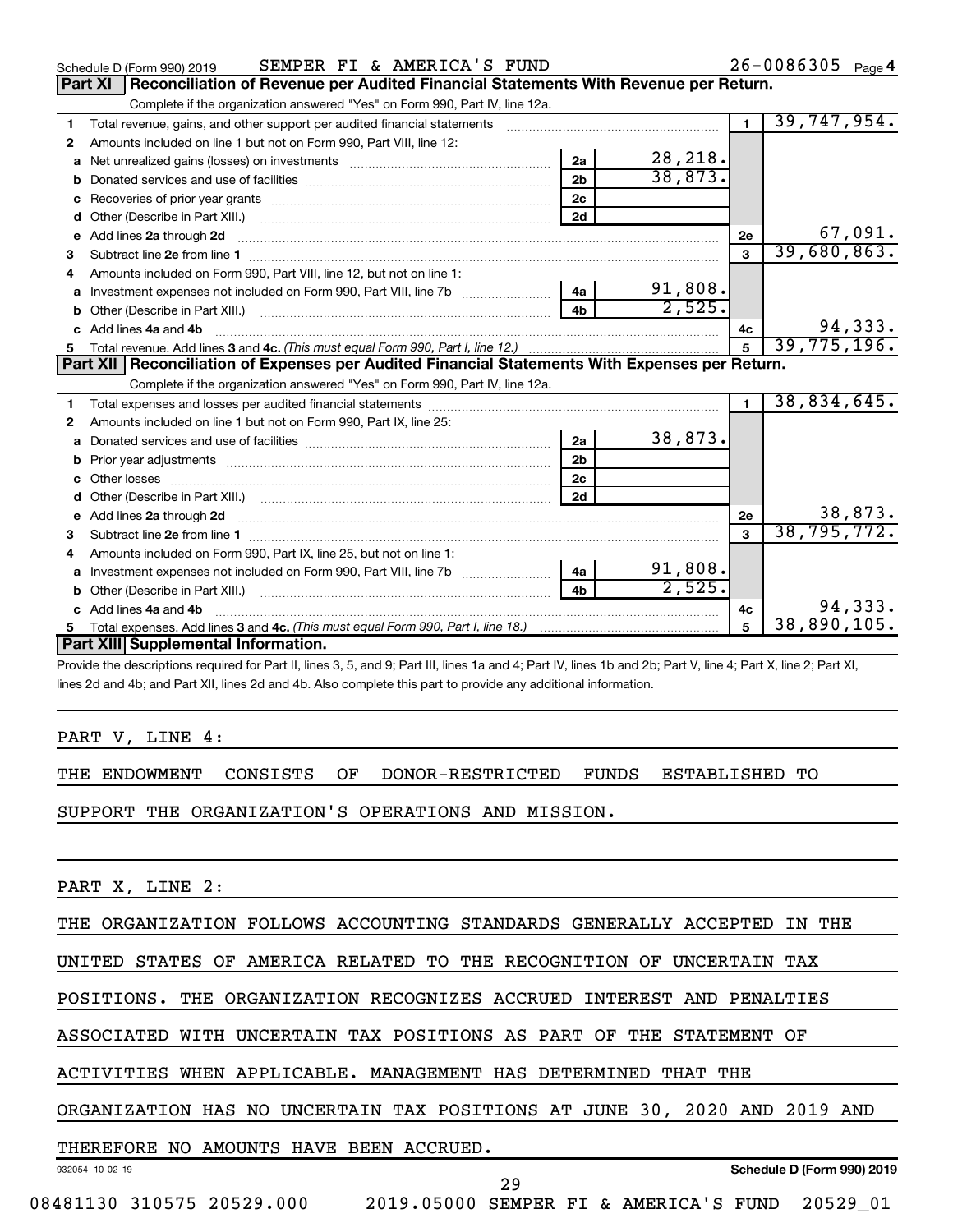Schedule D (Form 990) 2019 SEMPER FI & AMERICA'S FUND 26-0086305 Page 4

## Part XI Reconciliation of Revenue per Audited Financial Statements With Revenue per Return.

Complete if the organization answered "Yes" on Form 990, Part IV, line 12a.

| | | | | | |
|---|---|---|---|---|---|
| 1 | Total revenue, gains, and other support per audited financial statements | | | 1 | 39,747,954. |
| 2 | Amounts included on line 1 but not on Form 990, Part VIII, line 12: | | | | |
| a | Net unrealized gains (losses) on investments | 2a | 28,218. | | |
| b | Donated services and use of facilities | 2b | 38,873. | | |
| c | Recoveries of prior year grants | 2c | | | |
| d | Other (Describe in Part XIII.) | 2d | | | |
| e | Add lines 2a through 2d | | | 2e | 67,091. |
| 3 | Subtract line 2e from line 1 | | | 3 | 39,680,863. |
| 4 | Amounts included on Form 990, Part VIII, line 12, but not on line 1: | | | | |
| a | Investment expenses not included on Form 990, Part VIII, line 7b | 4a | 91,808. | | |
| b | Other (Describe in Part XIII.) | 4b | 2,525. | | |
| c | Add lines 4a and 4b | | | 4c | 94,333. |
| 5 | Total revenue. Add lines 3 and 4c. *(This must equal Form 990, Part I, line 12.)* | | | 5 | 39,775,196. |

## Part XII Reconciliation of Expenses per Audited Financial Statements With Expenses per Return.

Complete if the organization answered "Yes" on Form 990, Part IV, line 12a.

| | | | | | |
|---|---|---|---|---|---|
| 1 | Total expenses and losses per audited financial statements | | | 1 | 38,834,645. |
| 2 | Amounts included on line 1 but not on Form 990, Part IX, line 25: | | | | |
| a | Donated services and use of facilities | 2a | 38,873. | | |
| b | Prior year adjustments | 2b | | | |
| c | Other losses | 2c | | | |
| d | Other (Describe in Part XIII.) | 2d | | | |
| e | Add lines 2a through 2d | | | 2e | 38,873. |
| 3 | Subtract line 2e from line 1 | | | 3 | 38,795,772. |
| 4 | Amounts included on Form 990, Part IX, line 25, but not on line 1: | | | | |
| a | Investment expenses not included on Form 990, Part VIII, line 7b | 4a | 91,808. | | |
| b | Other (Describe in Part XIII.) | 4b | 2,525. | | |
| c | Add lines 4a and 4b | | | 4c | 94,333. |
| 5 | Total expenses. Add lines 3 and 4c. *(This must equal Form 990, Part I, line 18.)* | | | 5 | 38,890,105. |

## Part XIII Supplemental Information.

Provide the descriptions required for Part II, lines 3, 5, and 9; Part III, lines 1a and 4; Part IV, lines 1b and 2b; Part V, line 4; Part X, line 2; Part XI, lines 2d and 4b; and Part XII, lines 2d and 4b. Also complete this part to provide any additional information.

PART V, LINE 4:

THE ENDOWMENT CONSISTS OF DONOR-RESTRICTED FUNDS ESTABLISHED TO SUPPORT THE ORGANIZATION'S OPERATIONS AND MISSION.

PART X, LINE 2:

THE ORGANIZATION FOLLOWS ACCOUNTING STANDARDS GENERALLY ACCEPTED IN THE UNITED STATES OF AMERICA RELATED TO THE RECOGNITION OF UNCERTAIN TAX POSITIONS. THE ORGANIZATION RECOGNIZES ACCRUED INTEREST AND PENALTIES ASSOCIATED WITH UNCERTAIN TAX POSITIONS AS PART OF THE STATEMENT OF ACTIVITIES WHEN APPLICABLE. MANAGEMENT HAS DETERMINED THAT THE ORGANIZATION HAS NO UNCERTAIN TAX POSITIONS AT JUNE 30, 2020 AND 2019 AND THEREFORE NO AMOUNTS HAVE BEEN ACCRUED.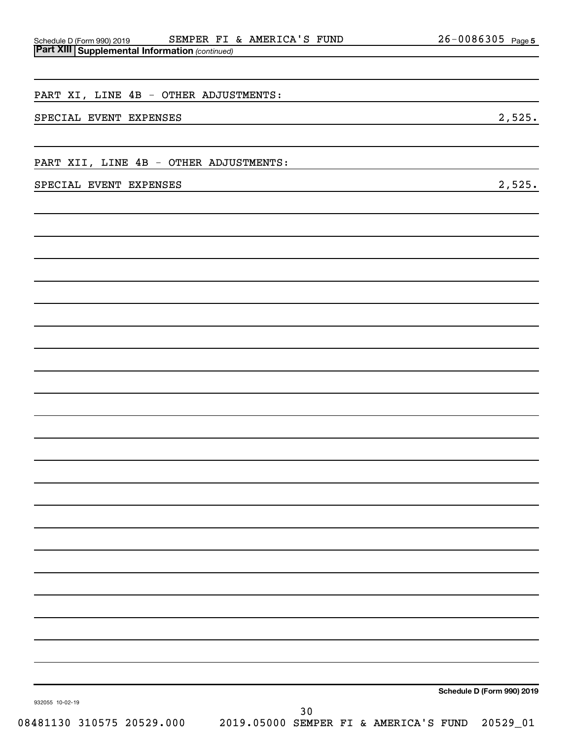**Part XIII** **Supplemental Information** *(continued)*

PART XI, LINE 4B - OTHER ADJUSTMENTS:

| | |
|---|---|
| SPECIAL EVENT EXPENSES | 2,525. |

PART XII, LINE 4B - OTHER ADJUSTMENTS:

| | |
|---|---|
| SPECIAL EVENT EXPENSES | 2,525. |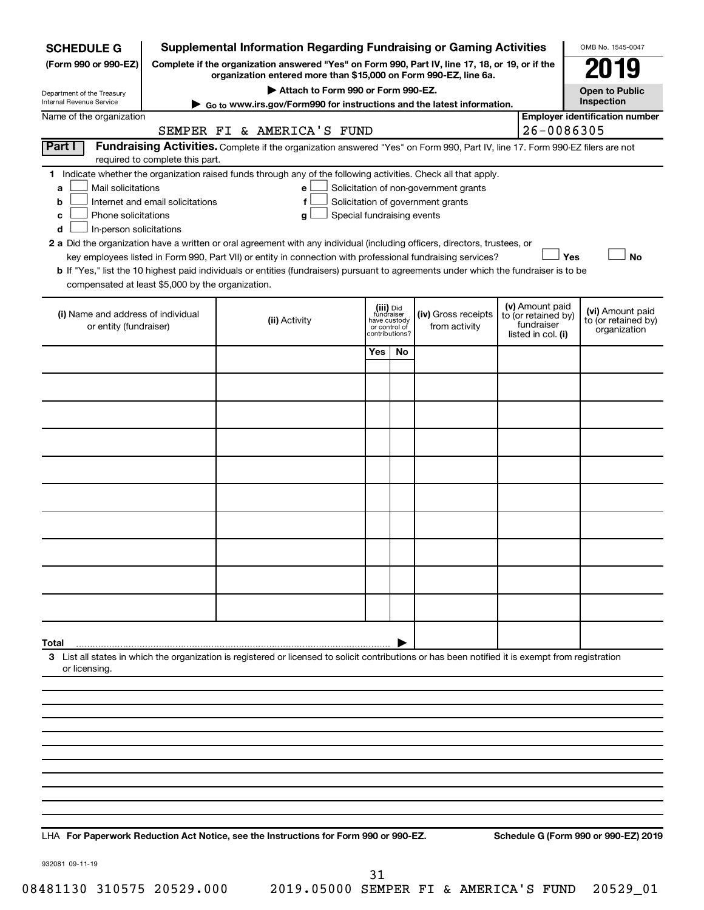**SCHEDULE G**
**(Form 990 or 990-EZ)**

Department of the Treasury
Internal Revenue Service

# Supplemental Information Regarding Fundraising or Gaming Activities

**Complete if the organization answered "Yes" on Form 990, Part IV, line 17, 18, or 19, or if the organization entered more than $15,000 on Form 990-EZ, line 6a.**

**▶ Attach to Form 990 or Form 990-EZ.**

**▶ Go to www.irs.gov/Form990 for instructions and the latest information.**

OMB No. 1545-0047

**2019**

**Open to Public Inspection**

Name of the organization: SEMPER FI & AMERICA'S FUND

**Employer identification number:** 26-0086305

**Part I** **Fundraising Activities.** Complete if the organization answered "Yes" on Form 990, Part IV, line 17. Form 990-EZ filers are not required to complete this part.

**1** Indicate whether the organization raised funds through any of the following activities. Check all that apply.

- **a** ☐ Mail solicitations
- **b** ☐ Internet and email solicitations
- **c** ☐ Phone solicitations
- **d** ☐ In-person solicitations
- **e** ☐ Solicitation of non-government grants
- **f** ☐ Solicitation of government grants
- **g** ☐ Special fundraising events

**2 a** Did the organization have a written or oral agreement with any individual (including officers, directors, trustees, or key employees listed in Form 990, Part VII) or entity in connection with professional fundraising services? ☐ **Yes** ☐ **No**

**b** If "Yes," list the 10 highest paid individuals or entities (fundraisers) pursuant to agreements under which the fundraiser is to be compensated at least $5,000 by the organization.

| **(i)** Name and address of individual or entity (fundraiser) | **(ii)** Activity | **(iii)** Did fundraiser have custody or control of contributions? Yes | No | **(iv)** Gross receipts from activity | **(v)** Amount paid to (or retained by) fundraiser listed in col. **(i)** | **(vi)** Amount paid to (or retained by) organization |
|---|---|---|---|---|---|---|
| | | | | | | |
| | | | | | | |
| | | | | | | |
| | | | | | | |
| | | | | | | |
| | | | | | | |
| | | | | | | |
| | | | | | | |
| | | | | | | |
| | | | | | | |
| **Total** ▶ | | | | | | |

**3** List all states in which the organization is registered or licensed to solicit contributions or has been notified it is exempt from registration or licensing.

LHA **For Paperwork Reduction Act Notice, see the Instructions for Form 990 or 990-EZ.** **Schedule G (Form 990 or 990-EZ) 2019**

932081 09-11-19

08481130 310575 20529.000 2019.05000 SEMPER FI & AMERICA'S FUND 20529_01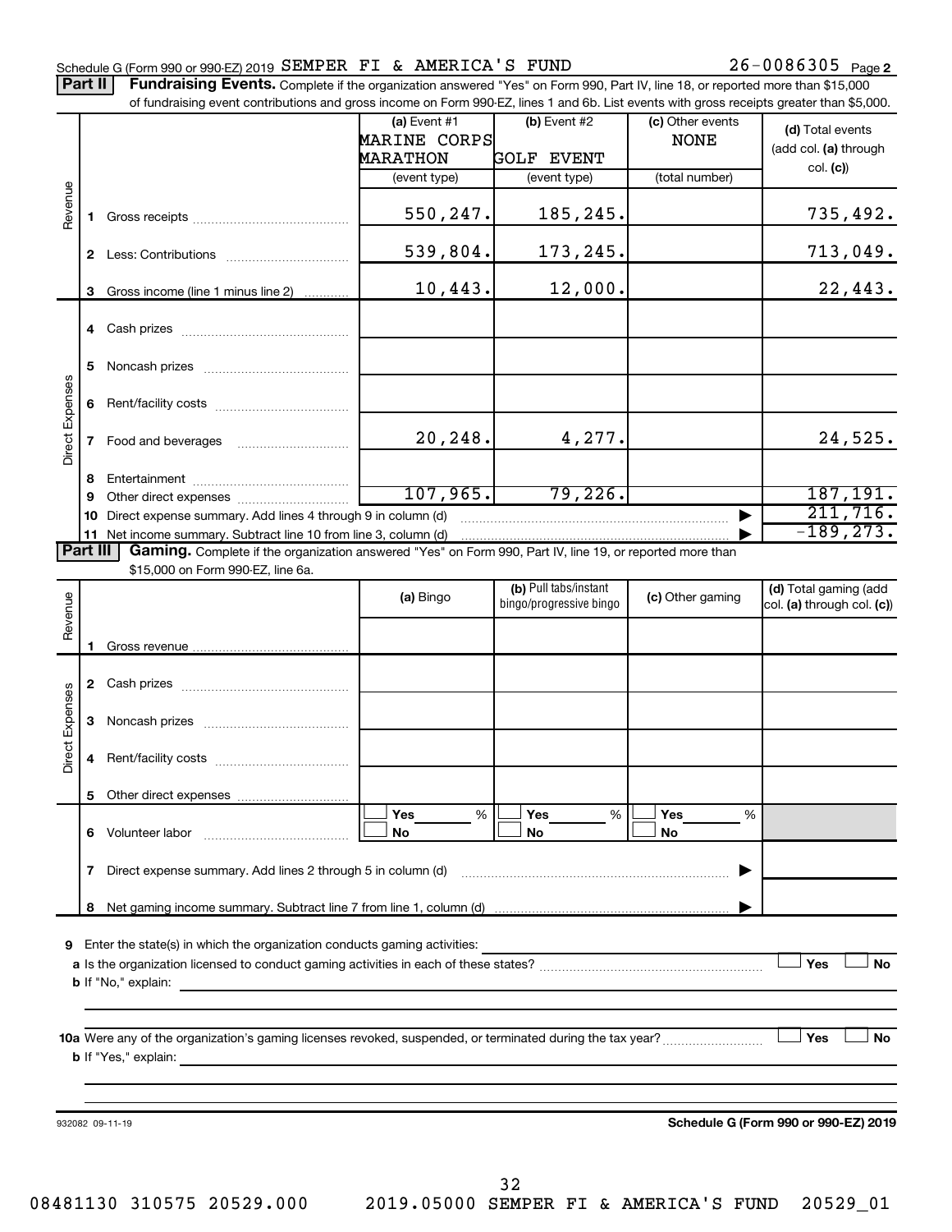Schedule G (Form 990 or 990-EZ) 2019 SEMPER FI & AMERICA'S FUND 26-0086305 Page **2**

**Part II** **Fundraising Events.** Complete if the organization answered "Yes" on Form 990, Part IV, line 18, or reported more than $15,000 of fundraising event contributions and gross income on Form 990-EZ, lines 1 and 6b. List events with gross receipts greater than $5,000.

| | | | (a) Event #1 MARINE CORPS MARATHON (event type) | (b) Event #2 GOLF EVENT (event type) | (c) Other events NONE (total number) | (d) Total events (add col. (a) through col. (c)) |
|---|---|---|---|---|---|---|
| Revenue | 1 | Gross receipts | 550,247. | 185,245. | | 735,492. |
| | 2 | Less: Contributions | 539,804. | 173,245. | | 713,049. |
| | 3 | Gross income (line 1 minus line 2) | 10,443. | 12,000. | | 22,443. |
| Direct Expenses | 4 | Cash prizes | | | | |
| | 5 | Noncash prizes | | | | |
| | 6 | Rent/facility costs | | | | |
| | 7 | Food and beverages | 20,248. | 4,277. | | 24,525. |
| | 8 | Entertainment | | | | |
| | 9 | Other direct expenses | 107,965. | 79,226. | | 187,191. |
| | 10 | Direct expense summary. Add lines 4 through 9 in column (d) | | | | 211,716. |
| | 11 | Net income summary. Subtract line 10 from line 3, column (d) | | | | -189,273. |

**Part III** **Gaming.** Complete if the organization answered "Yes" on Form 990, Part IV, line 19, or reported more than $15,000 on Form 990-EZ, line 6a.

| | | | (a) Bingo | (b) Pull tabs/instant bingo/progressive bingo | (c) Other gaming | (d) Total gaming (add col. (a) through col. (c)) |
|---|---|---|---|---|---|---|
| Revenue | 1 | Gross revenue | | | | |
| Direct Expenses | 2 | Cash prizes | | | | |
| | 3 | Noncash prizes | | | | |
| | 4 | Rent/facility costs | | | | |
| | 5 | Other direct expenses | | | | |
| | 6 | Volunteer labor | ☐ Yes ___ % ☐ No | ☐ Yes ___ % ☐ No | ☐ Yes ___ % ☐ No | |
| | 7 | Direct expense summary. Add lines 2 through 5 in column (d) | | | | |
| | 8 | Net gaming income summary. Subtract line 7 from line 1, column (d) | | | | |

**9** Enter the state(s) in which the organization conducts gaming activities:

**a** Is the organization licensed to conduct gaming activities in each of these states? ☐ Yes ☐ No

**b** If "No," explain:

**10a** Were any of the organization's gaming licenses revoked, suspended, or terminated during the tax year? ☐ Yes ☐ No

**b** If "Yes," explain:

932082 09-11-19 **Schedule G (Form 990 or 990-EZ) 2019**

08481130 310575 20529.000 2019.05000 SEMPER FI & AMERICA'S FUND 20529_01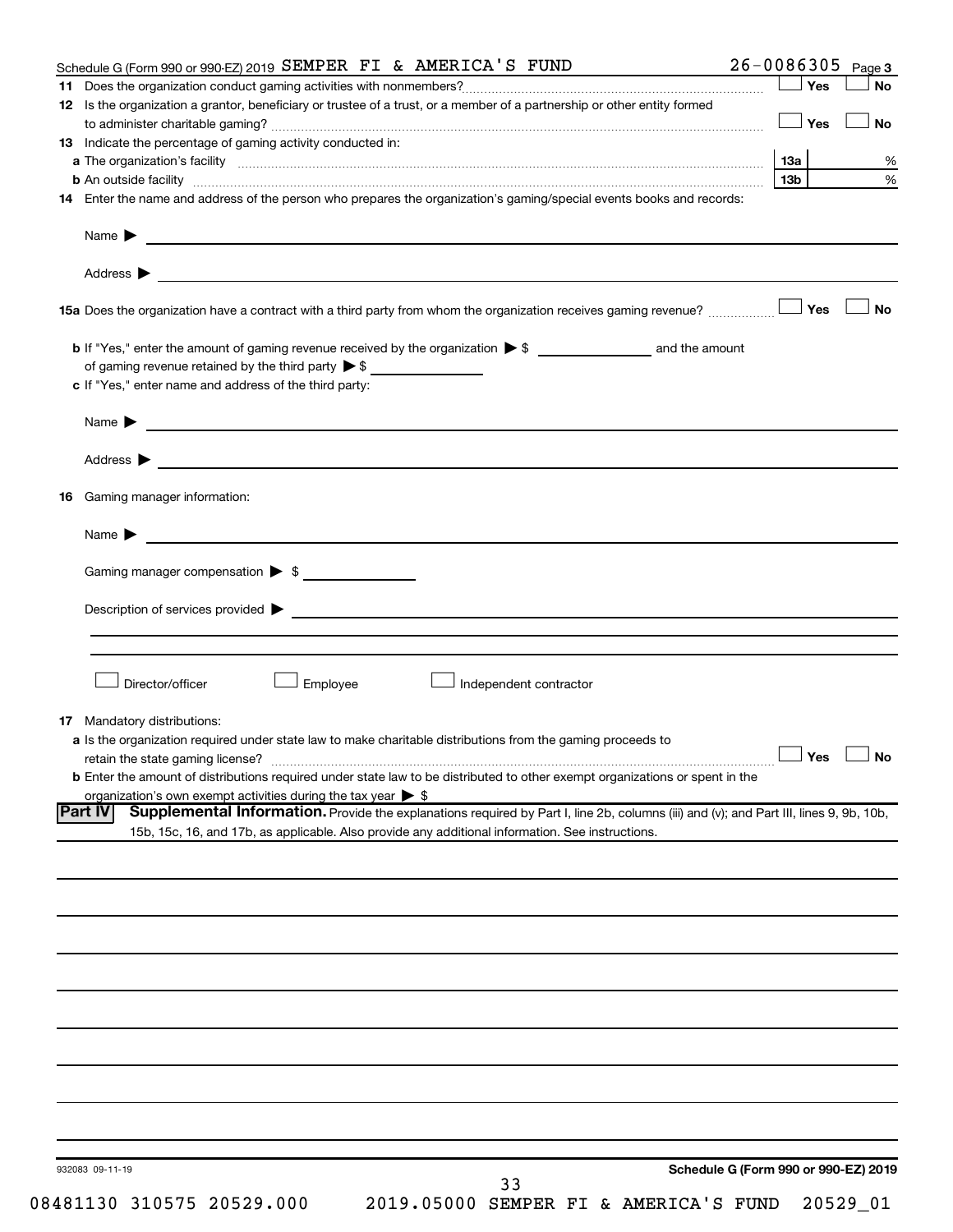Schedule G (Form 990 or 990-EZ) 2019 SEMPER FI & AMERICA'S FUND 26-0086305 Page **3**

**11** Does the organization conduct gaming activities with nonmembers? ☐ Yes ☐ No

**12** Is the organization a grantor, beneficiary or trustee of a trust, or a member of a partnership or other entity formed to administer charitable gaming? ☐ Yes ☐ No

**13** Indicate the percentage of gaming activity conducted in:

**a** The organization's facility **13a** %

**b** An outside facility **13b** %

**14** Enter the name and address of the person who prepares the organization's gaming/special events books and records:

Name ▶

Address ▶

**15a** Does the organization have a contract with a third party from whom the organization receives gaming revenue? ☐ Yes ☐ No

**b** If "Yes," enter the amount of gaming revenue received by the organization ▶ $ \_\_\_\_\_\_\_\_ and the amount of gaming revenue retained by the third party ▶ $ \_\_\_\_\_\_\_\_

**c** If "Yes," enter name and address of the third party:

Name ▶

Address ▶

**16** Gaming manager information:

Name ▶

Gaming manager compensation ▶ $

Description of services provided ▶

☐ Director/officer ☐ Employee ☐ Independent contractor

**17** Mandatory distributions:

**a** Is the organization required under state law to make charitable distributions from the gaming proceeds to retain the state gaming license? ☐ Yes ☐ No

**b** Enter the amount of distributions required under state law to be distributed to other exempt organizations or spent in the organization's own exempt activities during the tax year ▶ $

**Part IV** **Supplemental Information.** Provide the explanations required by Part I, line 2b, columns (iii) and (v); and Part III, lines 9, 9b, 10b, 15b, 15c, 16, and 17b, as applicable. Also provide any additional information. See instructions.

932083 09-11-19 **Schedule G (Form 990 or 990-EZ) 2019**

08481130 310575 20529.000 2019.05000 SEMPER FI & AMERICA'S FUND 20529_01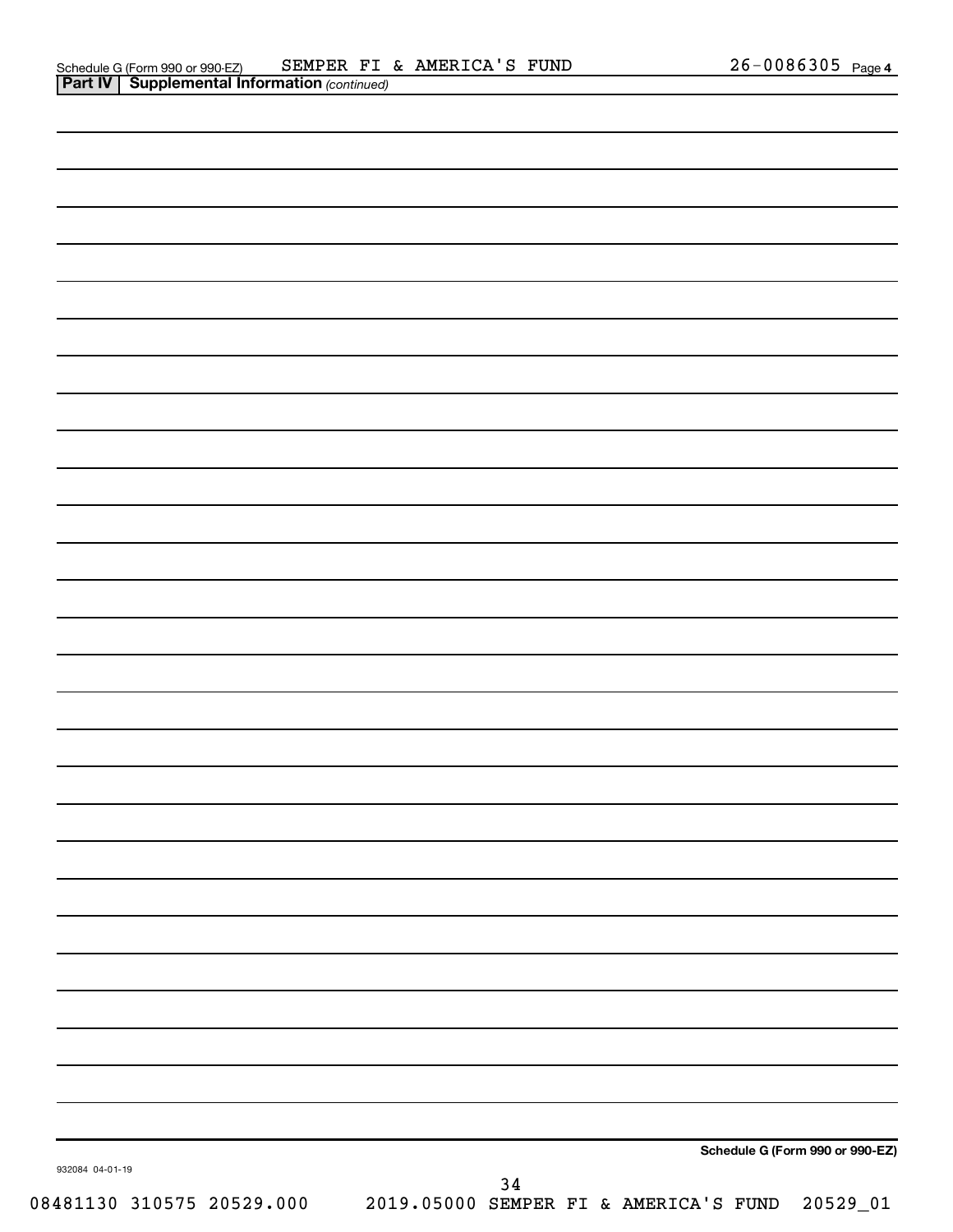Schedule G (Form 990 or 990-EZ) SEMPER FI & AMERICA'S FUND 26-0086305 Page 4

**Part IV | Supplemental Information** *(continued)*

**Schedule G (Form 990 or 990-EZ)**

932084 04-01-19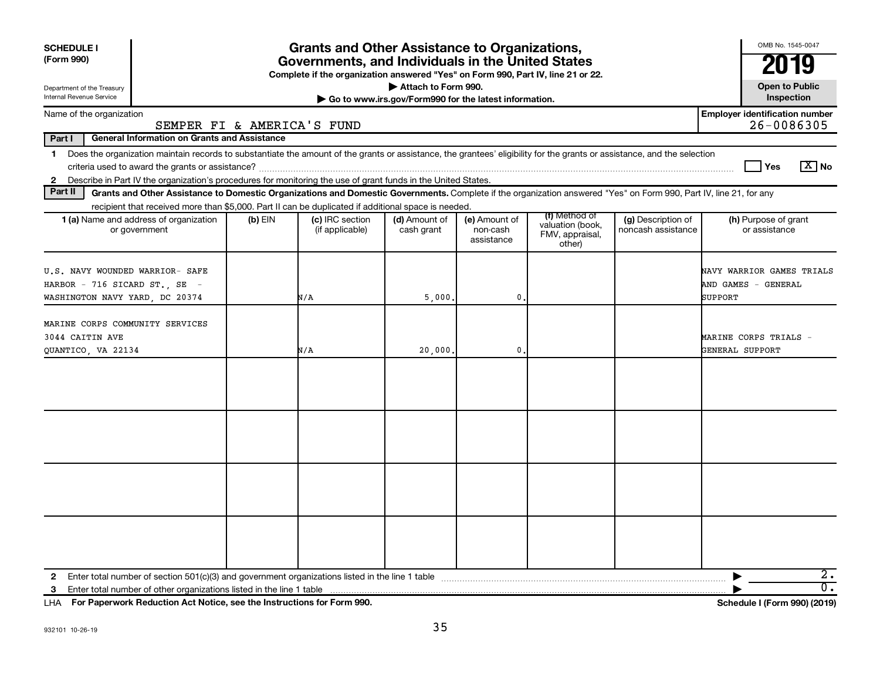**SCHEDULE I (Form 990)**

Department of the Treasury
Internal Revenue Service

# Grants and Other Assistance to Organizations, Governments, and Individuals in the United States

**Complete if the organization answered "Yes" on Form 990, Part IV, line 21 or 22.**

▶ Attach to Form 990.

▶ Go to www.irs.gov/Form990 for the latest information.

OMB No. 1545-0047

**2019**

**Open to Public Inspection**

Name of the organization: SEMPER FI & AMERICA'S FUND

**Employer identification number** 26-0086305

**Part I General Information on Grants and Assistance**

1 Does the organization maintain records to substantiate the amount of the grants or assistance, the grantees' eligibility for the grants or assistance, and the selection criteria used to award the grants or assistance? ☐ Yes ☒ No

2 Describe in Part IV the organization's procedures for monitoring the use of grant funds in the United States.

**Part II Grants and Other Assistance to Domestic Organizations and Domestic Governments.** Complete if the organization answered "Yes" on Form 990, Part IV, line 21, for any recipient that received more than $5,000. Part II can be duplicated if additional space is needed.

| 1 (a) Name and address of organization or government | (b) EIN | (c) IRC section (if applicable) | (d) Amount of cash grant | (e) Amount of non-cash assistance | (f) Method of valuation (book, FMV, appraisal, other) | (g) Description of noncash assistance | (h) Purpose of grant or assistance |
|---|---|---|---|---|---|---|---|
| U.S. NAVY WOUNDED WARRIOR- SAFE HARBOR - 716 SICARD ST., SE - WASHINGTON NAVY YARD, DC 20374 | | N/A | 5,000. | 0. | | | NAVY WARRIOR GAMES TRIALS AND GAMES - GENERAL SUPPORT |
| MARINE CORPS COMMUNITY SERVICES 3044 CAITIN AVE QUANTICO, VA 22134 | | N/A | 20,000. | 0. | | | MARINE CORPS TRIALS - GENERAL SUPPORT |
| | | | | | | | |
| | | | | | | | |
| | | | | | | | |
| | | | | | | | |

2 Enter total number of section 501(c)(3) and government organizations listed in the line 1 table ▶ 2.

3 Enter total number of other organizations listed in the line 1 table ▶ 0.

LHA **For Paperwork Reduction Act Notice, see the Instructions for Form 990.** **Schedule I (Form 990) (2019)**

932101 10-26-19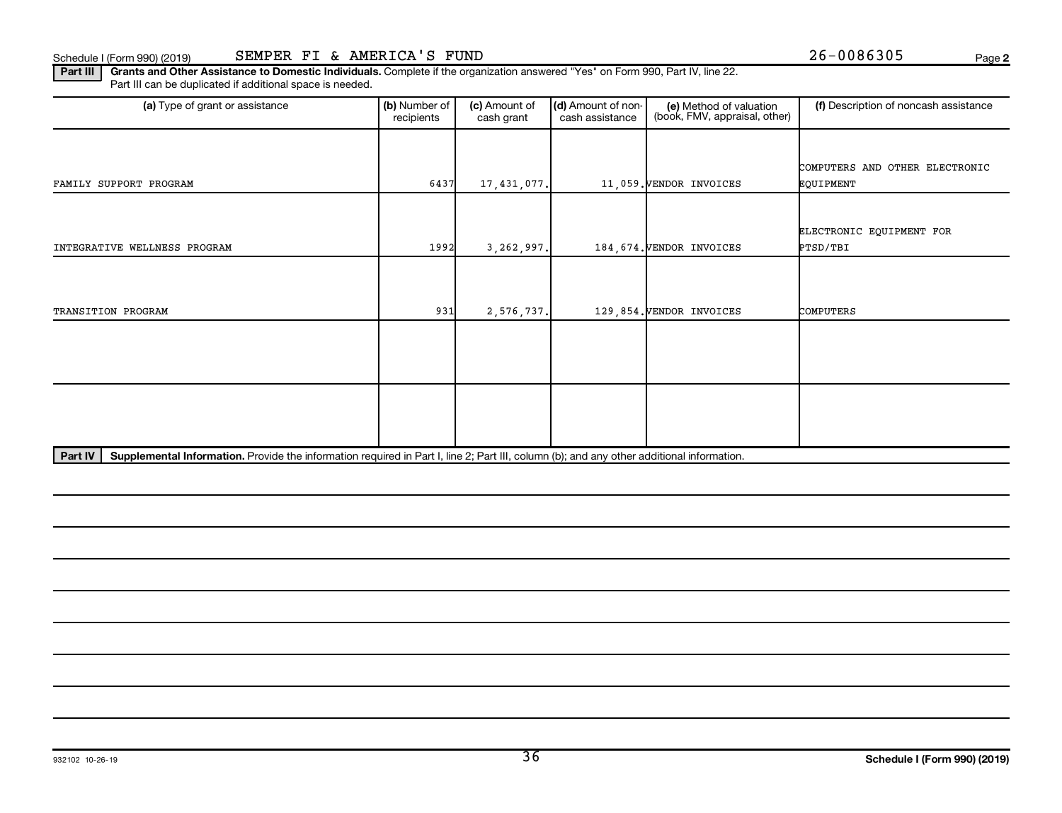Schedule I (Form 990) (2019) SEMPER FI & AMERICA'S FUND 26-0086305

**Part III** **Grants and Other Assistance to Domestic Individuals.** Complete if the organization answered "Yes" on Form 990, Part IV, line 22. Part III can be duplicated if additional space is needed.

| (a) Type of grant or assistance | (b) Number of recipients | (c) Amount of cash grant | (d) Amount of non-cash assistance | (e) Method of valuation (book, FMV, appraisal, other) | (f) Description of noncash assistance |
|---|---|---|---|---|---|
| FAMILY SUPPORT PROGRAM | 6437 | 17,431,077. | 11,059. | VENDOR INVOICES | COMPUTERS AND OTHER ELECTRONIC EQUIPMENT |
| INTEGRATIVE WELLNESS PROGRAM | 1992 | 3,262,997. | 184,674. | VENDOR INVOICES | ELECTRONIC EQUIPMENT FOR PTSD/TBI |
| TRANSITION PROGRAM | 931 | 2,576,737. | 129,854. | VENDOR INVOICES | COMPUTERS |
| | | | | | |
| | | | | | |

**Part IV** **Supplemental Information.** Provide the information required in Part I, line 2; Part III, column (b); and any other additional information.

932102 10-26-19

**Schedule I (Form 990) (2019)**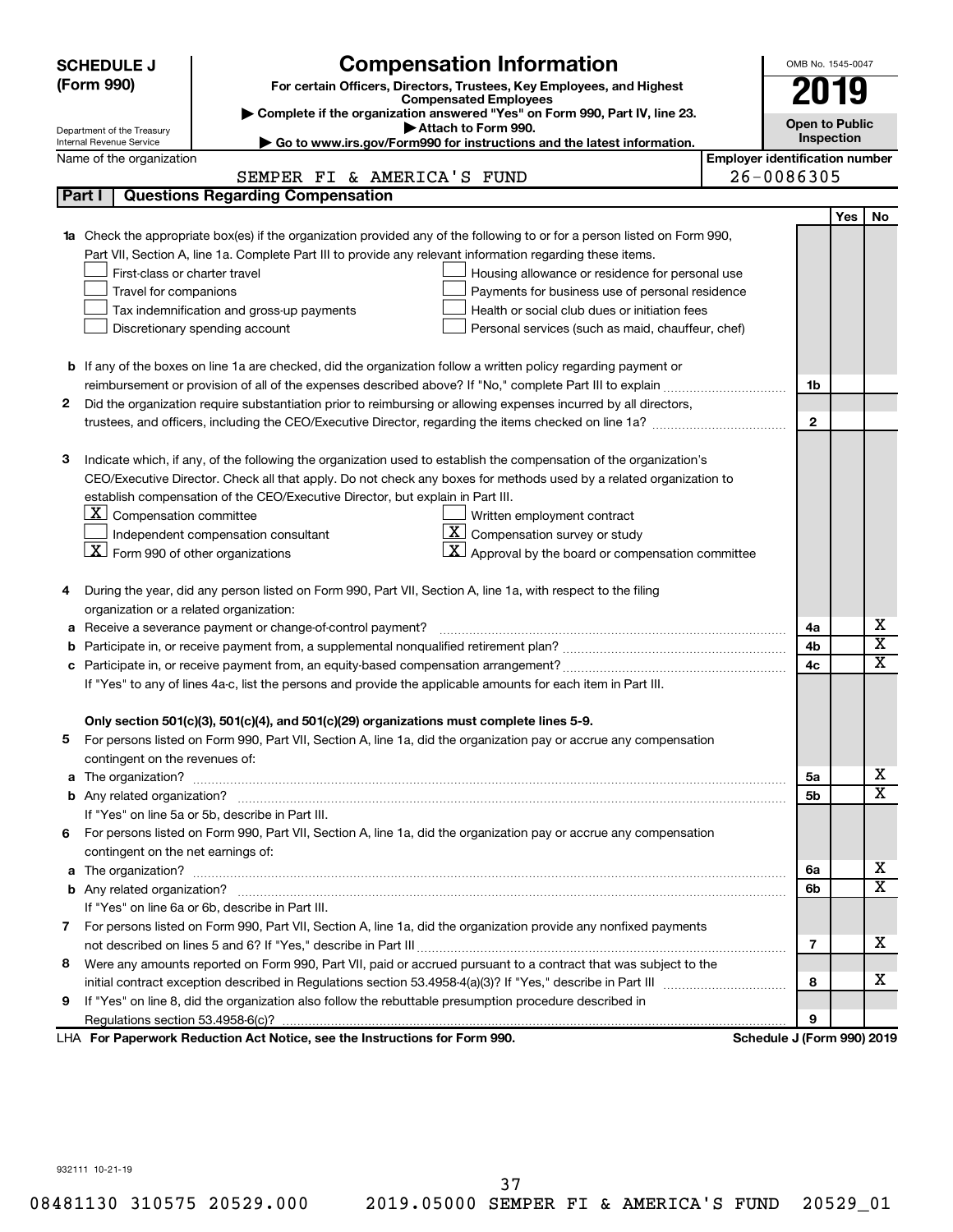**SCHEDULE J (Form 990)**

Department of the Treasury
Internal Revenue Service

# Compensation Information

**For certain Officers, Directors, Trustees, Key Employees, and Highest Compensated Employees**

▶ Complete if the organization answered "Yes" on Form 990, Part IV, line 23.

▶ Attach to Form 990.

▶ Go to www.irs.gov/Form990 for instructions and the latest information.

OMB No. 1545-0047

**2019**

**Open to Public Inspection**

Name of the organization: SEMPER FI & AMERICA'S FUND

Employer identification number: 26-0086305

## Part I — Questions Regarding Compensation

| | | | Yes | No |
|---|---|---|---|---|
| **1a** | Check the appropriate box(es) if the organization provided any of the following to or for a person listed on Form 990, Part VII, Section A, line 1a. Complete Part III to provide any relevant information regarding these items.<br>☐ First-class or charter travel ☐ Housing allowance or residence for personal use<br>☐ Travel for companions ☐ Payments for business use of personal residence<br>☐ Tax indemnification and gross-up payments ☐ Health or social club dues or initiation fees<br>☐ Discretionary spending account ☐ Personal services (such as maid, chauffeur, chef) | | | |
| **b** | If any of the boxes on line 1a are checked, did the organization follow a written policy regarding payment or reimbursement or provision of all of the expenses described above? If "No," complete Part III to explain | 1b | | |
| **2** | Did the organization require substantiation prior to reimbursing or allowing expenses incurred by all directors, trustees, and officers, including the CEO/Executive Director, regarding the items checked on line 1a? | 2 | | |
| **3** | Indicate which, if any, of the following the organization used to establish the compensation of the organization's CEO/Executive Director. Check all that apply. Do not check any boxes for methods used by a related organization to establish compensation of the CEO/Executive Director, but explain in Part III.<br>☒ Compensation committee ☐ Written employment contract<br>☐ Independent compensation consultant ☒ Compensation survey or study<br>☒ Form 990 of other organizations ☒ Approval by the board or compensation committee | | | |
| **4** | During the year, did any person listed on Form 990, Part VII, Section A, line 1a, with respect to the filing organization or a related organization: | | | |
| **a** | Receive a severance payment or change-of-control payment? | 4a | | X |
| **b** | Participate in, or receive payment from, a supplemental nonqualified retirement plan? | 4b | | X |
| **c** | Participate in, or receive payment from, an equity-based compensation arrangement? | 4c | | X |
| | If "Yes" to any of lines 4a-c, list the persons and provide the applicable amounts for each item in Part III. | | | |
| | **Only section 501(c)(3), 501(c)(4), and 501(c)(29) organizations must complete lines 5-9.** | | | |
| **5** | For persons listed on Form 990, Part VII, Section A, line 1a, did the organization pay or accrue any compensation contingent on the revenues of: | | | |
| **a** | The organization? | 5a | | X |
| **b** | Any related organization? | 5b | | X |
| | If "Yes" on line 5a or 5b, describe in Part III. | | | |
| **6** | For persons listed on Form 990, Part VII, Section A, line 1a, did the organization pay or accrue any compensation contingent on the net earnings of: | | | |
| **a** | The organization? | 6a | | X |
| **b** | Any related organization? | 6b | | X |
| | If "Yes" on line 6a or 6b, describe in Part III. | | | |
| **7** | For persons listed on Form 990, Part VII, Section A, line 1a, did the organization provide any nonfixed payments not described on lines 5 and 6? If "Yes," describe in Part III | 7 | | X |
| **8** | Were any amounts reported on Form 990, Part VII, paid or accrued pursuant to a contract that was subject to the initial contract exception described in Regulations section 53.4958-4(a)(3)? If "Yes," describe in Part III | 8 | | X |
| **9** | If "Yes" on line 8, did the organization also follow the rebuttable presumption procedure described in Regulations section 53.4958-6(c)? | 9 | | |

LHA **For Paperwork Reduction Act Notice, see the Instructions for Form 990.** **Schedule J (Form 990) 2019**

932111 10-21-19

08481130 310575 20529.000 2019.05000 SEMPER FI & AMERICA'S FUND 20529_01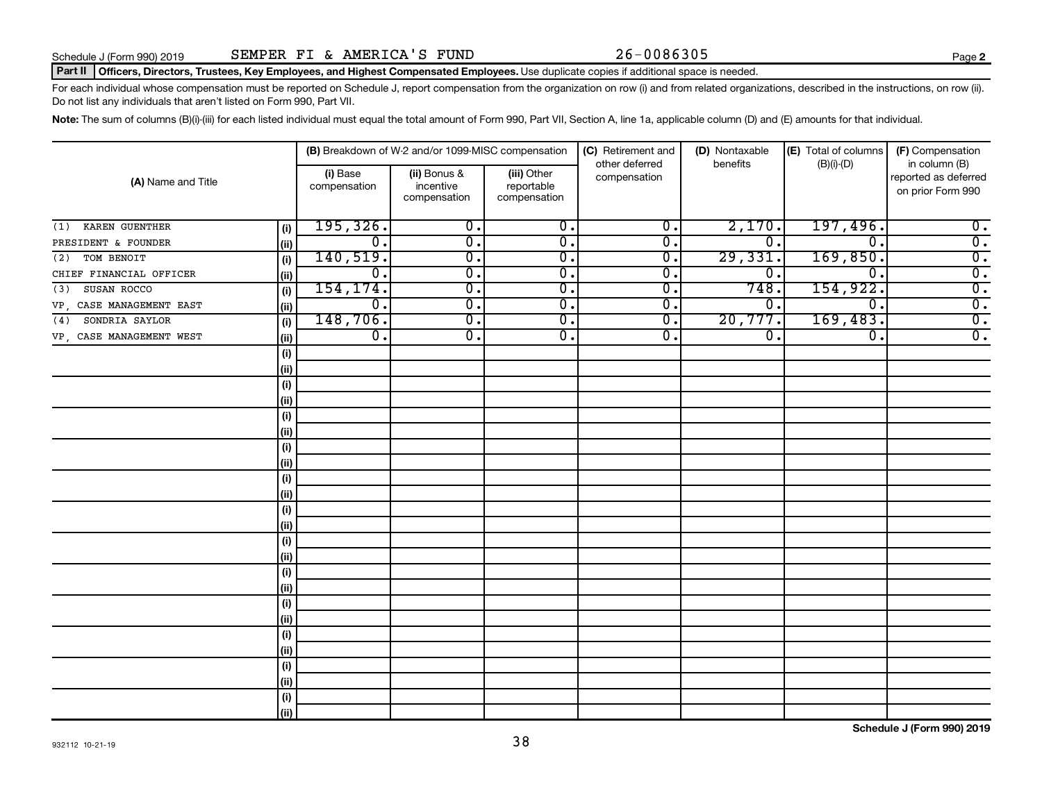Schedule J (Form 990) 2019 SEMPER FI & AMERICA'S FUND 26-0086305 Page **2**

**Part II Officers, Directors, Trustees, Key Employees, and Highest Compensated Employees.** Use duplicate copies if additional space is needed.

For each individual whose compensation must be reported on Schedule J, report compensation from the organization on row (i) and from related organizations, described in the instructions, on row (ii). Do not list any individuals that aren't listed on Form 990, Part VII.

**Note:** The sum of columns (B)(i)-(iii) for each listed individual must equal the total amount of Form 990, Part VII, Section A, line 1a, applicable column (D) and (E) amounts for that individual.

| (A) Name and Title | | (B) Breakdown of W-2 and/or 1099-MISC compensation | | | (C) Retirement and other deferred compensation | (D) Nontaxable benefits | (E) Total of columns (B)(i)-(D) | (F) Compensation in column (B) reported as deferred on prior Form 990 |
|---|---|---|---|---|---|---|---|---|
| | | (i) Base compensation | (ii) Bonus & incentive compensation | (iii) Other reportable compensation | | | | |
| (1) KAREN GUENTHER | (i) | 195,326. | 0. | 0. | 0. | 2,170. | 197,496. | 0. |
| PRESIDENT & FOUNDER | (ii) | 0. | 0. | 0. | 0. | 0. | 0. | 0. |
| (2) TOM BENOIT | (i) | 140,519. | 0. | 0. | 0. | 29,331. | 169,850. | 0. |
| CHIEF FINANCIAL OFFICER | (ii) | 0. | 0. | 0. | 0. | 0. | 0. | 0. |
| (3) SUSAN ROCCO | (i) | 154,174. | 0. | 0. | 0. | 748. | 154,922. | 0. |
| VP, CASE MANAGEMENT EAST | (ii) | 0. | 0. | 0. | 0. | 0. | 0. | 0. |
| (4) SONDRIA SAYLOR | (i) | 148,706. | 0. | 0. | 0. | 20,777. | 169,483. | 0. |
| VP, CASE MANAGEMENT WEST | (ii) | 0. | 0. | 0. | 0. | 0. | 0. | 0. |

932112 10-21-19

**Schedule J (Form 990) 2019**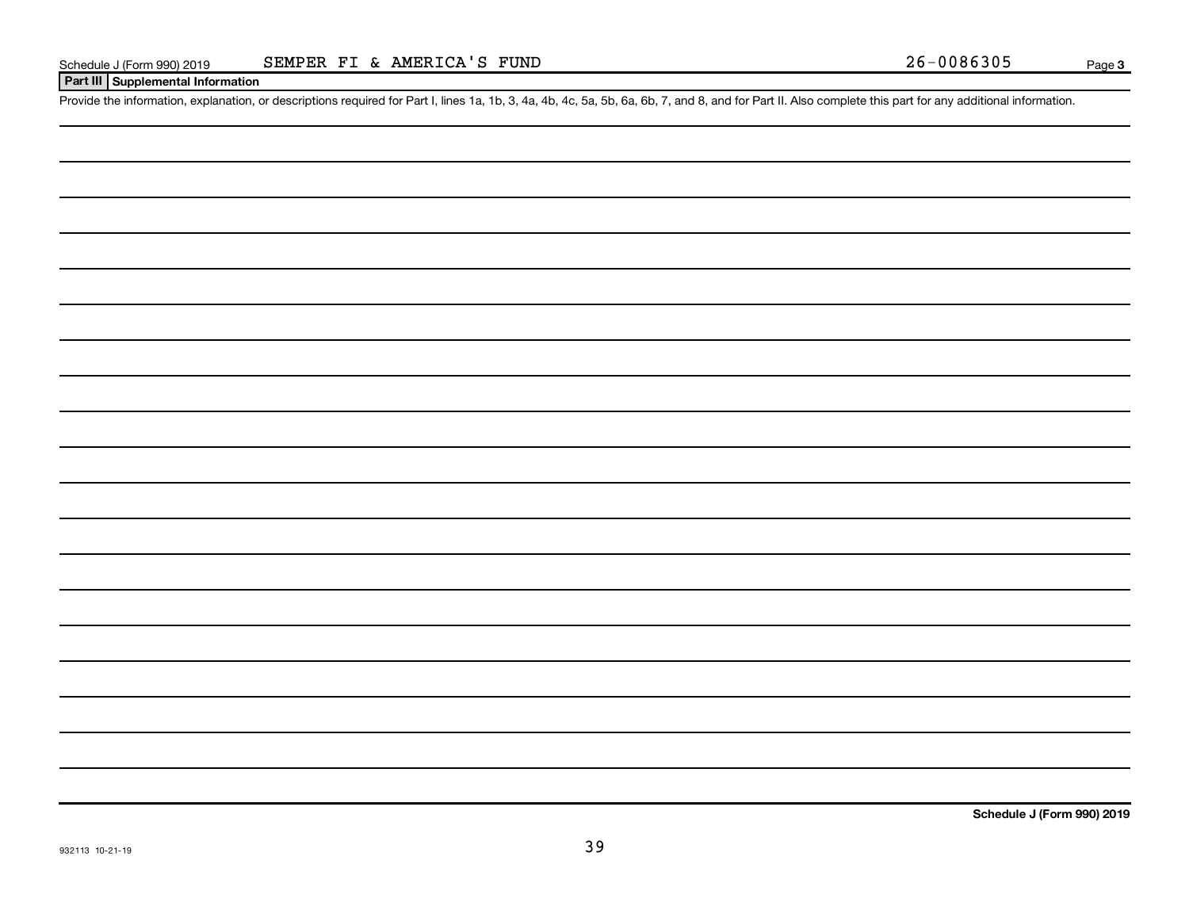Schedule J (Form 990) 2019 SEMPER FI & AMERICA'S FUND 26-0086305 Page 3

**Part III | Supplemental Information**

Provide the information, explanation, or descriptions required for Part I, lines 1a, 1b, 3, 4a, 4b, 4c, 5a, 5b, 6a, 6b, 7, and 8, and for Part II. Also complete this part for any additional information.

**Schedule J (Form 990) 2019**

932113 10-21-19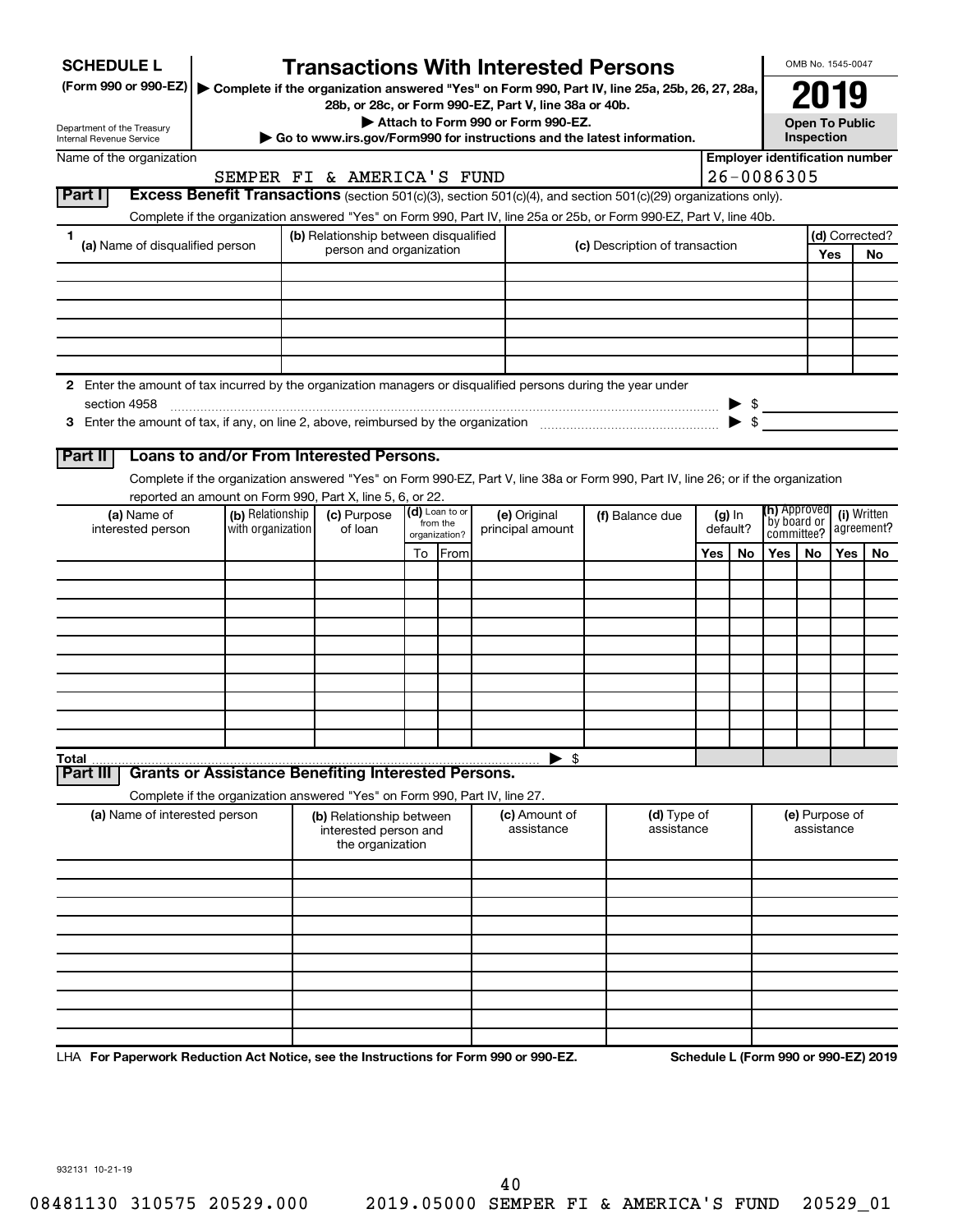**SCHEDULE L** (Form 990 or 990-EZ)

Department of the Treasury
Internal Revenue Service

# Transactions With Interested Persons

▶ Complete if the organization answered "Yes" on Form 990, Part IV, line 25a, 25b, 26, 27, 28a, 28b, or 28c, or Form 990-EZ, Part V, line 38a or 40b.
▶ Attach to Form 990 or Form 990-EZ.
▶ Go to www.irs.gov/Form990 for instructions and the latest information.

OMB No. 1545-0047

**2019**

**Open To Public Inspection**

Name of the organization: SEMPER FI & AMERICA'S FUND

Employer identification number: 26-0086305

## Part I Excess Benefit Transactions (section 501(c)(3), section 501(c)(4), and section 501(c)(29) organizations only).

Complete if the organization answered "Yes" on Form 990, Part IV, line 25a or 25b, or Form 990-EZ, Part V, line 40b.

| 1 (a) Name of disqualified person | (b) Relationship between disqualified person and organization | (c) Description of transaction | (d) Corrected? Yes | No |
|---|---|---|---|---|
| | | | | |
| | | | | |
| | | | | |
| | | | | |
| | | | | |
| | | | | |

2 Enter the amount of tax incurred by the organization managers or disqualified persons during the year under section 4958 ▶ $

3 Enter the amount of tax, if any, on line 2, above, reimbursed by the organization ▶ $

## Part II Loans to and/or From Interested Persons.

Complete if the organization answered "Yes" on Form 990-EZ, Part V, line 38a or Form 990, Part IV, line 26; or if the organization reported an amount on Form 990, Part X, line 5, 6, or 22.

| (a) Name of interested person | (b) Relationship with organization | (c) Purpose of loan | (d) Loan to or from the organization? To | From | (e) Original principal amount | (f) Balance due | (g) In default? Yes | No | (h) Approved by board or committee? Yes | No | (i) Written agreement? Yes | No |
|---|---|---|---|---|---|---|---|---|---|---|---|---|
| | | | | | | | | | | | | |
| | | | | | | | | | | | | |
| | | | | | | | | | | | | |
| | | | | | | | | | | | | |
| | | | | | | | | | | | | |
| | | | | | | | | | | | | |
| | | | | | | | | | | | | |
| | | | | | | | | | | | | |
| | | | | | | | | | | | | |
| | | | | | | | | | | | | |
| **Total** | | | | | | ▶ $ | | | | | | |

## Part III Grants or Assistance Benefiting Interested Persons.

Complete if the organization answered "Yes" on Form 990, Part IV, line 27.

| (a) Name of interested person | (b) Relationship between interested person and the organization | (c) Amount of assistance | (d) Type of assistance | (e) Purpose of assistance |
|---|---|---|---|---|
| | | | | |
| | | | | |
| | | | | |
| | | | | |
| | | | | |
| | | | | |
| | | | | |
| | | | | |
| | | | | |
| | | | | |

LHA **For Paperwork Reduction Act Notice, see the Instructions for Form 990 or 990-EZ.** **Schedule L (Form 990 or 990-EZ) 2019**

932131 10-21-19

08481130 310575 20529.000 2019.05000 SEMPER FI & AMERICA'S FUND 20529_01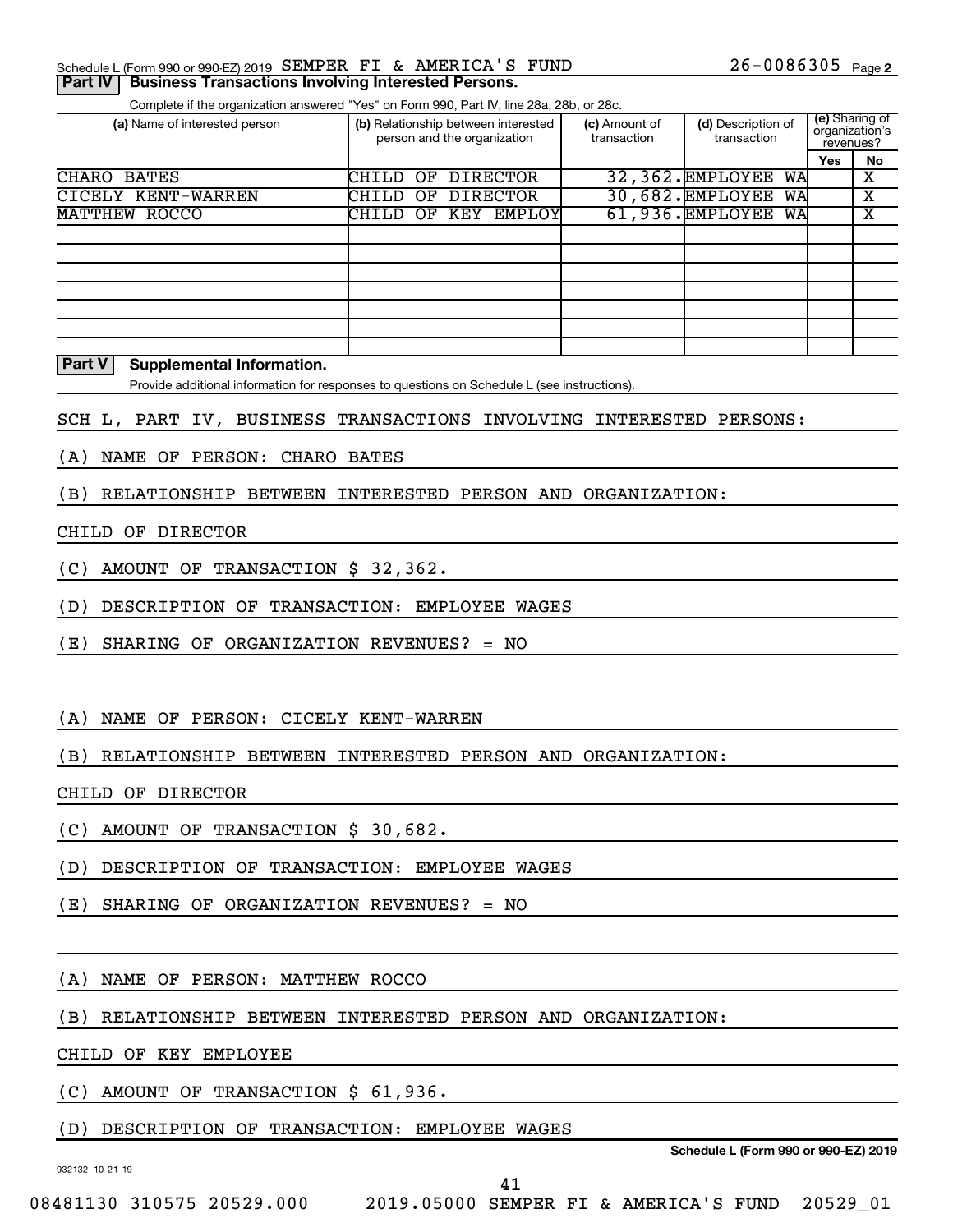Schedule L (Form 990 or 990-EZ) 2019 SEMPER FI & AMERICA'S FUND 26-0086305 Page 2

**Part IV | Business Transactions Involving Interested Persons.**

Complete if the organization answered "Yes" on Form 990, Part IV, line 28a, 28b, or 28c.

| (a) Name of interested person | (b) Relationship between interested person and the organization | (c) Amount of transaction | (d) Description of transaction | (e) Sharing of organization's revenues? Yes | No |
|---|---|---|---|---|---|
| CHARO BATES | CHILD OF DIRECTOR | 32,362. | EMPLOYEE WA | | X |
| CICELY KENT-WARREN | CHILD OF DIRECTOR | 30,682. | EMPLOYEE WA | | X |
| MATTHEW ROCCO | CHILD OF KEY EMPLOY | 61,936. | EMPLOYEE WA | | X |
| | | | | | |
| | | | | | |
| | | | | | |
| | | | | | |
| | | | | | |
| | | | | | |
| | | | | | |

**Part V | Supplemental Information.**

Provide additional information for responses to questions on Schedule L (see instructions).

SCH L, PART IV, BUSINESS TRANSACTIONS INVOLVING INTERESTED PERSONS:

(A) NAME OF PERSON: CHARO BATES

(B) RELATIONSHIP BETWEEN INTERESTED PERSON AND ORGANIZATION:

CHILD OF DIRECTOR

(C) AMOUNT OF TRANSACTION $ 32,362.

(D) DESCRIPTION OF TRANSACTION: EMPLOYEE WAGES

(E) SHARING OF ORGANIZATION REVENUES? = NO

(A) NAME OF PERSON: CICELY KENT-WARREN

(B) RELATIONSHIP BETWEEN INTERESTED PERSON AND ORGANIZATION:

CHILD OF DIRECTOR

(C) AMOUNT OF TRANSACTION $ 30,682.

(D) DESCRIPTION OF TRANSACTION: EMPLOYEE WAGES

(E) SHARING OF ORGANIZATION REVENUES? = NO

(A) NAME OF PERSON: MATTHEW ROCCO

(B) RELATIONSHIP BETWEEN INTERESTED PERSON AND ORGANIZATION:

CHILD OF KEY EMPLOYEE

(C) AMOUNT OF TRANSACTION $ 61,936.

(D) DESCRIPTION OF TRANSACTION: EMPLOYEE WAGES

Schedule L (Form 990 or 990-EZ) 2019

932132 10-21-19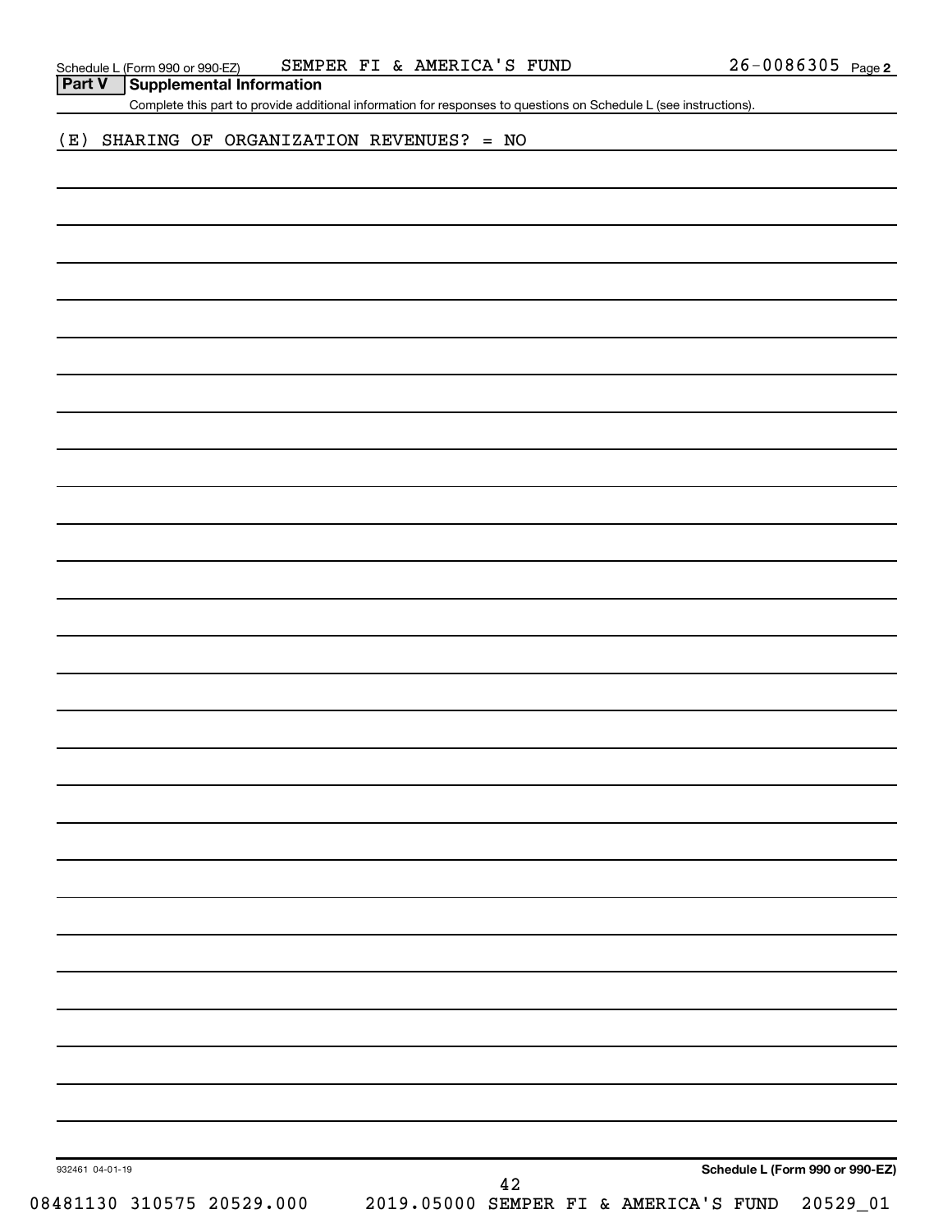Schedule L (Form 990 or 990-EZ) SEMPER FI & AMERICA'S FUND 26-0086305 Page 2

## Part V Supplemental Information

Complete this part to provide additional information for responses to questions on Schedule L (see instructions).

(E) SHARING OF ORGANIZATION REVENUES? = NO

932461 04-01-19

**Schedule L (Form 990 or 990-EZ)**

08481130 310575 20529.000 2019.05000 SEMPER FI & AMERICA'S FUND 20529_01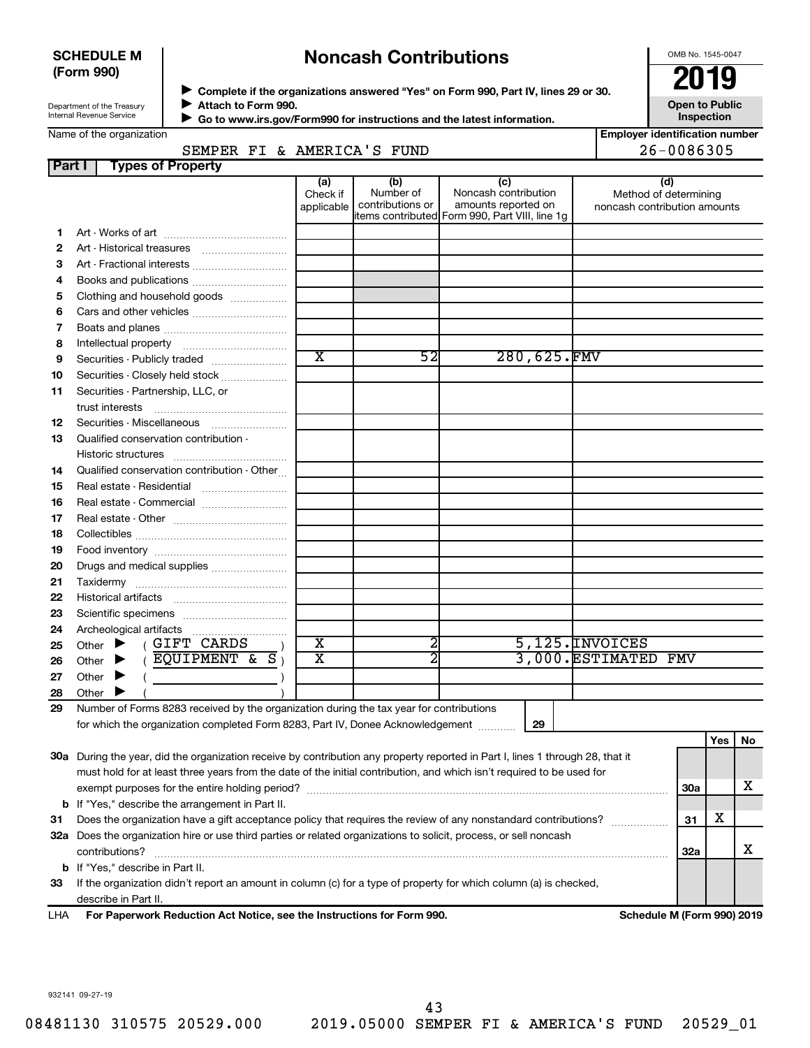**SCHEDULE M (Form 990)**

Department of the Treasury
Internal Revenue Service

# Noncash Contributions

▶ Complete if the organizations answered "Yes" on Form 990, Part IV, lines 29 or 30.
▶ Attach to Form 990.
▶ Go to www.irs.gov/Form990 for instructions and the latest information.

OMB No. 1545-0047

**2019**

**Open to Public Inspection**

Name of the organization: SEMPER FI & AMERICA'S FUND

Employer identification number: 26-0086305

## Part I Types of Property

| | | (a) Check if applicable | (b) Number of contributions or items contributed | (c) Noncash contribution amounts reported on Form 990, Part VIII, line 1g | (d) Method of determining noncash contribution amounts |
|---|---|---|---|---|---|
| 1 | Art - Works of art | | | | |
| 2 | Art - Historical treasures | | | | |
| 3 | Art - Fractional interests | | | | |
| 4 | Books and publications | | | | |
| 5 | Clothing and household goods | | | | |
| 6 | Cars and other vehicles | | | | |
| 7 | Boats and planes | | | | |
| 8 | Intellectual property | | | | |
| 9 | Securities - Publicly traded | X | 52 | 280,625. | FMV |
| 10 | Securities - Closely held stock | | | | |
| 11 | Securities - Partnership, LLC, or trust interests | | | | |
| 12 | Securities - Miscellaneous | | | | |
| 13 | Qualified conservation contribution - Historic structures | | | | |
| 14 | Qualified conservation contribution - Other | | | | |
| 15 | Real estate - Residential | | | | |
| 16 | Real estate - Commercial | | | | |
| 17 | Real estate - Other | | | | |
| 18 | Collectibles | | | | |
| 19 | Food inventory | | | | |
| 20 | Drugs and medical supplies | | | | |
| 21 | Taxidermy | | | | |
| 22 | Historical artifacts | | | | |
| 23 | Scientific specimens | | | | |
| 24 | Archeological artifacts | | | | |
| 25 | Other ▶ ( GIFT CARDS ) | X | 2 | 5,125. | INVOICES |
| 26 | Other ▶ ( EQUIPMENT & S ) | X | 2 | 3,000. | ESTIMATED FMV |
| 27 | Other ▶ ( ) | | | | |
| 28 | Other ▶ ( ) | | | | |

29 Number of Forms 8283 received by the organization during the tax year for contributions for which the organization completed Form 8283, Part IV, Donee Acknowledgement ..... 29

| | | | Yes | No |
|---|---|---|---|---|
| 30a | During the year, did the organization receive by contribution any property reported in Part I, lines 1 through 28, that it must hold for at least three years from the date of the initial contribution, and which isn't required to be used for exempt purposes for the entire holding period? | 30a | | X |
| b | If "Yes," describe the arrangement in Part II. | | | |
| 31 | Does the organization have a gift acceptance policy that requires the review of any nonstandard contributions? | 31 | X | |
| 32a | Does the organization hire or use third parties or related organizations to solicit, process, or sell noncash contributions? | 32a | | X |
| b | If "Yes," describe in Part II. | | | |
| 33 | If the organization didn't report an amount in column (c) for a type of property for which column (a) is checked, describe in Part II. | | | |

LHA For Paperwork Reduction Act Notice, see the Instructions for Form 990. Schedule M (Form 990) 2019

932141 09-27-19

08481130 310575 20529.000 2019.05000 SEMPER FI & AMERICA'S FUND 20529_01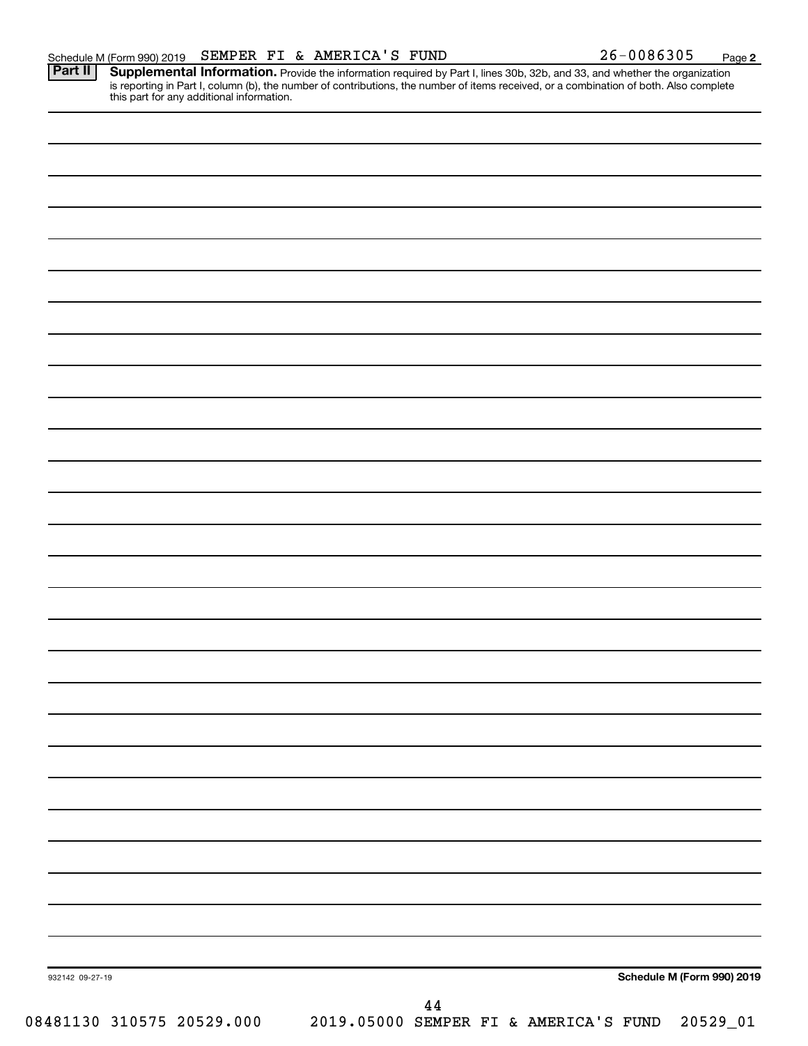Schedule M (Form 990) 2019 SEMPER FI & AMERICA'S FUND 26-0086305

**Part II** **Supplemental Information.** Provide the information required by Part I, lines 30b, 32b, and 33, and whether the organization is reporting in Part I, column (b), the number of contributions, the number of items received, or a combination of both. Also complete this part for any additional information.

932142 09-27-19 **Schedule M (Form 990) 2019**

08481130 310575 20529.000 2019.05000 SEMPER FI & AMERICA'S FUND 20529_01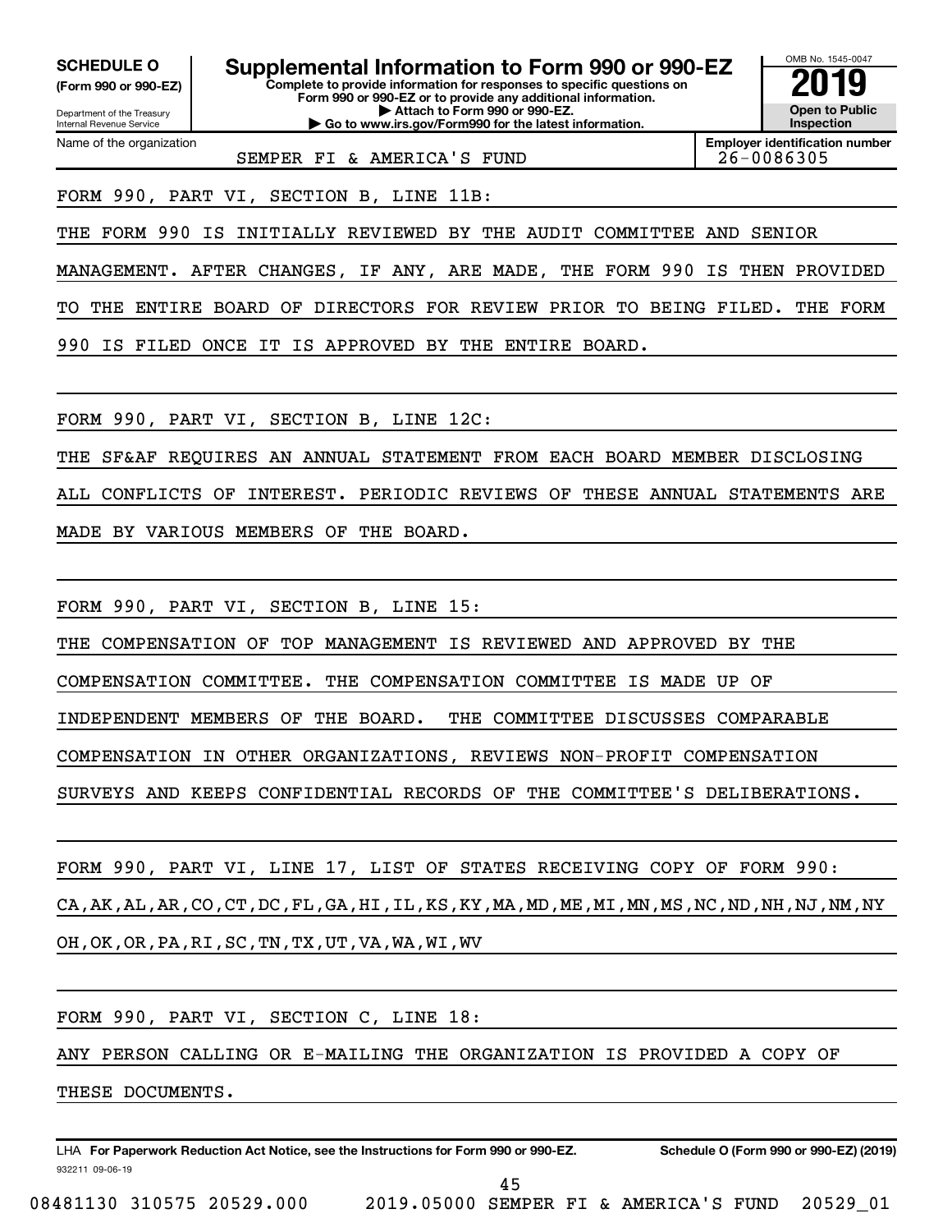**SCHEDULE O**
**(Form 990 or 990-EZ)**

Department of the Treasury
Internal Revenue Service

# Supplemental Information to Form 990 or 990-EZ

**Complete to provide information for responses to specific questions on Form 990 or 990-EZ or to provide any additional information.**
**▶ Attach to Form 990 or 990-EZ.**
**▶ Go to www.irs.gov/Form990 for the latest information.**

OMB No. 1545-0047

**2019**

**Open to Public Inspection**

| Name of the organization | Employer identification number |
|---|---|
| SEMPER FI & AMERICA'S FUND | 26-0086305 |

FORM 990, PART VI, SECTION B, LINE 11B:

THE FORM 990 IS INITIALLY REVIEWED BY THE AUDIT COMMITTEE AND SENIOR MANAGEMENT. AFTER CHANGES, IF ANY, ARE MADE, THE FORM 990 IS THEN PROVIDED TO THE ENTIRE BOARD OF DIRECTORS FOR REVIEW PRIOR TO BEING FILED. THE FORM 990 IS FILED ONCE IT IS APPROVED BY THE ENTIRE BOARD.

FORM 990, PART VI, SECTION B, LINE 12C:

THE SF&AF REQUIRES AN ANNUAL STATEMENT FROM EACH BOARD MEMBER DISCLOSING ALL CONFLICTS OF INTEREST. PERIODIC REVIEWS OF THESE ANNUAL STATEMENTS ARE MADE BY VARIOUS MEMBERS OF THE BOARD.

FORM 990, PART VI, SECTION B, LINE 15:

THE COMPENSATION OF TOP MANAGEMENT IS REVIEWED AND APPROVED BY THE COMPENSATION COMMITTEE. THE COMPENSATION COMMITTEE IS MADE UP OF INDEPENDENT MEMBERS OF THE BOARD. THE COMMITTEE DISCUSSES COMPARABLE COMPENSATION IN OTHER ORGANIZATIONS, REVIEWS NON-PROFIT COMPENSATION SURVEYS AND KEEPS CONFIDENTIAL RECORDS OF THE COMMITTEE'S DELIBERATIONS.

FORM 990, PART VI, LINE 17, LIST OF STATES RECEIVING COPY OF FORM 990:

CA,AK,AL,AR,CO,CT,DC,FL,GA,HI,IL,KS,KY,MA,MD,ME,MI,MN,MS,NC,ND,NH,NJ,NM,NY OH,OK,OR,PA,RI,SC,TN,TX,UT,VA,WA,WI,WV

FORM 990, PART VI, SECTION C, LINE 18:

ANY PERSON CALLING OR E-MAILING THE ORGANIZATION IS PROVIDED A COPY OF THESE DOCUMENTS.

LHA **For Paperwork Reduction Act Notice, see the Instructions for Form 990 or 990-EZ.** **Schedule O (Form 990 or 990-EZ) (2019)**

932211 09-06-19

08481130 310575 20529.000 2019.05000 SEMPER FI & AMERICA'S FUND 20529_01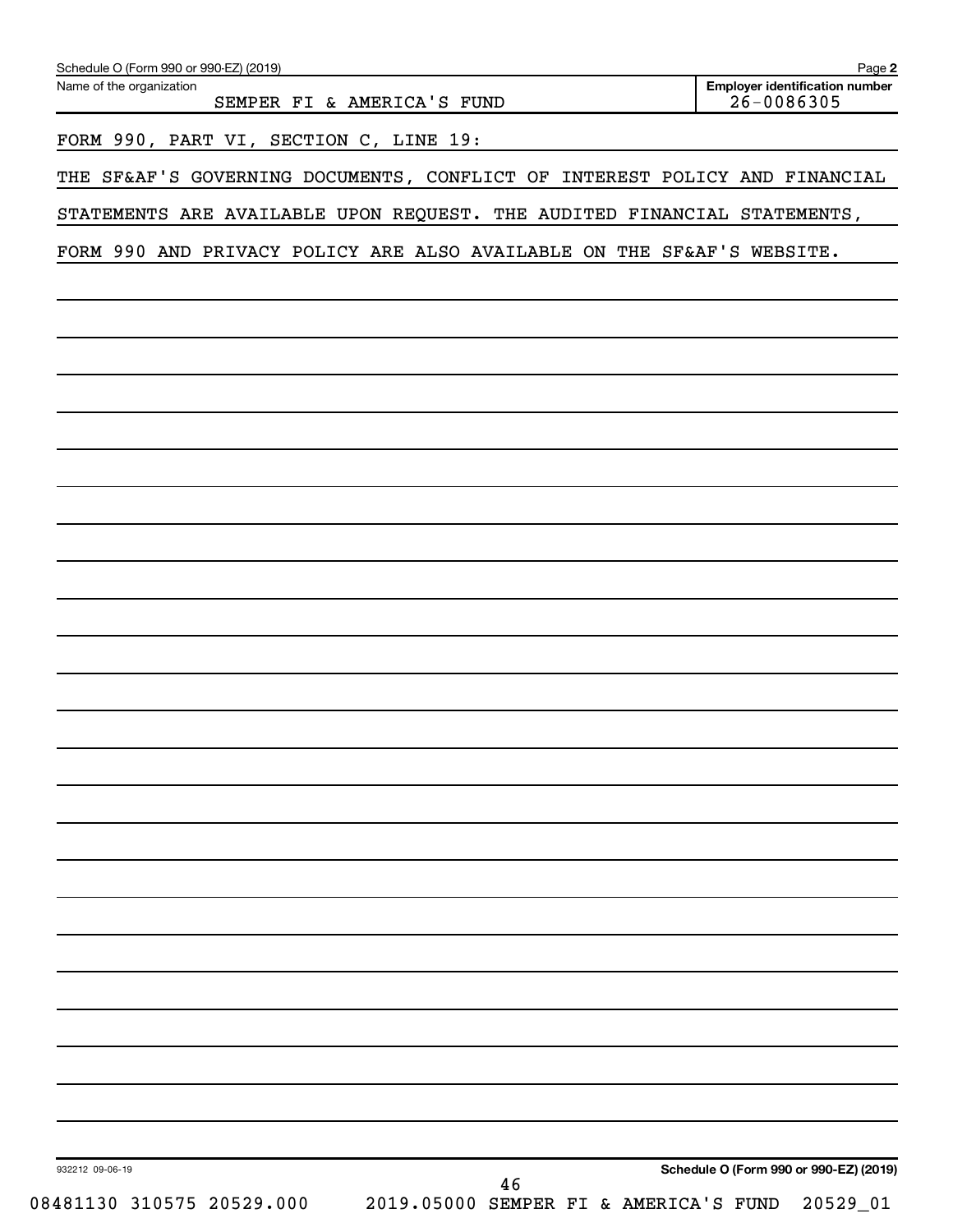Schedule O (Form 990 or 990-EZ) (2019)

Name of the organization: SEMPER FI & AMERICA'S FUND

Employer identification number: 26-0086305

FORM 990, PART VI, SECTION C, LINE 19:

THE SF&AF'S GOVERNING DOCUMENTS, CONFLICT OF INTEREST POLICY AND FINANCIAL STATEMENTS ARE AVAILABLE UPON REQUEST. THE AUDITED FINANCIAL STATEMENTS, FORM 990 AND PRIVACY POLICY ARE ALSO AVAILABLE ON THE SF&AF'S WEBSITE.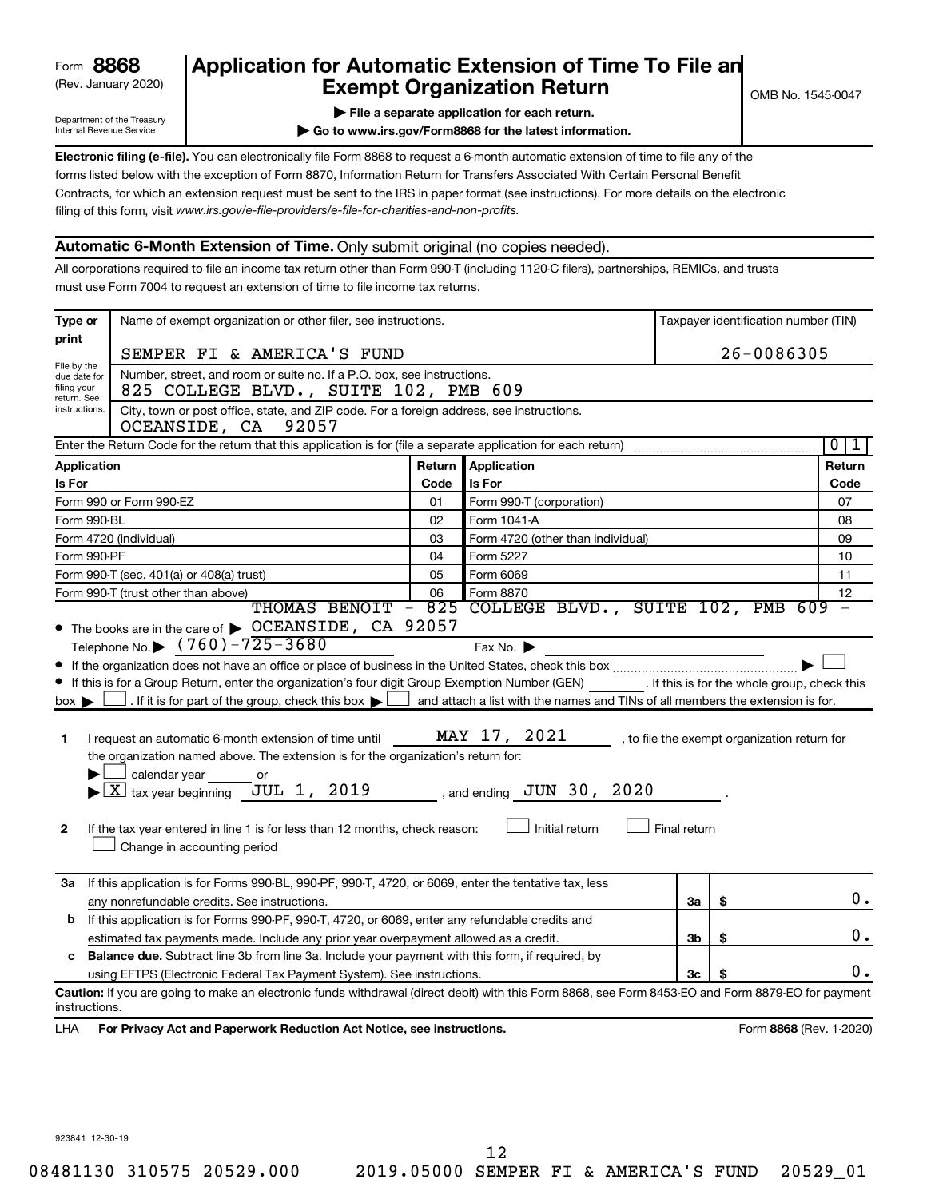Form **8868** (Rev. January 2020)

Department of the Treasury
Internal Revenue Service

# Application for Automatic Extension of Time To File an Exempt Organization Return

OMB No. 1545-0047

▶ **File a separate application for each return.**

▶ **Go to www.irs.gov/Form8868 for the latest information.**

**Electronic filing (e-file).** You can electronically file Form 8868 to request a 6-month automatic extension of time to file any of the forms listed below with the exception of Form 8870, Information Return for Transfers Associated With Certain Personal Benefit Contracts, for which an extension request must be sent to the IRS in paper format (see instructions). For more details on the electronic filing of this form, visit *www.irs.gov/e-file-providers/e-file-for-charities-and-non-profits.*

## Automatic 6-Month Extension of Time. Only submit original (no copies needed).

All corporations required to file an income tax return other than Form 990-T (including 1120-C filers), partnerships, REMICs, and trusts must use Form 7004 to request an extension of time to file income tax returns.

**Type or print** — File by the due date for filing your return. See instructions.

Name of exempt organization or other filer, see instructions.: SEMPER FI & AMERICA'S FUND

Taxpayer identification number (TIN): 26-0086305

Number, street, and room or suite no. If a P.O. box, see instructions.: 825 COLLEGE BLVD., SUITE 102, PMB 609

City, town or post office, state, and ZIP code. For a foreign address, see instructions.: OCEANSIDE, CA 92057

Enter the Return Code for the return that this application is for (file a separate application for each return): 0 1

| Application Is For | Return Code | Application Is For | Return Code |
|---|---|---|---|
| Form 990 or Form 990-EZ | 01 | Form 990-T (corporation) | 07 |
| Form 990-BL | 02 | Form 1041-A | 08 |
| Form 4720 (individual) | 03 | Form 4720 (other than individual) | 09 |
| Form 990-PF | 04 | Form 5227 | 10 |
| Form 990-T (sec. 401(a) or 408(a) trust) | 05 | Form 6069 | 11 |
| Form 990-T (trust other than above) | 06 | Form 8870 | 12 |

- The books are in the care of ▶ THOMAS BENOIT - 825 COLLEGE BLVD., SUITE 102, PMB 609 - OCEANSIDE, CA 92057

  Telephone No. ▶ (760)-725-3680    Fax No. ▶

- If the organization does not have an office or place of business in the United States, check this box ▶ ☐
- If this is for a Group Return, enter the organization's four digit Group Exemption Number (GEN) ______. If this is for the whole group, check this box ▶ ☐. If it is for part of the group, check this box ▶ ☐ and attach a list with the names and TINs of all members the extension is for.

**1** I request an automatic 6-month extension of time until MAY 17, 2021, to file the exempt organization return for the organization named above. The extension is for the organization's return for:

▶ ☐ calendar year ______ or

▶ ☒ tax year beginning JUL 1, 2019, and ending JUN 30, 2020.

**2** If the tax year entered in line 1 is for less than 12 months, check reason: ☐ Initial return ☐ Final return ☐ Change in accounting period

| | | | |
|---|---|---|---|
| **3a** | If this application is for Forms 990-BL, 990-PF, 990-T, 4720, or 6069, enter the tentative tax, less any nonrefundable credits. See instructions. | 3a | $ 0. |
| **b** | If this application is for Forms 990-PF, 990-T, 4720, or 6069, enter any refundable credits and estimated tax payments made. Include any prior year overpayment allowed as a credit. | 3b | $ 0. |
| **c** | **Balance due.** Subtract line 3b from line 3a. Include your payment with this form, if required, by using EFTPS (Electronic Federal Tax Payment System). See instructions. | 3c | $ 0. |

**Caution:** If you are going to make an electronic funds withdrawal (direct debit) with this Form 8868, see Form 8453-EO and Form 8879-EO for payment instructions.

LHA **For Privacy Act and Paperwork Reduction Act Notice, see instructions.** Form **8868** (Rev. 1-2020)

923841 12-30-19

08481130 310575 20529.000 2019.05000 SEMPER FI & AMERICA'S FUND 20529_01